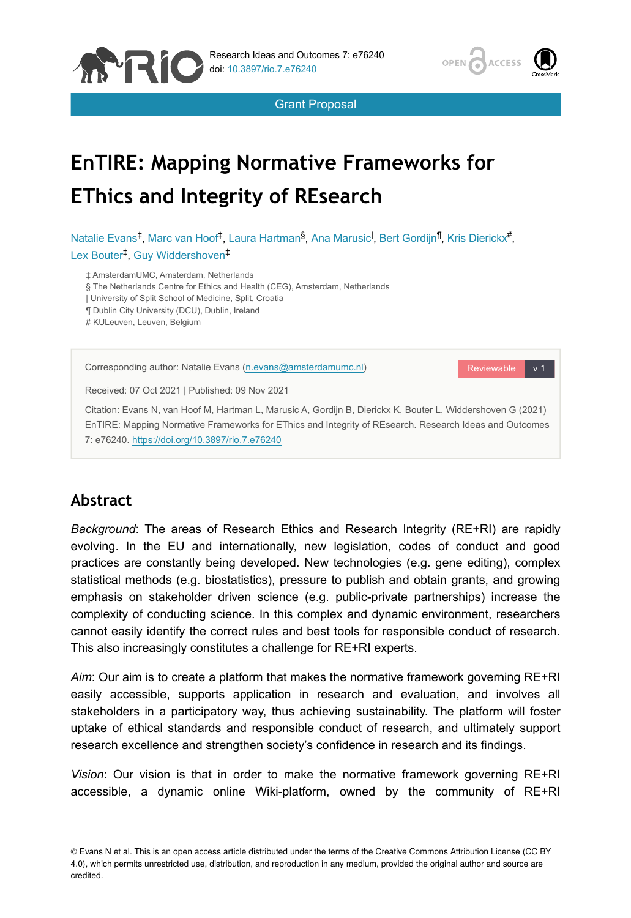Grant Proposal

# EnTIRE: Mapping Normative Frameworks for EThics and Integrity of REsearch

Natalie Evans[‡], Marc van Hoof[‡], Laura Hartman[§], Ana Marusic[|], Bert Gordijn[¶], Kris Dierickx[#], Lex Bouter[‡], Guy Widdershoven[‡]

‡ AmsterdamUMC, Amsterdam, Netherlands
§ The Netherlands Centre for Ethics and Health (CEG), Amsterdam, Netherlands
| University of Split School of Medicine, Split, Croatia
¶ Dublin City University (DCU), Dublin, Ireland
# KULeuven, Leuven, Belgium

Corresponding author: Natalie Evans (n.evans@amsterdamumc.nl)

Reviewable v 1

Received: 07 Oct 2021 | Published: 09 Nov 2021

Citation: Evans N, van Hoof M, Hartman L, Marusic A, Gordijn B, Dierickx K, Bouter L, Widdershoven G (2021) EnTIRE: Mapping Normative Frameworks for EThics and Integrity of REsearch. Research Ideas and Outcomes 7: e76240. https://doi.org/10.3897/rio.7.e76240

## Abstract

*Background*: The areas of Research Ethics and Research Integrity (RE+RI) are rapidly evolving. In the EU and internationally, new legislation, codes of conduct and good practices are constantly being developed. New technologies (e.g. gene editing), complex statistical methods (e.g. biostatistics), pressure to publish and obtain grants, and growing emphasis on stakeholder driven science (e.g. public-private partnerships) increase the complexity of conducting science. In this complex and dynamic environment, researchers cannot easily identify the correct rules and best tools for responsible conduct of research. This also increasingly constitutes a challenge for RE+RI experts.

*Aim*: Our aim is to create a platform that makes the normative framework governing RE+RI easily accessible, supports application in research and evaluation, and involves all stakeholders in a participatory way, thus achieving sustainability. The platform will foster uptake of ethical standards and responsible conduct of research, and ultimately support research excellence and strengthen society's confidence in research and its findings.

*Vision*: Our vision is that in order to make the normative framework governing RE+RI accessible, a dynamic online Wiki-platform, owned by the community of RE+RI

© Evans N et al. This is an open access article distributed under the terms of the Creative Commons Attribution License (CC BY 4.0), which permits unrestricted use, distribution, and reproduction in any medium, provided the original author and source are credited.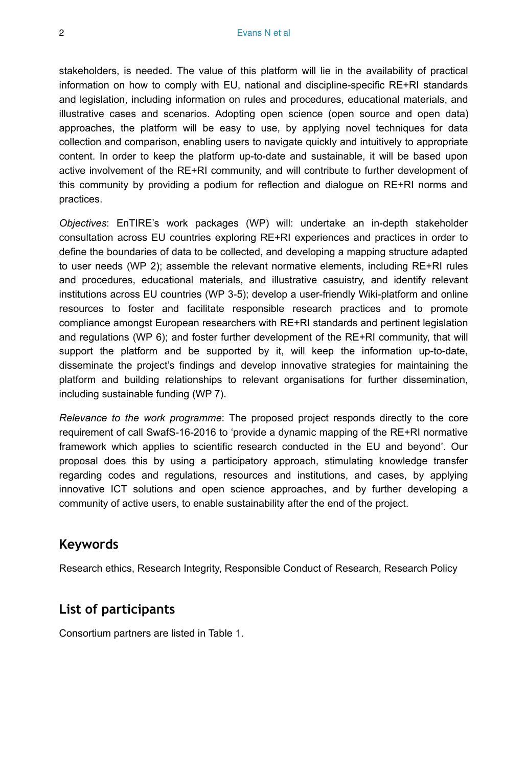stakeholders, is needed. The value of this platform will lie in the availability of practical information on how to comply with EU, national and discipline-specific RE+RI standards and legislation, including information on rules and procedures, educational materials, and illustrative cases and scenarios. Adopting open science (open source and open data) approaches, the platform will be easy to use, by applying novel techniques for data collection and comparison, enabling users to navigate quickly and intuitively to appropriate content. In order to keep the platform up-to-date and sustainable, it will be based upon active involvement of the RE+RI community, and will contribute to further development of this community by providing a podium for reflection and dialogue on RE+RI norms and practices.

*Objectives*: EnTIRE's work packages (WP) will: undertake an in-depth stakeholder consultation across EU countries exploring RE+RI experiences and practices in order to define the boundaries of data to be collected, and developing a mapping structure adapted to user needs (WP 2); assemble the relevant normative elements, including RE+RI rules and procedures, educational materials, and illustrative casuistry, and identify relevant institutions across EU countries (WP 3-5); develop a user-friendly Wiki-platform and online resources to foster and facilitate responsible research practices and to promote compliance amongst European researchers with RE+RI standards and pertinent legislation and regulations (WP 6); and foster further development of the RE+RI community, that will support the platform and be supported by it, will keep the information up-to-date, disseminate the project's findings and develop innovative strategies for maintaining the platform and building relationships to relevant organisations for further dissemination, including sustainable funding (WP 7).

*Relevance to the work programme*: The proposed project responds directly to the core requirement of call SwafS-16-2016 to 'provide a dynamic mapping of the RE+RI normative framework which applies to scientific research conducted in the EU and beyond'. Our proposal does this by using a participatory approach, stimulating knowledge transfer regarding codes and regulations, resources and institutions, and cases, by applying innovative ICT solutions and open science approaches, and by further developing a community of active users, to enable sustainability after the end of the project.

## Keywords

Research ethics, Research Integrity, Responsible Conduct of Research, Research Policy

## List of participants

Consortium partners are listed in Table 1.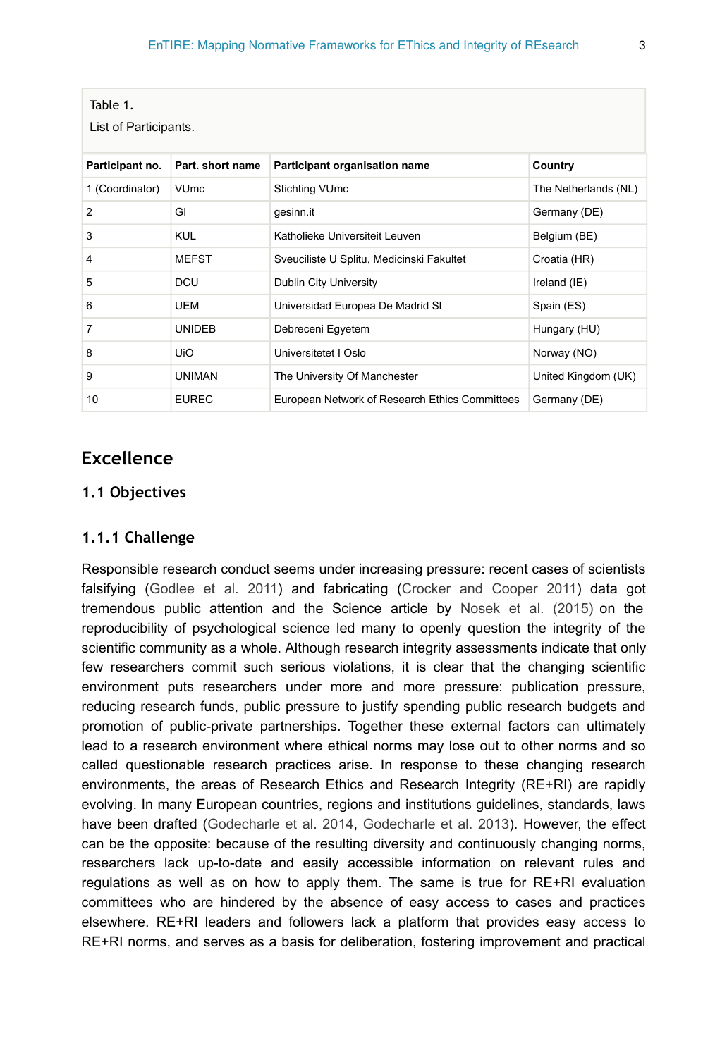Table 1.

List of Participants.

| Participant no. | Part. short name | Participant organisation name | Country |
|---|---|---|---|
| 1 (Coordinator) | VUmc | Stichting VUmc | The Netherlands (NL) |
| 2 | GI | gesinn.it | Germany (DE) |
| 3 | KUL | Katholieke Universiteit Leuven | Belgium (BE) |
| 4 | MEFST | Sveuciliste U Splitu, Medicinski Fakultet | Croatia (HR) |
| 5 | DCU | Dublin City University | Ireland (IE) |
| 6 | UEM | Universidad Europea De Madrid Sl | Spain (ES) |
| 7 | UNIDEB | Debreceni Egyetem | Hungary (HU) |
| 8 | UiO | Universitetet I Oslo | Norway (NO) |
| 9 | UNIMAN | The University Of Manchester | United Kingdom (UK) |
| 10 | EUREC | European Network of Research Ethics Committees | Germany (DE) |

## Excellence

### 1.1 Objectives

#### 1.1.1 Challenge

Responsible research conduct seems under increasing pressure: recent cases of scientists falsifying (Godlee et al. 2011) and fabricating (Crocker and Cooper 2011) data got tremendous public attention and the Science article by Nosek et al. (2015) on the reproducibility of psychological science led many to openly question the integrity of the scientific community as a whole. Although research integrity assessments indicate that only few researchers commit such serious violations, it is clear that the changing scientific environment puts researchers under more and more pressure: publication pressure, reducing research funds, public pressure to justify spending public research budgets and promotion of public-private partnerships. Together these external factors can ultimately lead to a research environment where ethical norms may lose out to other norms and so called questionable research practices arise. In response to these changing research environments, the areas of Research Ethics and Research Integrity (RE+RI) are rapidly evolving. In many European countries, regions and institutions guidelines, standards, laws have been drafted (Godecharle et al. 2014, Godecharle et al. 2013). However, the effect can be the opposite: because of the resulting diversity and continuously changing norms, researchers lack up-to-date and easily accessible information on relevant rules and regulations as well as on how to apply them. The same is true for RE+RI evaluation committees who are hindered by the absence of easy access to cases and practices elsewhere. RE+RI leaders and followers lack a platform that provides easy access to RE+RI norms, and serves as a basis for deliberation, fostering improvement and practical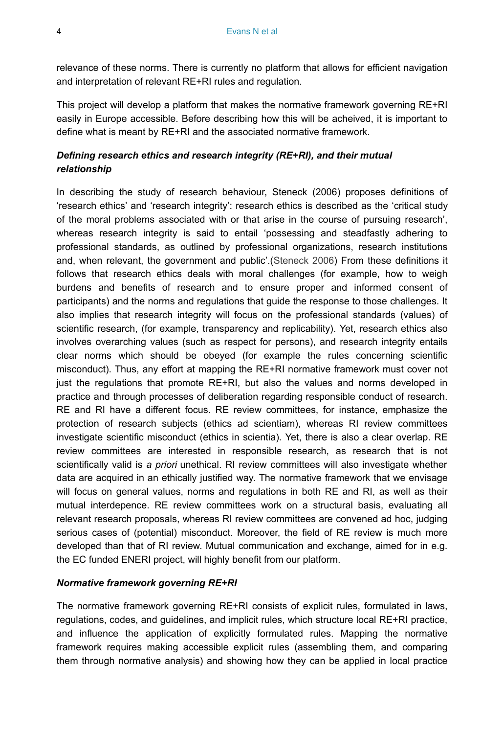relevance of these norms. There is currently no platform that allows for efficient navigation and interpretation of relevant RE+RI rules and regulation.

This project will develop a platform that makes the normative framework governing RE+RI easily in Europe accessible. Before describing how this will be acheived, it is important to define what is meant by RE+RI and the associated normative framework.

### *Defining research ethics and research integrity (RE+RI), and their mutual relationship*

In describing the study of research behaviour, Steneck (2006) proposes definitions of 'research ethics' and 'research integrity': research ethics is described as the 'critical study of the moral problems associated with or that arise in the course of pursuing research', whereas research integrity is said to entail 'possessing and steadfastly adhering to professional standards, as outlined by professional organizations, research institutions and, when relevant, the government and public'.(Steneck 2006) From these definitions it follows that research ethics deals with moral challenges (for example, how to weigh burdens and benefits of research and to ensure proper and informed consent of participants) and the norms and regulations that guide the response to those challenges. It also implies that research integrity will focus on the professional standards (values) of scientific research, (for example, transparency and replicability). Yet, research ethics also involves overarching values (such as respect for persons), and research integrity entails clear norms which should be obeyed (for example the rules concerning scientific misconduct). Thus, any effort at mapping the RE+RI normative framework must cover not just the regulations that promote RE+RI, but also the values and norms developed in practice and through processes of deliberation regarding responsible conduct of research. RE and RI have a different focus. RE review committees, for instance, emphasize the protection of research subjects (ethics ad scientiam), whereas RI review committees investigate scientific misconduct (ethics in scientia). Yet, there is also a clear overlap. RE review committees are interested in responsible research, as research that is not scientifically valid is *a priori* unethical. RI review committees will also investigate whether data are acquired in an ethically justified way. The normative framework that we envisage will focus on general values, norms and regulations in both RE and RI, as well as their mutual interdepence. RE review committees work on a structural basis, evaluating all relevant research proposals, whereas RI review committees are convened ad hoc, judging serious cases of (potential) misconduct. Moreover, the field of RE review is much more developed than that of RI review. Mutual communication and exchange, aimed for in e.g. the EC funded ENERI project, will highly benefit from our platform.

### *Normative framework governing RE+RI*

The normative framework governing RE+RI consists of explicit rules, formulated in laws, regulations, codes, and guidelines, and implicit rules, which structure local RE+RI practice, and influence the application of explicitly formulated rules. Mapping the normative framework requires making accessible explicit rules (assembling them, and comparing them through normative analysis) and showing how they can be applied in local practice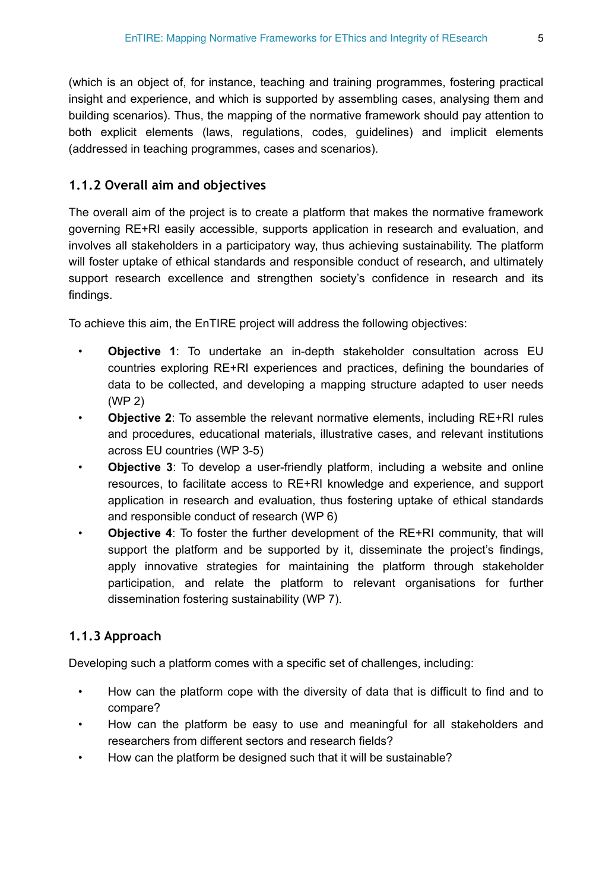(which is an object of, for instance, teaching and training programmes, fostering practical insight and experience, and which is supported by assembling cases, analysing them and building scenarios). Thus, the mapping of the normative framework should pay attention to both explicit elements (laws, regulations, codes, guidelines) and implicit elements (addressed in teaching programmes, cases and scenarios).

### 1.1.2 Overall aim and objectives

The overall aim of the project is to create a platform that makes the normative framework governing RE+RI easily accessible, supports application in research and evaluation, and involves all stakeholders in a participatory way, thus achieving sustainability. The platform will foster uptake of ethical standards and responsible conduct of research, and ultimately support research excellence and strengthen society's confidence in research and its findings.

To achieve this aim, the EnTIRE project will address the following objectives:

- **Objective 1**: To undertake an in-depth stakeholder consultation across EU countries exploring RE+RI experiences and practices, defining the boundaries of data to be collected, and developing a mapping structure adapted to user needs (WP 2)
- **Objective 2**: To assemble the relevant normative elements, including RE+RI rules and procedures, educational materials, illustrative cases, and relevant institutions across EU countries (WP 3-5)
- **Objective 3**: To develop a user-friendly platform, including a website and online resources, to facilitate access to RE+RI knowledge and experience, and support application in research and evaluation, thus fostering uptake of ethical standards and responsible conduct of research (WP 6)
- **Objective 4**: To foster the further development of the RE+RI community, that will support the platform and be supported by it, disseminate the project's findings, apply innovative strategies for maintaining the platform through stakeholder participation, and relate the platform to relevant organisations for further dissemination fostering sustainability (WP 7).

### 1.1.3 Approach

Developing such a platform comes with a specific set of challenges, including:

- How can the platform cope with the diversity of data that is difficult to find and to compare?
- How can the platform be easy to use and meaningful for all stakeholders and researchers from different sectors and research fields?
- How can the platform be designed such that it will be sustainable?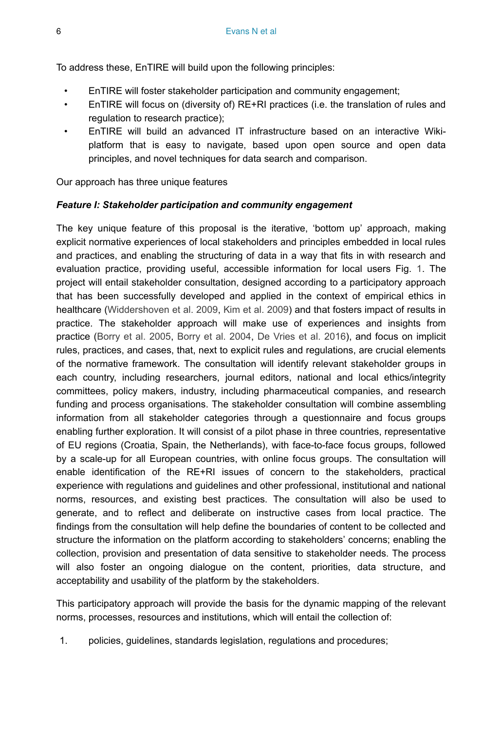To address these, EnTIRE will build upon the following principles:

- EnTIRE will foster stakeholder participation and community engagement;
- EnTIRE will focus on (diversity of) RE+RI practices (i.e. the translation of rules and regulation to research practice);
- EnTIRE will build an advanced IT infrastructure based on an interactive Wiki-platform that is easy to navigate, based upon open source and open data principles, and novel techniques for data search and comparison.

Our approach has three unique features

***Feature I: Stakeholder participation and community engagement***

The key unique feature of this proposal is the iterative, 'bottom up' approach, making explicit normative experiences of local stakeholders and principles embedded in local rules and practices, and enabling the structuring of data in a way that fits in with research and evaluation practice, providing useful, accessible information for local users Fig. 1. The project will entail stakeholder consultation, designed according to a participatory approach that has been successfully developed and applied in the context of empirical ethics in healthcare (Widdershoven et al. 2009, Kim et al. 2009) and that fosters impact of results in practice. The stakeholder approach will make use of experiences and insights from practice (Borry et al. 2005, Borry et al. 2004, De Vries et al. 2016), and focus on implicit rules, practices, and cases, that, next to explicit rules and regulations, are crucial elements of the normative framework. The consultation will identify relevant stakeholder groups in each country, including researchers, journal editors, national and local ethics/integrity committees, policy makers, industry, including pharmaceutical companies, and research funding and process organisations. The stakeholder consultation will combine assembling information from all stakeholder categories through a questionnaire and focus groups enabling further exploration. It will consist of a pilot phase in three countries, representative of EU regions (Croatia, Spain, the Netherlands), with face-to-face focus groups, followed by a scale-up for all European countries, with online focus groups. The consultation will enable identification of the RE+RI issues of concern to the stakeholders, practical experience with regulations and guidelines and other professional, institutional and national norms, resources, and existing best practices. The consultation will also be used to generate, and to reflect and deliberate on instructive cases from local practice. The findings from the consultation will help define the boundaries of content to be collected and structure the information on the platform according to stakeholders' concerns; enabling the collection, provision and presentation of data sensitive to stakeholder needs. The process will also foster an ongoing dialogue on the content, priorities, data structure, and acceptability and usability of the platform by the stakeholders.

This participatory approach will provide the basis for the dynamic mapping of the relevant norms, processes, resources and institutions, which will entail the collection of:

1. policies, guidelines, standards legislation, regulations and procedures;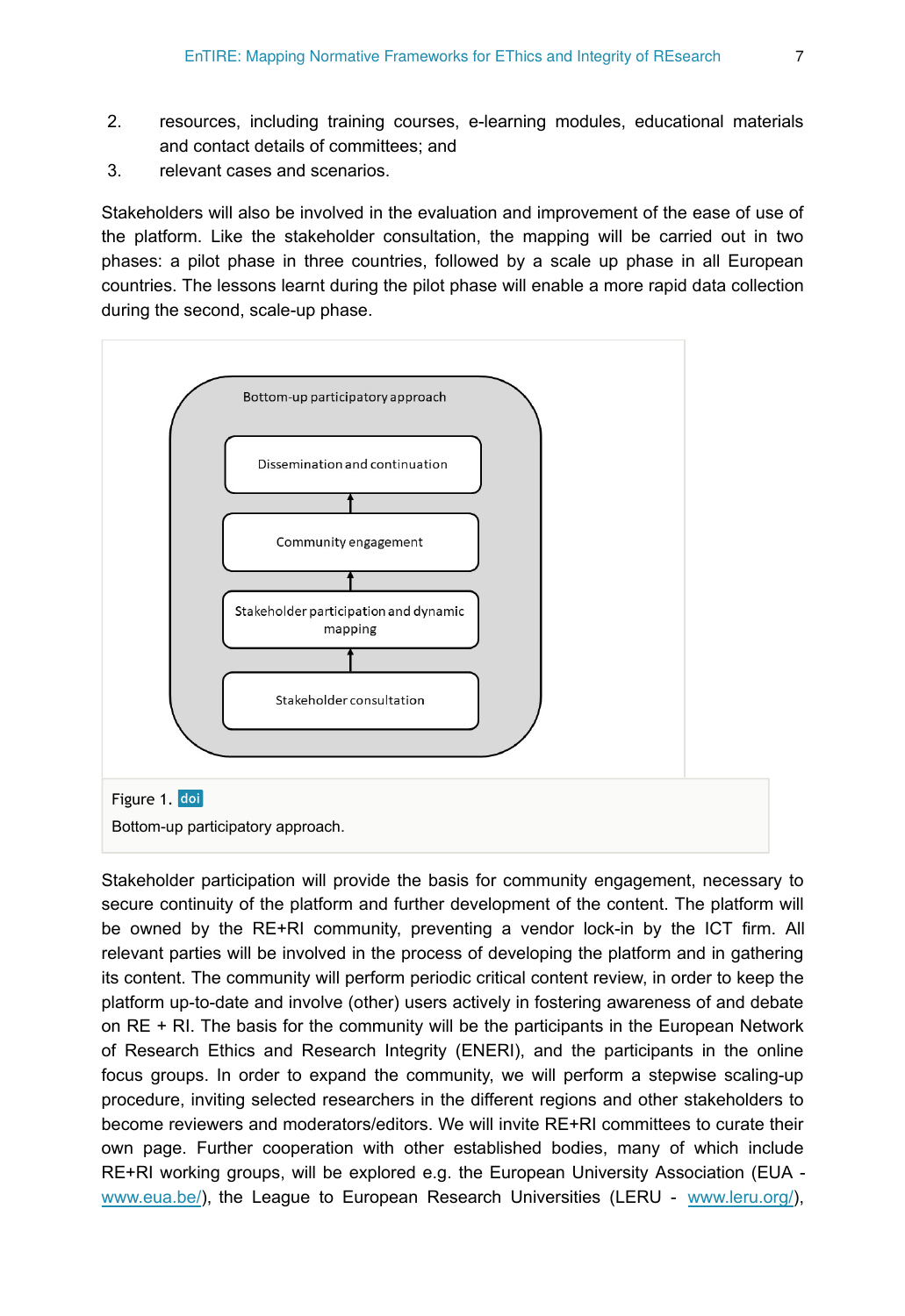2. resources, including training courses, e-learning modules, educational materials and contact details of committees; and
3. relevant cases and scenarios.

Stakeholders will also be involved in the evaluation and improvement of the ease of use of the platform. Like the stakeholder consultation, the mapping will be carried out in two phases: a pilot phase in three countries, followed by a scale up phase in all European countries. The lessons learnt during the pilot phase will enable a more rapid data collection during the second, scale-up phase.

Figure 1. doi

Bottom-up participatory approach.

Stakeholder participation will provide the basis for community engagement, necessary to secure continuity of the platform and further development of the content. The platform will be owned by the RE+RI community, preventing a vendor lock-in by the ICT firm. All relevant parties will be involved in the process of developing the platform and in gathering its content. The community will perform periodic critical content review, in order to keep the platform up-to-date and involve (other) users actively in fostering awareness of and debate on RE + RI. The basis for the community will be the participants in the European Network of Research Ethics and Research Integrity (ENERI), and the participants in the online focus groups. In order to expand the community, we will perform a stepwise scaling-up procedure, inviting selected researchers in the different regions and other stakeholders to become reviewers and moderators/editors. We will invite RE+RI committees to curate their own page. Further cooperation with other established bodies, many of which include RE+RI working groups, will be explored e.g. the European University Association (EUA - www.eua.be/), the League to European Research Universities (LERU - www.leru.org/),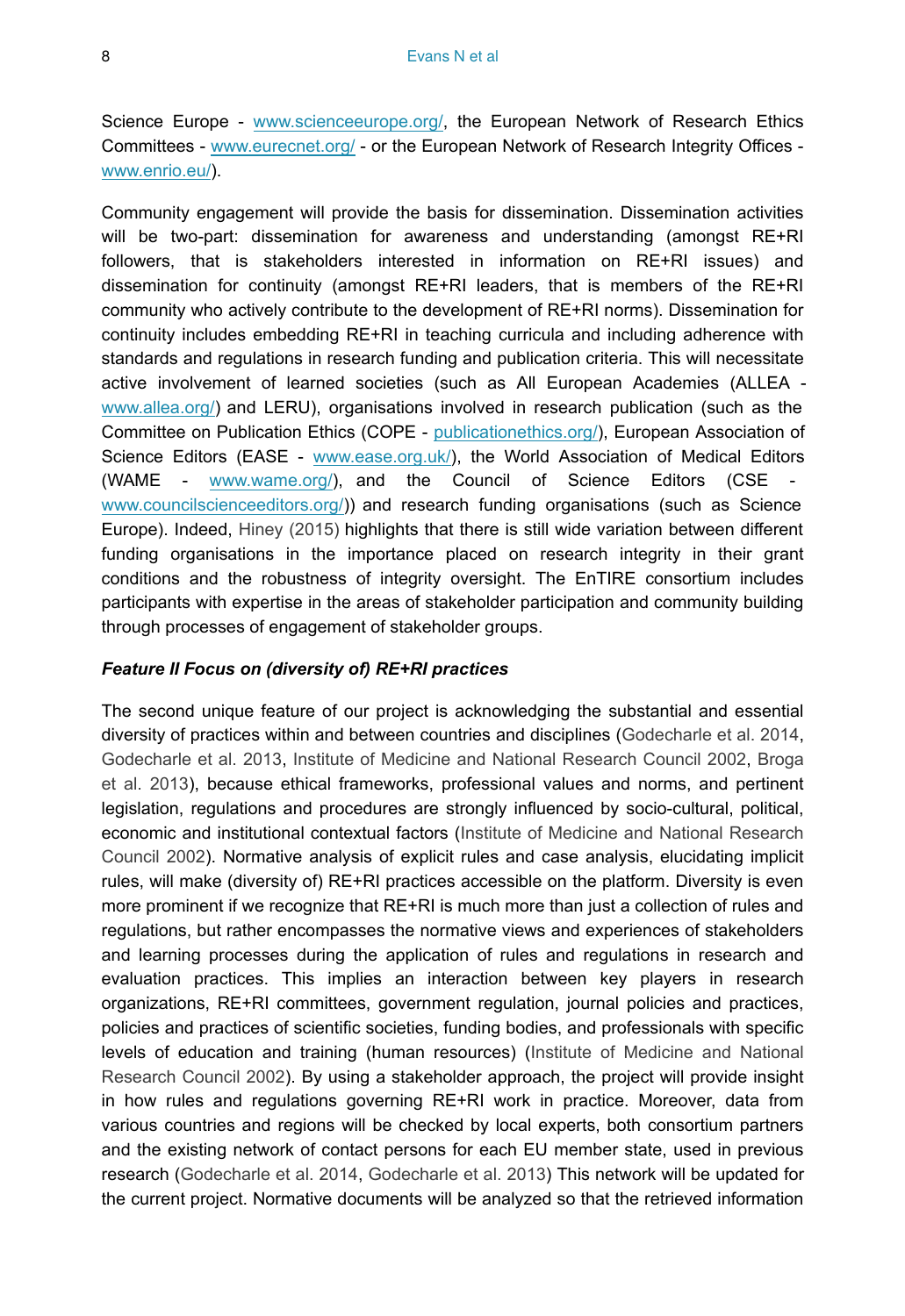Science Europe - www.scienceeurope.org/, the European Network of Research Ethics Committees - www.eurecnet.org/ - or the European Network of Research Integrity Offices - www.enrio.eu/).

Community engagement will provide the basis for dissemination. Dissemination activities will be two-part: dissemination for awareness and understanding (amongst RE+RI followers, that is stakeholders interested in information on RE+RI issues) and dissemination for continuity (amongst RE+RI leaders, that is members of the RE+RI community who actively contribute to the development of RE+RI norms). Dissemination for continuity includes embedding RE+RI in teaching curricula and including adherence with standards and regulations in research funding and publication criteria. This will necessitate active involvement of learned societies (such as All European Academies (ALLEA - www.allea.org/) and LERU), organisations involved in research publication (such as the Committee on Publication Ethics (COPE - publicationethics.org/), European Association of Science Editors (EASE - www.ease.org.uk/), the World Association of Medical Editors (WAME - www.wame.org/), and the Council of Science Editors (CSE - www.councilscienceeditors.org/)) and research funding organisations (such as Science Europe). Indeed, Hiney (2015) highlights that there is still wide variation between different funding organisations in the importance placed on research integrity in their grant conditions and the robustness of integrity oversight. The EnTIRE consortium includes participants with expertise in the areas of stakeholder participation and community building through processes of engagement of stakeholder groups.

### *Feature II Focus on (diversity of) RE+RI practices*

The second unique feature of our project is acknowledging the substantial and essential diversity of practices within and between countries and disciplines (Godecharle et al. 2014, Godecharle et al. 2013, Institute of Medicine and National Research Council 2002, Broga et al. 2013), because ethical frameworks, professional values and norms, and pertinent legislation, regulations and procedures are strongly influenced by socio-cultural, political, economic and institutional contextual factors (Institute of Medicine and National Research Council 2002). Normative analysis of explicit rules and case analysis, elucidating implicit rules, will make (diversity of) RE+RI practices accessible on the platform. Diversity is even more prominent if we recognize that RE+RI is much more than just a collection of rules and regulations, but rather encompasses the normative views and experiences of stakeholders and learning processes during the application of rules and regulations in research and evaluation practices. This implies an interaction between key players in research organizations, RE+RI committees, government regulation, journal policies and practices, policies and practices of scientific societies, funding bodies, and professionals with specific levels of education and training (human resources) (Institute of Medicine and National Research Council 2002). By using a stakeholder approach, the project will provide insight in how rules and regulations governing RE+RI work in practice. Moreover, data from various countries and regions will be checked by local experts, both consortium partners and the existing network of contact persons for each EU member state, used in previous research (Godecharle et al. 2014, Godecharle et al. 2013) This network will be updated for the current project. Normative documents will be analyzed so that the retrieved information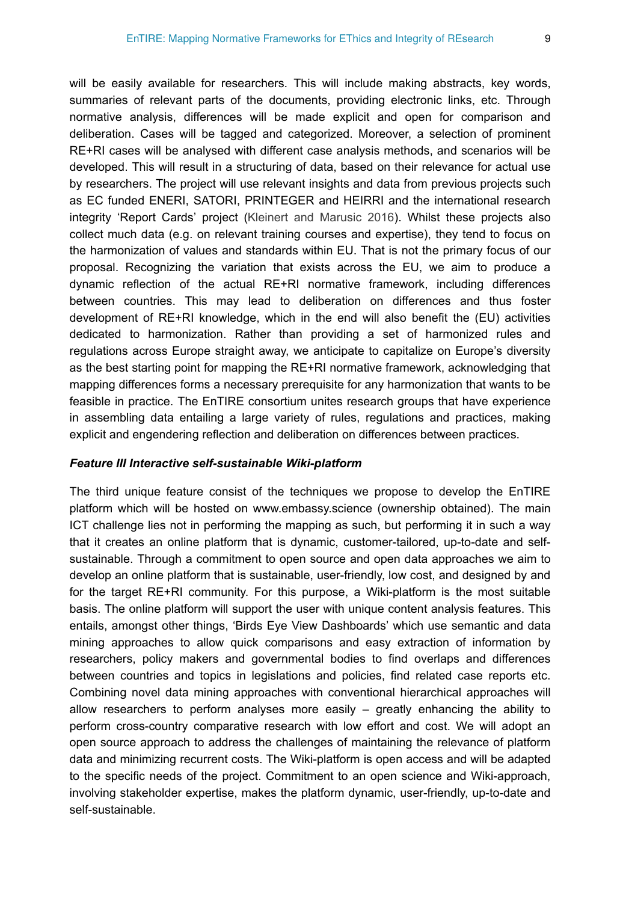will be easily available for researchers. This will include making abstracts, key words, summaries of relevant parts of the documents, providing electronic links, etc. Through normative analysis, differences will be made explicit and open for comparison and deliberation. Cases will be tagged and categorized. Moreover, a selection of prominent RE+RI cases will be analysed with different case analysis methods, and scenarios will be developed. This will result in a structuring of data, based on their relevance for actual use by researchers. The project will use relevant insights and data from previous projects such as EC funded ENERI, SATORI, PRINTEGER and HEIRRI and the international research integrity 'Report Cards' project (Kleinert and Marusic 2016). Whilst these projects also collect much data (e.g. on relevant training courses and expertise), they tend to focus on the harmonization of values and standards within EU. That is not the primary focus of our proposal. Recognizing the variation that exists across the EU, we aim to produce a dynamic reflection of the actual RE+RI normative framework, including differences between countries. This may lead to deliberation on differences and thus foster development of RE+RI knowledge, which in the end will also benefit the (EU) activities dedicated to harmonization. Rather than providing a set of harmonized rules and regulations across Europe straight away, we anticipate to capitalize on Europe's diversity as the best starting point for mapping the RE+RI normative framework, acknowledging that mapping differences forms a necessary prerequisite for any harmonization that wants to be feasible in practice. The EnTIRE consortium unites research groups that have experience in assembling data entailing a large variety of rules, regulations and practices, making explicit and engendering reflection and deliberation on differences between practices.

***Feature III Interactive self-sustainable Wiki-platform***

The third unique feature consist of the techniques we propose to develop the EnTIRE platform which will be hosted on www.embassy.science (ownership obtained). The main ICT challenge lies not in performing the mapping as such, but performing it in such a way that it creates an online platform that is dynamic, customer-tailored, up-to-date and self-sustainable. Through a commitment to open source and open data approaches we aim to develop an online platform that is sustainable, user-friendly, low cost, and designed by and for the target RE+RI community. For this purpose, a Wiki-platform is the most suitable basis. The online platform will support the user with unique content analysis features. This entails, amongst other things, 'Birds Eye View Dashboards' which use semantic and data mining approaches to allow quick comparisons and easy extraction of information by researchers, policy makers and governmental bodies to find overlaps and differences between countries and topics in legislations and policies, find related case reports etc. Combining novel data mining approaches with conventional hierarchical approaches will allow researchers to perform analyses more easily – greatly enhancing the ability to perform cross-country comparative research with low effort and cost. We will adopt an open source approach to address the challenges of maintaining the relevance of platform data and minimizing recurrent costs. The Wiki-platform is open access and will be adapted to the specific needs of the project. Commitment to an open science and Wiki-approach, involving stakeholder expertise, makes the platform dynamic, user-friendly, up-to-date and self-sustainable.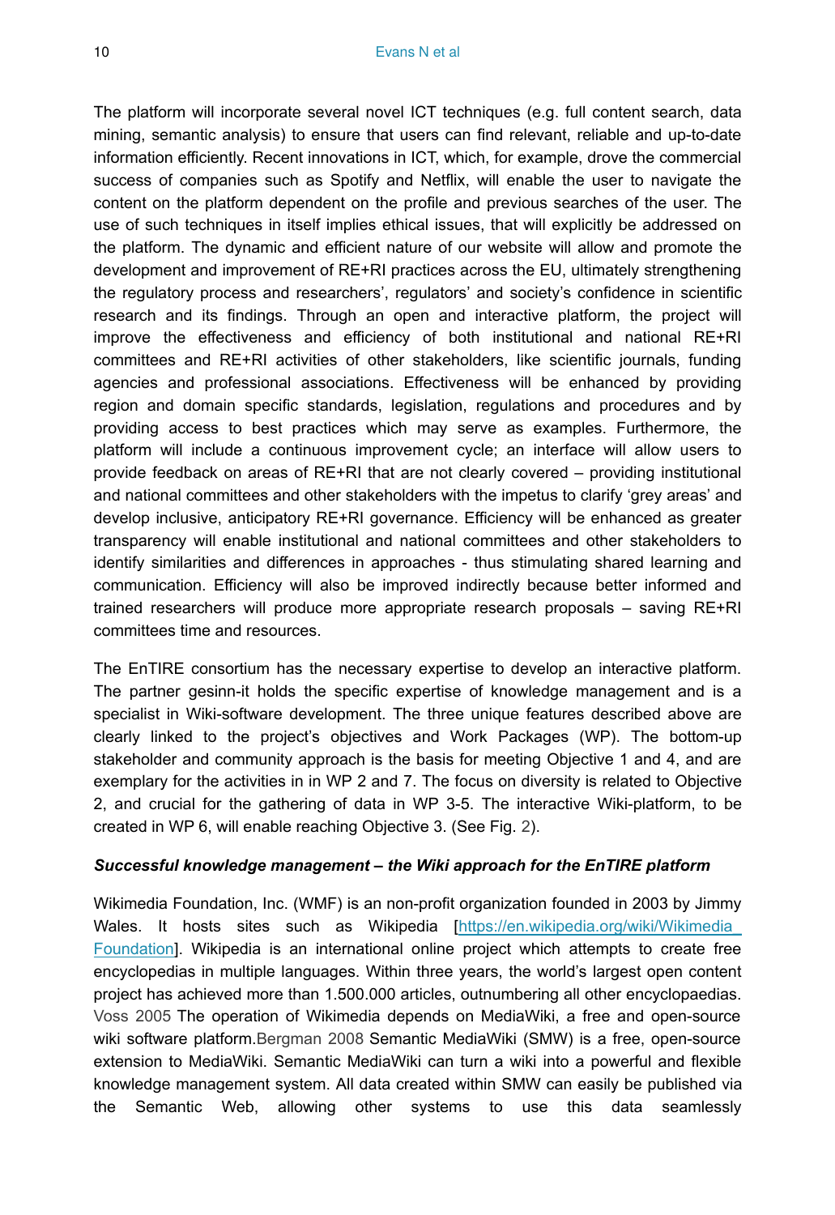The platform will incorporate several novel ICT techniques (e.g. full content search, data mining, semantic analysis) to ensure that users can find relevant, reliable and up-to-date information efficiently. Recent innovations in ICT, which, for example, drove the commercial success of companies such as Spotify and Netflix, will enable the user to navigate the content on the platform dependent on the profile and previous searches of the user. The use of such techniques in itself implies ethical issues, that will explicitly be addressed on the platform. The dynamic and efficient nature of our website will allow and promote the development and improvement of RE+RI practices across the EU, ultimately strengthening the regulatory process and researchers', regulators' and society's confidence in scientific research and its findings. Through an open and interactive platform, the project will improve the effectiveness and efficiency of both institutional and national RE+RI committees and RE+RI activities of other stakeholders, like scientific journals, funding agencies and professional associations. Effectiveness will be enhanced by providing region and domain specific standards, legislation, regulations and procedures and by providing access to best practices which may serve as examples. Furthermore, the platform will include a continuous improvement cycle; an interface will allow users to provide feedback on areas of RE+RI that are not clearly covered – providing institutional and national committees and other stakeholders with the impetus to clarify 'grey areas' and develop inclusive, anticipatory RE+RI governance. Efficiency will be enhanced as greater transparency will enable institutional and national committees and other stakeholders to identify similarities and differences in approaches - thus stimulating shared learning and communication. Efficiency will also be improved indirectly because better informed and trained researchers will produce more appropriate research proposals – saving RE+RI committees time and resources.

The EnTIRE consortium has the necessary expertise to develop an interactive platform. The partner gesinn-it holds the specific expertise of knowledge management and is a specialist in Wiki-software development. The three unique features described above are clearly linked to the project's objectives and Work Packages (WP). The bottom-up stakeholder and community approach is the basis for meeting Objective 1 and 4, and are exemplary for the activities in in WP 2 and 7. The focus on diversity is related to Objective 2, and crucial for the gathering of data in WP 3-5. The interactive Wiki-platform, to be created in WP 6, will enable reaching Objective 3. (See Fig. 2).

***Successful knowledge management – the Wiki approach for the EnTIRE platform***

Wikimedia Foundation, Inc. (WMF) is an non-profit organization founded in 2003 by Jimmy Wales. It hosts sites such as Wikipedia [https://en.wikipedia.org/wiki/Wikimedia_Foundation]. Wikipedia is an international online project which attempts to create free encyclopedias in multiple languages. Within three years, the world's largest open content project has achieved more than 1.500.000 articles, outnumbering all other encyclopaedias. Voss 2005 The operation of Wikimedia depends on MediaWiki, a free and open-source wiki software platform.Bergman 2008 Semantic MediaWiki (SMW) is a free, open-source extension to MediaWiki. Semantic MediaWiki can turn a wiki into a powerful and flexible knowledge management system. All data created within SMW can easily be published via the Semantic Web, allowing other systems to use this data seamlessly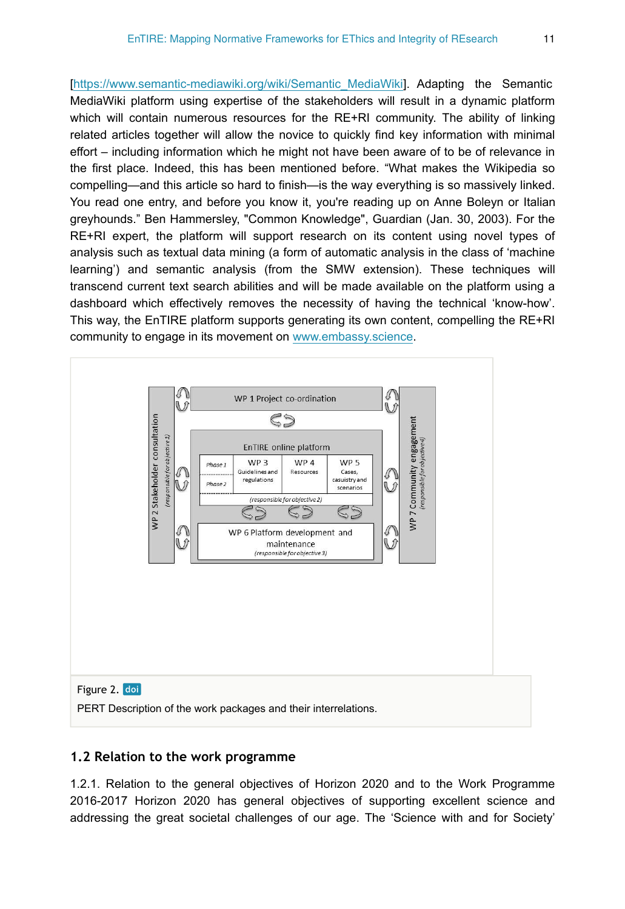[https://www.semantic-mediawiki.org/wiki/Semantic_MediaWiki]. Adapting the Semantic MediaWiki platform using expertise of the stakeholders will result in a dynamic platform which will contain numerous resources for the RE+RI community. The ability of linking related articles together will allow the novice to quickly find key information with minimal effort – including information which he might not have been aware of to be of relevance in the first place. Indeed, this has been mentioned before. "What makes the Wikipedia so compelling—and this article so hard to finish—is the way everything is so massively linked. You read one entry, and before you know it, you're reading up on Anne Boleyn or Italian greyhounds." Ben Hammersley, "Common Knowledge", Guardian (Jan. 30, 2003). For the RE+RI expert, the platform will support research on its content using novel types of analysis such as textual data mining (a form of automatic analysis in the class of 'machine learning') and semantic analysis (from the SMW extension). These techniques will transcend current text search abilities and will be made available on the platform using a dashboard which effectively removes the necessity of having the technical 'know-how'. This way, the EnTIRE platform supports generating its own content, compelling the RE+RI community to engage in its movement on www.embassy.science.

Figure 2. doi

PERT Description of the work packages and their interrelations.

## 1.2 Relation to the work programme

1.2.1. Relation to the general objectives of Horizon 2020 and to the Work Programme 2016-2017 Horizon 2020 has general objectives of supporting excellent science and addressing the great societal challenges of our age. The 'Science with and for Society'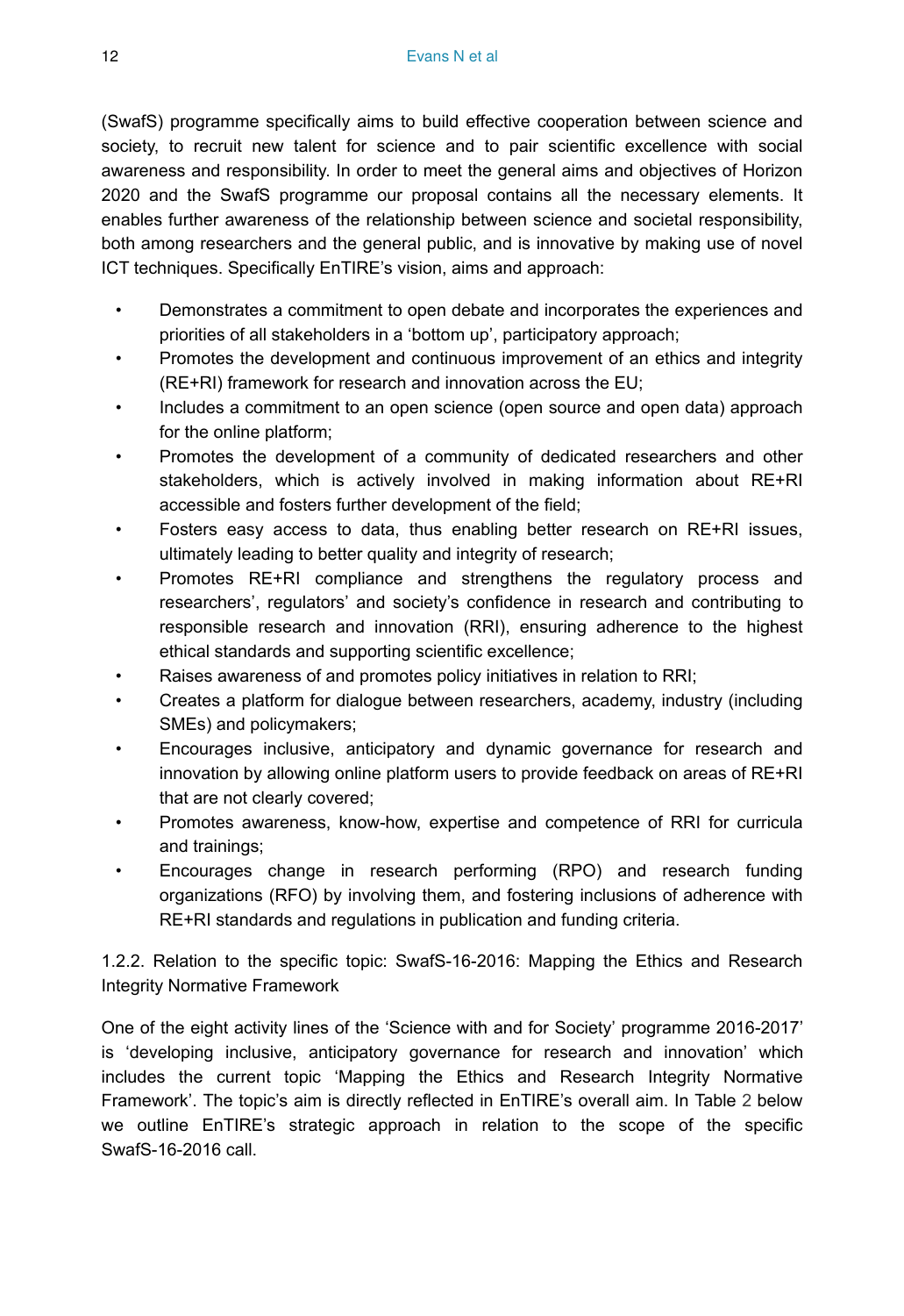(SwafS) programme specifically aims to build effective cooperation between science and society, to recruit new talent for science and to pair scientific excellence with social awareness and responsibility. In order to meet the general aims and objectives of Horizon 2020 and the SwafS programme our proposal contains all the necessary elements. It enables further awareness of the relationship between science and societal responsibility, both among researchers and the general public, and is innovative by making use of novel ICT techniques. Specifically EnTIRE's vision, aims and approach:

- Demonstrates a commitment to open debate and incorporates the experiences and priorities of all stakeholders in a 'bottom up', participatory approach;
- Promotes the development and continuous improvement of an ethics and integrity (RE+RI) framework for research and innovation across the EU;
- Includes a commitment to an open science (open source and open data) approach for the online platform;
- Promotes the development of a community of dedicated researchers and other stakeholders, which is actively involved in making information about RE+RI accessible and fosters further development of the field;
- Fosters easy access to data, thus enabling better research on RE+RI issues, ultimately leading to better quality and integrity of research;
- Promotes RE+RI compliance and strengthens the regulatory process and researchers', regulators' and society's confidence in research and contributing to responsible research and innovation (RRI), ensuring adherence to the highest ethical standards and supporting scientific excellence;
- Raises awareness of and promotes policy initiatives in relation to RRI;
- Creates a platform for dialogue between researchers, academy, industry (including SMEs) and policymakers;
- Encourages inclusive, anticipatory and dynamic governance for research and innovation by allowing online platform users to provide feedback on areas of RE+RI that are not clearly covered;
- Promotes awareness, know-how, expertise and competence of RRI for curricula and trainings;
- Encourages change in research performing (RPO) and research funding organizations (RFO) by involving them, and fostering inclusions of adherence with RE+RI standards and regulations in publication and funding criteria.

1.2.2. Relation to the specific topic: SwafS-16-2016: Mapping the Ethics and Research Integrity Normative Framework

One of the eight activity lines of the 'Science with and for Society' programme 2016-2017' is 'developing inclusive, anticipatory governance for research and innovation' which includes the current topic 'Mapping the Ethics and Research Integrity Normative Framework'. The topic's aim is directly reflected in EnTIRE's overall aim. In Table 2 below we outline EnTIRE's strategic approach in relation to the scope of the specific SwafS-16-2016 call.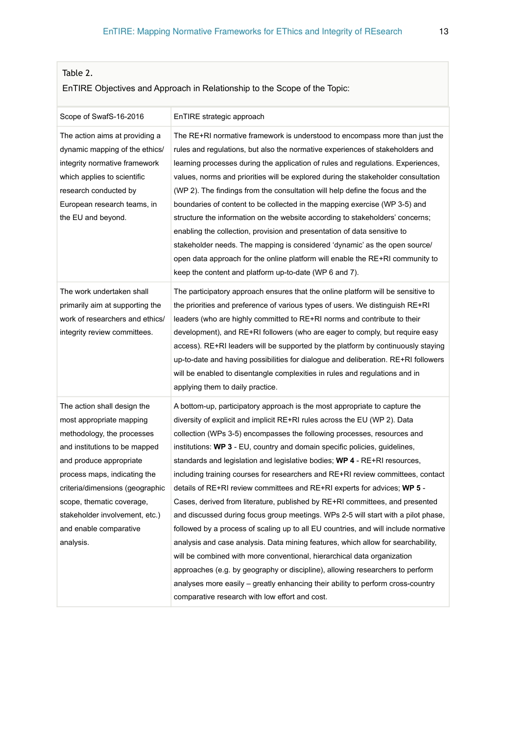Table 2.

EnTIRE Objectives and Approach in Relationship to the Scope of the Topic:

| Scope of SwafS-16-2016 | EnTIRE strategic approach |
|---|---|
| The action aims at providing a dynamic mapping of the ethics/ integrity normative framework which applies to scientific research conducted by European research teams, in the EU and beyond. | The RE+RI normative framework is understood to encompass more than just the rules and regulations, but also the normative experiences of stakeholders and learning processes during the application of rules and regulations. Experiences, values, norms and priorities will be explored during the stakeholder consultation (WP 2). The findings from the consultation will help define the focus and the boundaries of content to be collected in the mapping exercise (WP 3-5) and structure the information on the website according to stakeholders' concerns; enabling the collection, provision and presentation of data sensitive to stakeholder needs. The mapping is considered 'dynamic' as the open source/ open data approach for the online platform will enable the RE+RI community to keep the content and platform up-to-date (WP 6 and 7). |
| The work undertaken shall primarily aim at supporting the work of researchers and ethics/ integrity review committees. | The participatory approach ensures that the online platform will be sensitive to the priorities and preference of various types of users. We distinguish RE+RI leaders (who are highly committed to RE+RI norms and contribute to their development), and RE+RI followers (who are eager to comply, but require easy access). RE+RI leaders will be supported by the platform by continuously staying up-to-date and having possibilities for dialogue and deliberation. RE+RI followers will be enabled to disentangle complexities in rules and regulations and in applying them to daily practice. |
| The action shall design the most appropriate mapping methodology, the processes and institutions to be mapped and produce appropriate process maps, indicating the criteria/dimensions (geographic scope, thematic coverage, stakeholder involvement, etc.) and enable comparative analysis. | A bottom-up, participatory approach is the most appropriate to capture the diversity of explicit and implicit RE+RI rules across the EU (WP 2). Data collection (WPs 3-5) encompasses the following processes, resources and institutions: **WP 3** - EU, country and domain specific policies, guidelines, standards and legislation and legislative bodies; **WP 4** - RE+RI resources, including training courses for researchers and RE+RI review committees, contact details of RE+RI review committees and RE+RI experts for advices; **WP 5** - Cases, derived from literature, published by RE+RI committees, and presented and discussed during focus group meetings. WPs 2-5 will start with a pilot phase, followed by a process of scaling up to all EU countries, and will include normative analysis and case analysis. Data mining features, which allow for searchability, will be combined with more conventional, hierarchical data organization approaches (e.g. by geography or discipline), allowing researchers to perform analyses more easily – greatly enhancing their ability to perform cross-country comparative research with low effort and cost. |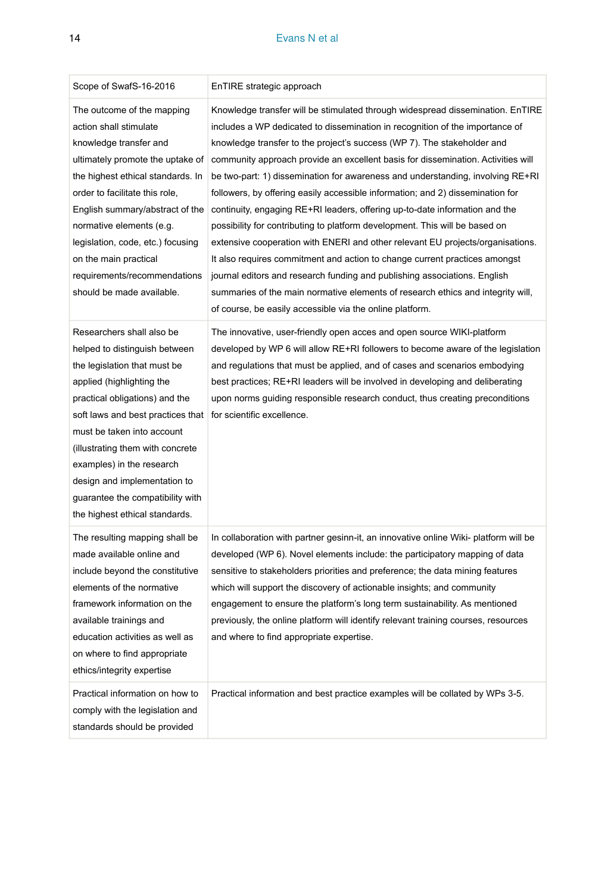| Scope of SwafS-16-2016 | EnTIRE strategic approach |
| --- | --- |
| The outcome of the mapping action shall stimulate knowledge transfer and ultimately promote the uptake of the highest ethical standards. In order to facilitate this role, English summary/abstract of the normative elements (e.g. legislation, code, etc.) focusing on the main practical requirements/recommendations should be made available. | Knowledge transfer will be stimulated through widespread dissemination. EnTIRE includes a WP dedicated to dissemination in recognition of the importance of knowledge transfer to the project's success (WP 7). The stakeholder and community approach provide an excellent basis for dissemination. Activities will be two-part: 1) dissemination for awareness and understanding, involving RE+RI followers, by offering easily accessible information; and 2) dissemination for continuity, engaging RE+RI leaders, offering up-to-date information and the possibility for contributing to platform development. This will be based on extensive cooperation with ENERI and other relevant EU projects/organisations. It also requires commitment and action to change current practices amongst journal editors and research funding and publishing associations. English summaries of the main normative elements of research ethics and integrity will, of course, be easily accessible via the online platform. |
| Researchers shall also be helped to distinguish between the legislation that must be applied (highlighting the practical obligations) and the soft laws and best practices that must be taken into account (illustrating them with concrete examples) in the research design and implementation to guarantee the compatibility with the highest ethical standards. | The innovative, user-friendly open acces and open source WIKI-platform developed by WP 6 will allow RE+RI followers to become aware of the legislation and regulations that must be applied, and of cases and scenarios embodying best practices; RE+RI leaders will be involved in developing and deliberating upon norms guiding responsible research conduct, thus creating preconditions for scientific excellence. |
| The resulting mapping shall be made available online and include beyond the constitutive elements of the normative framework information on the available trainings and education activities as well as on where to find appropriate ethics/integrity expertise | In collaboration with partner gesinn-it, an innovative online Wiki- platform will be developed (WP 6). Novel elements include: the participatory mapping of data sensitive to stakeholders priorities and preference; the data mining features which will support the discovery of actionable insights; and community engagement to ensure the platform's long term sustainability. As mentioned previously, the online platform will identify relevant training courses, resources and where to find appropriate expertise. |
| Practical information on how to comply with the legislation and standards should be provided | Practical information and best practice examples will be collated by WPs 3-5. |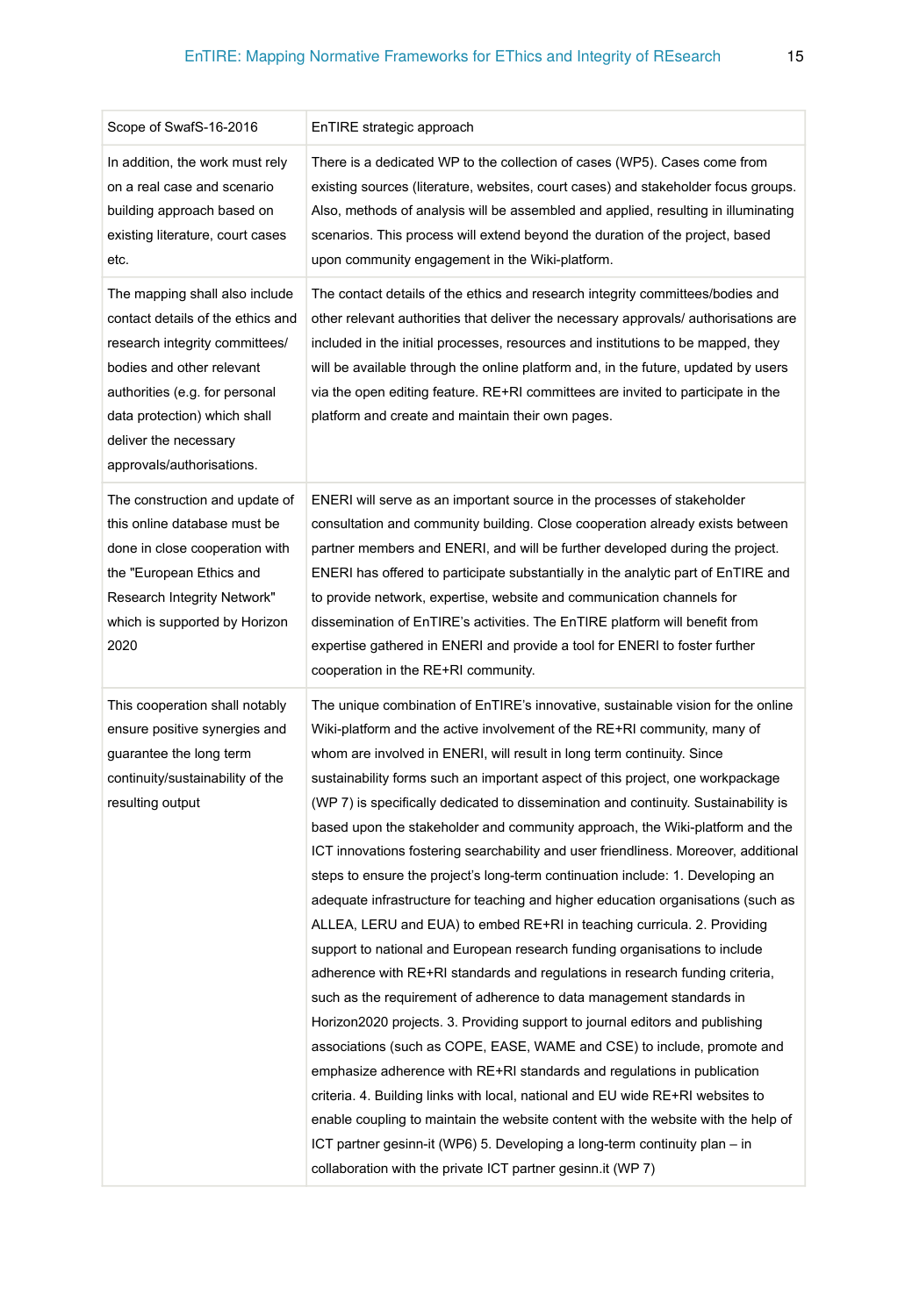| Scope of SwafS-16-2016 | EnTIRE strategic approach |
|---|---|
| In addition, the work must rely on a real case and scenario building approach based on existing literature, court cases etc. | There is a dedicated WP to the collection of cases (WP5). Cases come from existing sources (literature, websites, court cases) and stakeholder focus groups. Also, methods of analysis will be assembled and applied, resulting in illuminating scenarios. This process will extend beyond the duration of the project, based upon community engagement in the Wiki-platform. |
| The mapping shall also include contact details of the ethics and research integrity committees/ bodies and other relevant authorities (e.g. for personal data protection) which shall deliver the necessary approvals/authorisations. | The contact details of the ethics and research integrity committees/bodies and other relevant authorities that deliver the necessary approvals/ authorisations are included in the initial processes, resources and institutions to be mapped, they will be available through the online platform and, in the future, updated by users via the open editing feature. RE+RI committees are invited to participate in the platform and create and maintain their own pages. |
| The construction and update of this online database must be done in close cooperation with the "European Ethics and Research Integrity Network" which is supported by Horizon 2020 | ENERI will serve as an important source in the processes of stakeholder consultation and community building. Close cooperation already exists between partner members and ENERI, and will be further developed during the project. ENERI has offered to participate substantially in the analytic part of EnTIRE and to provide network, expertise, website and communication channels for dissemination of EnTIRE's activities. The EnTIRE platform will benefit from expertise gathered in ENERI and provide a tool for ENERI to foster further cooperation in the RE+RI community. |
| This cooperation shall notably ensure positive synergies and guarantee the long term continuity/sustainability of the resulting output | The unique combination of EnTIRE's innovative, sustainable vision for the online Wiki-platform and the active involvement of the RE+RI community, many of whom are involved in ENERI, will result in long term continuity. Since sustainability forms such an important aspect of this project, one workpackage (WP 7) is specifically dedicated to dissemination and continuity. Sustainability is based upon the stakeholder and community approach, the Wiki-platform and the ICT innovations fostering searchability and user friendliness. Moreover, additional steps to ensure the project's long-term continuation include: 1. Developing an adequate infrastructure for teaching and higher education organisations (such as ALLEA, LERU and EUA) to embed RE+RI in teaching curricula. 2. Providing support to national and European research funding organisations to include adherence with RE+RI standards and regulations in research funding criteria, such as the requirement of adherence to data management standards in Horizon2020 projects. 3. Providing support to journal editors and publishing associations (such as COPE, EASE, WAME and CSE) to include, promote and emphasize adherence with RE+RI standards and regulations in publication criteria. 4. Building links with local, national and EU wide RE+RI websites to enable coupling to maintain the website content with the website with the help of ICT partner gesinn-it (WP6) 5. Developing a long-term continuity plan – in collaboration with the private ICT partner gesinn.it (WP 7) |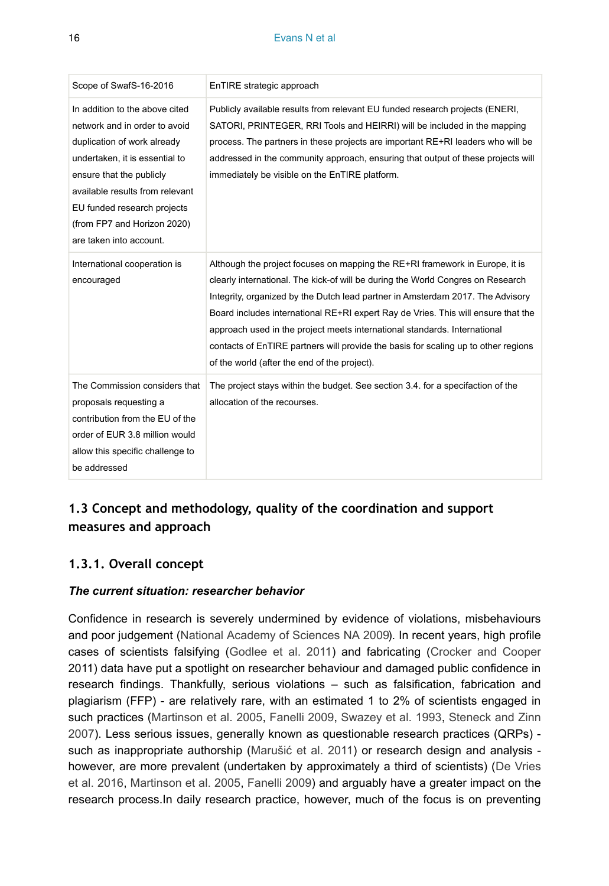| Scope of SwafS-16-2016 | EnTIRE strategic approach |
| --- | --- |
| In addition to the above cited network and in order to avoid duplication of work already undertaken, it is essential to ensure that the publicly available results from relevant EU funded research projects (from FP7 and Horizon 2020) are taken into account. | Publicly available results from relevant EU funded research projects (ENERI, SATORI, PRINTEGER, RRI Tools and HEIRRI) will be included in the mapping process. The partners in these projects are important RE+RI leaders who will be addressed in the community approach, ensuring that output of these projects will immediately be visible on the EnTIRE platform. |
| International cooperation is encouraged | Although the project focuses on mapping the RE+RI framework in Europe, it is clearly international. The kick-of will be during the World Congres on Research Integrity, organized by the Dutch lead partner in Amsterdam 2017. The Advisory Board includes international RE+RI expert Ray de Vries. This will ensure that the approach used in the project meets international standards. International contacts of EnTIRE partners will provide the basis for scaling up to other regions of the world (after the end of the project). |
| The Commission considers that proposals requesting a contribution from the EU of the order of EUR 3.8 million would allow this specific challenge to be addressed | The project stays within the budget. See section 3.4. for a specifaction of the allocation of the recourses. |

## 1.3 Concept and methodology, quality of the coordination and support measures and approach

### 1.3.1. Overall concept

***The current situation: researcher behavior***

Confidence in research is severely undermined by evidence of violations, misbehaviours and poor judgement (National Academy of Sciences NA 2009). In recent years, high profile cases of scientists falsifying (Godlee et al. 2011) and fabricating (Crocker and Cooper 2011) data have put a spotlight on researcher behaviour and damaged public confidence in research findings. Thankfully, serious violations – such as falsification, fabrication and plagiarism (FFP) - are relatively rare, with an estimated 1 to 2% of scientists engaged in such practices (Martinson et al. 2005, Fanelli 2009, Swazey et al. 1993, Steneck and Zinn 2007). Less serious issues, generally known as questionable research practices (QRPs) - such as inappropriate authorship (Marušić et al. 2011) or research design and analysis - however, are more prevalent (undertaken by approximately a third of scientists) (De Vries et al. 2016, Martinson et al. 2005, Fanelli 2009) and arguably have a greater impact on the research process.In daily research practice, however, much of the focus is on preventing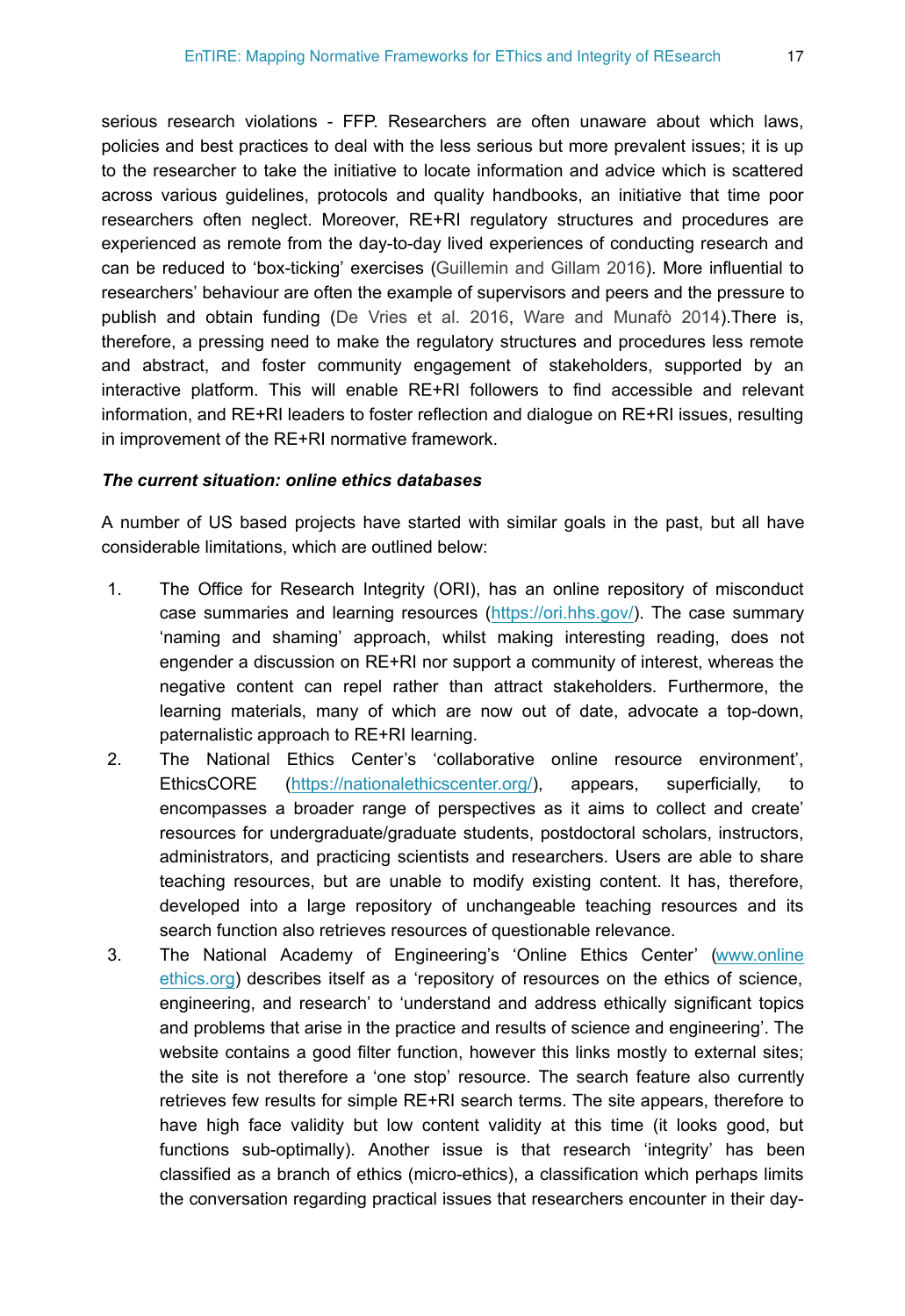serious research violations - FFP. Researchers are often unaware about which laws, policies and best practices to deal with the less serious but more prevalent issues; it is up to the researcher to take the initiative to locate information and advice which is scattered across various guidelines, protocols and quality handbooks, an initiative that time poor researchers often neglect. Moreover, RE+RI regulatory structures and procedures are experienced as remote from the day-to-day lived experiences of conducting research and can be reduced to 'box-ticking' exercises (Guillemin and Gillam 2016). More influential to researchers' behaviour are often the example of supervisors and peers and the pressure to publish and obtain funding (De Vries et al. 2016, Ware and Munafò 2014).There is, therefore, a pressing need to make the regulatory structures and procedures less remote and abstract, and foster community engagement of stakeholders, supported by an interactive platform. This will enable RE+RI followers to find accessible and relevant information, and RE+RI leaders to foster reflection and dialogue on RE+RI issues, resulting in improvement of the RE+RI normative framework.

***The current situation: online ethics databases***

A number of US based projects have started with similar goals in the past, but all have considerable limitations, which are outlined below:

1. The Office for Research Integrity (ORI), has an online repository of misconduct case summaries and learning resources (https://ori.hhs.gov/). The case summary 'naming and shaming' approach, whilst making interesting reading, does not engender a discussion on RE+RI nor support a community of interest, whereas the negative content can repel rather than attract stakeholders. Furthermore, the learning materials, many of which are now out of date, advocate a top-down, paternalistic approach to RE+RI learning.
2. The National Ethics Center's 'collaborative online resource environment', EthicsCORE (https://nationalethicscenter.org/), appears, superficially, to encompasses a broader range of perspectives as it aims to collect and create' resources for undergraduate/graduate students, postdoctoral scholars, instructors, administrators, and practicing scientists and researchers. Users are able to share teaching resources, but are unable to modify existing content. It has, therefore, developed into a large repository of unchangeable teaching resources and its search function also retrieves resources of questionable relevance.
3. The National Academy of Engineering's 'Online Ethics Center' (www.onlineethics.org) describes itself as a 'repository of resources on the ethics of science, engineering, and research' to 'understand and address ethically significant topics and problems that arise in the practice and results of science and engineering'. The website contains a good filter function, however this links mostly to external sites; the site is not therefore a 'one stop' resource. The search feature also currently retrieves few results for simple RE+RI search terms. The site appears, therefore to have high face validity but low content validity at this time (it looks good, but functions sub-optimally). Another issue is that research 'integrity' has been classified as a branch of ethics (micro-ethics), a classification which perhaps limits the conversation regarding practical issues that researchers encounter in their day-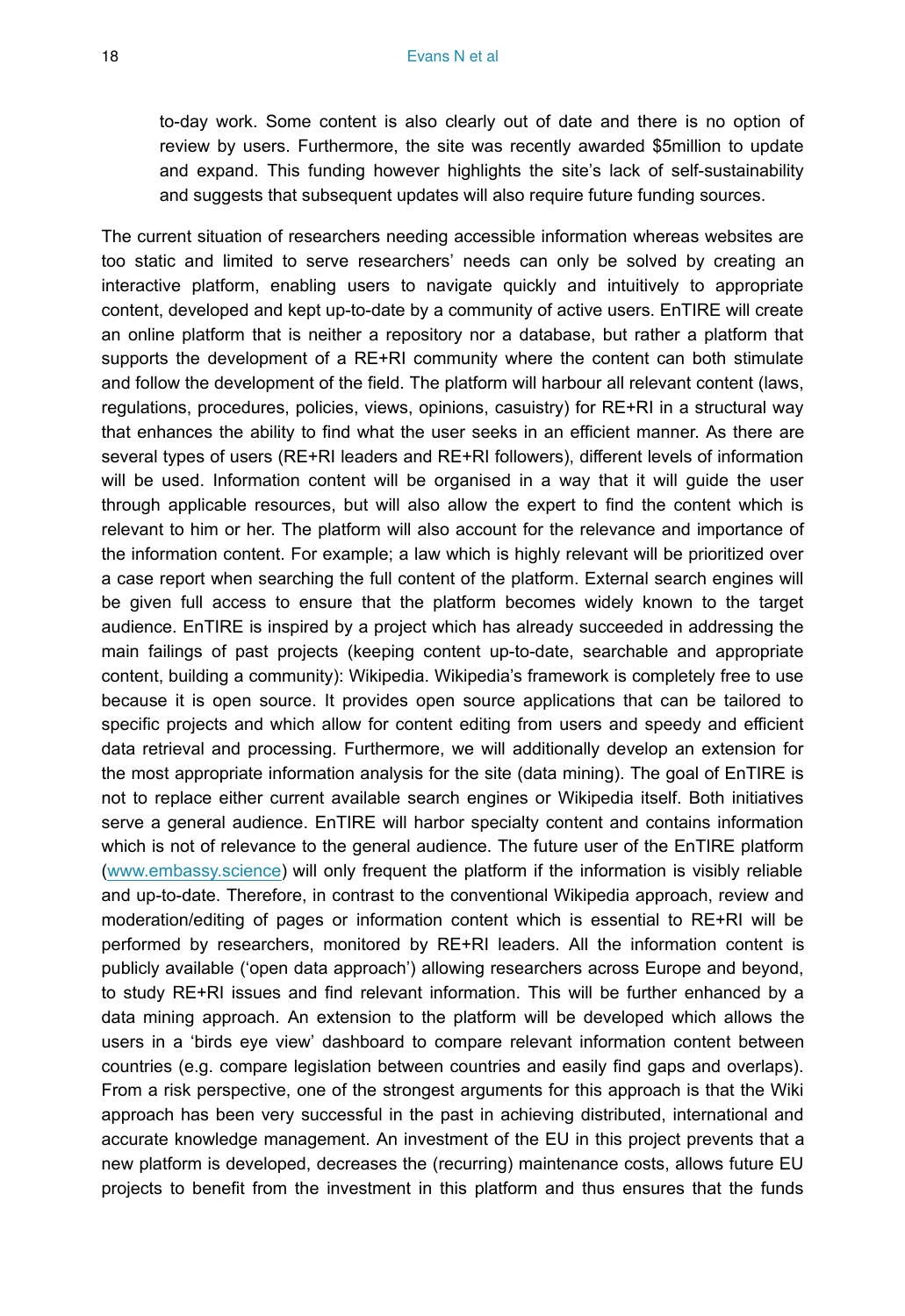to-day work. Some content is also clearly out of date and there is no option of review by users. Furthermore, the site was recently awarded $5million to update and expand. This funding however highlights the site's lack of self-sustainability and suggests that subsequent updates will also require future funding sources.

The current situation of researchers needing accessible information whereas websites are too static and limited to serve researchers' needs can only be solved by creating an interactive platform, enabling users to navigate quickly and intuitively to appropriate content, developed and kept up-to-date by a community of active users. EnTIRE will create an online platform that is neither a repository nor a database, but rather a platform that supports the development of a RE+RI community where the content can both stimulate and follow the development of the field. The platform will harbour all relevant content (laws, regulations, procedures, policies, views, opinions, casuistry) for RE+RI in a structural way that enhances the ability to find what the user seeks in an efficient manner. As there are several types of users (RE+RI leaders and RE+RI followers), different levels of information will be used. Information content will be organised in a way that it will guide the user through applicable resources, but will also allow the expert to find the content which is relevant to him or her. The platform will also account for the relevance and importance of the information content. For example; a law which is highly relevant will be prioritized over a case report when searching the full content of the platform. External search engines will be given full access to ensure that the platform becomes widely known to the target audience. EnTIRE is inspired by a project which has already succeeded in addressing the main failings of past projects (keeping content up-to-date, searchable and appropriate content, building a community): Wikipedia. Wikipedia's framework is completely free to use because it is open source. It provides open source applications that can be tailored to specific projects and which allow for content editing from users and speedy and efficient data retrieval and processing. Furthermore, we will additionally develop an extension for the most appropriate information analysis for the site (data mining). The goal of EnTIRE is not to replace either current available search engines or Wikipedia itself. Both initiatives serve a general audience. EnTIRE will harbor specialty content and contains information which is not of relevance to the general audience. The future user of the EnTIRE platform (www.embassy.science) will only frequent the platform if the information is visibly reliable and up-to-date. Therefore, in contrast to the conventional Wikipedia approach, review and moderation/editing of pages or information content which is essential to RE+RI will be performed by researchers, monitored by RE+RI leaders. All the information content is publicly available ('open data approach') allowing researchers across Europe and beyond, to study RE+RI issues and find relevant information. This will be further enhanced by a data mining approach. An extension to the platform will be developed which allows the users in a 'birds eye view' dashboard to compare relevant information content between countries (e.g. compare legislation between countries and easily find gaps and overlaps). From a risk perspective, one of the strongest arguments for this approach is that the Wiki approach has been very successful in the past in achieving distributed, international and accurate knowledge management. An investment of the EU in this project prevents that a new platform is developed, decreases the (recurring) maintenance costs, allows future EU projects to benefit from the investment in this platform and thus ensures that the funds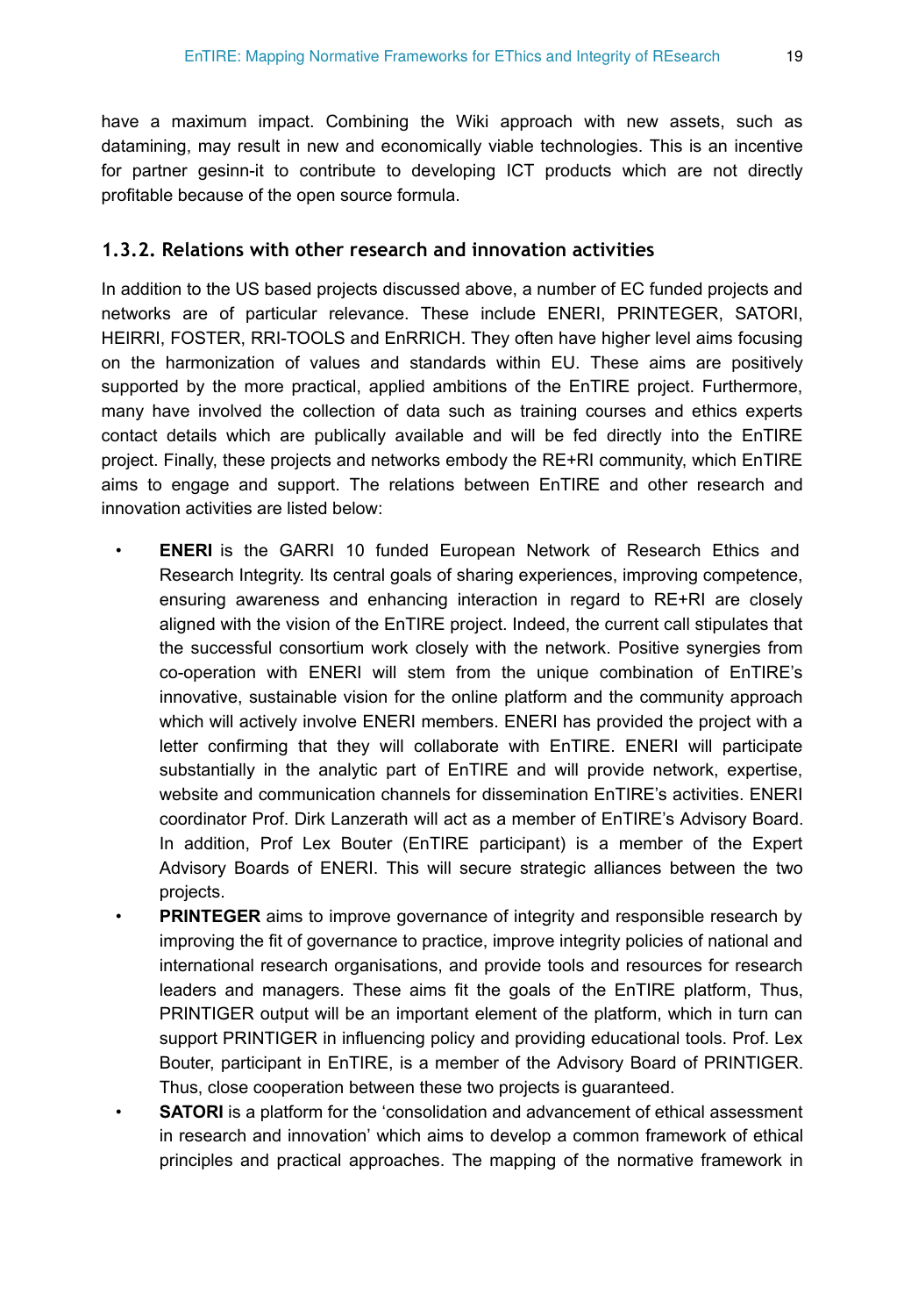have a maximum impact. Combining the Wiki approach with new assets, such as datamining, may result in new and economically viable technologies. This is an incentive for partner gesinn-it to contribute to developing ICT products which are not directly profitable because of the open source formula.

### 1.3.2. Relations with other research and innovation activities

In addition to the US based projects discussed above, a number of EC funded projects and networks are of particular relevance. These include ENERI, PRINTEGER, SATORI, HEIRRI, FOSTER, RRI-TOOLS and EnRRICH. They often have higher level aims focusing on the harmonization of values and standards within EU. These aims are positively supported by the more practical, applied ambitions of the EnTIRE project. Furthermore, many have involved the collection of data such as training courses and ethics experts contact details which are publically available and will be fed directly into the EnTIRE project. Finally, these projects and networks embody the RE+RI community, which EnTIRE aims to engage and support. The relations between EnTIRE and other research and innovation activities are listed below:

- **ENERI** is the GARRI 10 funded European Network of Research Ethics and Research Integrity. Its central goals of sharing experiences, improving competence, ensuring awareness and enhancing interaction in regard to RE+RI are closely aligned with the vision of the EnTIRE project. Indeed, the current call stipulates that the successful consortium work closely with the network. Positive synergies from co-operation with ENERI will stem from the unique combination of EnTIRE's innovative, sustainable vision for the online platform and the community approach which will actively involve ENERI members. ENERI has provided the project with a letter confirming that they will collaborate with EnTIRE. ENERI will participate substantially in the analytic part of EnTIRE and will provide network, expertise, website and communication channels for dissemination EnTIRE's activities. ENERI coordinator Prof. Dirk Lanzerath will act as a member of EnTIRE's Advisory Board. In addition, Prof Lex Bouter (EnTIRE participant) is a member of the Expert Advisory Boards of ENERI. This will secure strategic alliances between the two projects.
- **PRINTEGER** aims to improve governance of integrity and responsible research by improving the fit of governance to practice, improve integrity policies of national and international research organisations, and provide tools and resources for research leaders and managers. These aims fit the goals of the EnTIRE platform, Thus, PRINTIGER output will be an important element of the platform, which in turn can support PRINTIGER in influencing policy and providing educational tools. Prof. Lex Bouter, participant in EnTIRE, is a member of the Advisory Board of PRINTIGER. Thus, close cooperation between these two projects is guaranteed.
- **SATORI** is a platform for the 'consolidation and advancement of ethical assessment in research and innovation' which aims to develop a common framework of ethical principles and practical approaches. The mapping of the normative framework in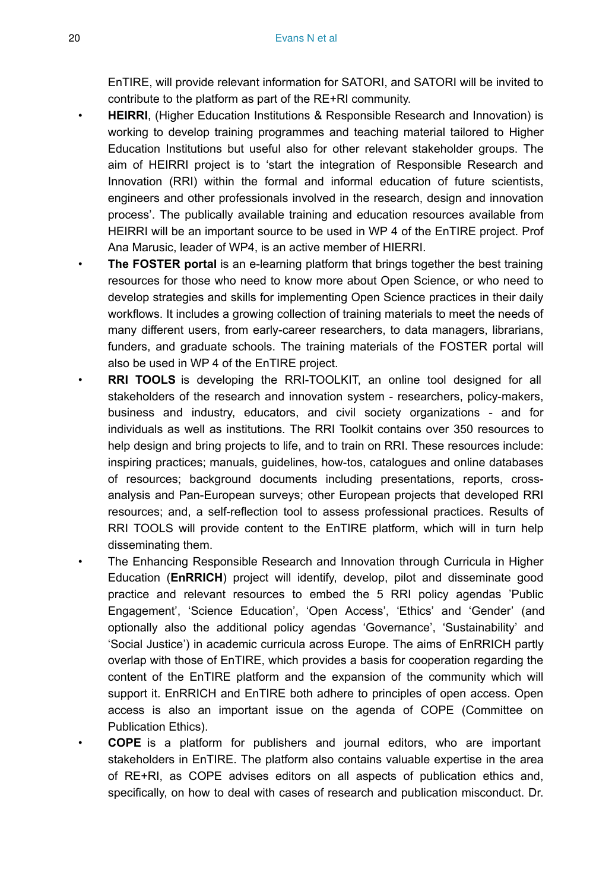EnTIRE, will provide relevant information for SATORI, and SATORI will be invited to contribute to the platform as part of the RE+RI community.

- **HEIRRI**, (Higher Education Institutions & Responsible Research and Innovation) is working to develop training programmes and teaching material tailored to Higher Education Institutions but useful also for other relevant stakeholder groups. The aim of HEIRRI project is to 'start the integration of Responsible Research and Innovation (RRI) within the formal and informal education of future scientists, engineers and other professionals involved in the research, design and innovation process'. The publically available training and education resources available from HEIRRI will be an important source to be used in WP 4 of the EnTIRE project. Prof Ana Marusic, leader of WP4, is an active member of HIERRI.
- **The FOSTER portal** is an e-learning platform that brings together the best training resources for those who need to know more about Open Science, or who need to develop strategies and skills for implementing Open Science practices in their daily workflows. It includes a growing collection of training materials to meet the needs of many different users, from early-career researchers, to data managers, librarians, funders, and graduate schools. The training materials of the FOSTER portal will also be used in WP 4 of the EnTIRE project.
- **RRI TOOLS** is developing the RRI-TOOLKIT, an online tool designed for all stakeholders of the research and innovation system - researchers, policy-makers, business and industry, educators, and civil society organizations - and for individuals as well as institutions. The RRI Toolkit contains over 350 resources to help design and bring projects to life, and to train on RRI. These resources include: inspiring practices; manuals, guidelines, how-tos, catalogues and online databases of resources; background documents including presentations, reports, cross-analysis and Pan-European surveys; other European projects that developed RRI resources; and, a self-reflection tool to assess professional practices. Results of RRI TOOLS will provide content to the EnTIRE platform, which will in turn help disseminating them.
- The Enhancing Responsible Research and Innovation through Curricula in Higher Education (**EnRRICH**) project will identify, develop, pilot and disseminate good practice and relevant resources to embed the 5 RRI policy agendas 'Public Engagement', 'Science Education', 'Open Access', 'Ethics' and 'Gender' (and optionally also the additional policy agendas 'Governance', 'Sustainability' and 'Social Justice') in academic curricula across Europe. The aims of EnRRICH partly overlap with those of EnTIRE, which provides a basis for cooperation regarding the content of the EnTIRE platform and the expansion of the community which will support it. EnRRICH and EnTIRE both adhere to principles of open access. Open access is also an important issue on the agenda of COPE (Committee on Publication Ethics).
- **COPE** is a platform for publishers and journal editors, who are important stakeholders in EnTIRE. The platform also contains valuable expertise in the area of RE+RI, as COPE advises editors on all aspects of publication ethics and, specifically, on how to deal with cases of research and publication misconduct. Dr.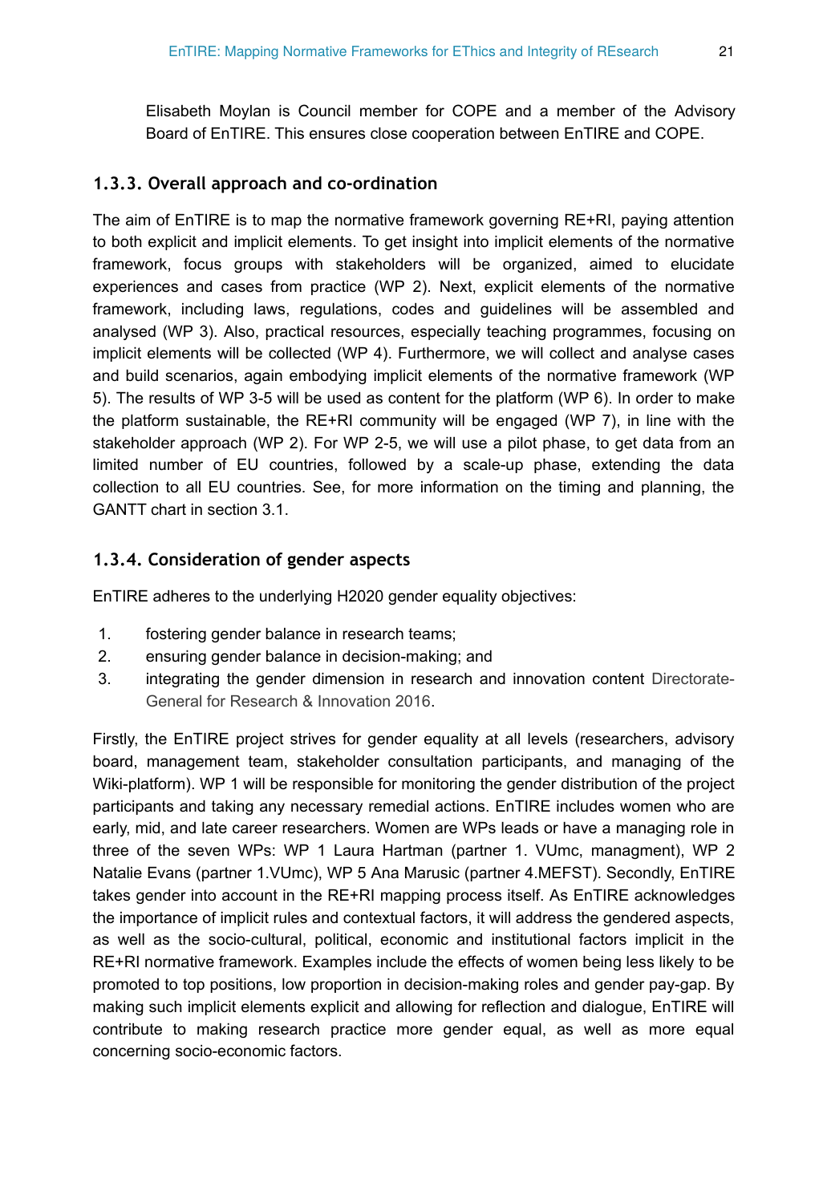Elisabeth Moylan is Council member for COPE and a member of the Advisory Board of EnTIRE. This ensures close cooperation between EnTIRE and COPE.

### 1.3.3. Overall approach and co-ordination

The aim of EnTIRE is to map the normative framework governing RE+RI, paying attention to both explicit and implicit elements. To get insight into implicit elements of the normative framework, focus groups with stakeholders will be organized, aimed to elucidate experiences and cases from practice (WP 2). Next, explicit elements of the normative framework, including laws, regulations, codes and guidelines will be assembled and analysed (WP 3). Also, practical resources, especially teaching programmes, focusing on implicit elements will be collected (WP 4). Furthermore, we will collect and analyse cases and build scenarios, again embodying implicit elements of the normative framework (WP 5). The results of WP 3-5 will be used as content for the platform (WP 6). In order to make the platform sustainable, the RE+RI community will be engaged (WP 7), in line with the stakeholder approach (WP 2). For WP 2-5, we will use a pilot phase, to get data from an limited number of EU countries, followed by a scale-up phase, extending the data collection to all EU countries. See, for more information on the timing and planning, the GANTT chart in section 3.1.

### 1.3.4. Consideration of gender aspects

EnTIRE adheres to the underlying H2020 gender equality objectives:

1. fostering gender balance in research teams;
2. ensuring gender balance in decision-making; and
3. integrating the gender dimension in research and innovation content Directorate-General for Research & Innovation 2016.

Firstly, the EnTIRE project strives for gender equality at all levels (researchers, advisory board, management team, stakeholder consultation participants, and managing of the Wiki-platform). WP 1 will be responsible for monitoring the gender distribution of the project participants and taking any necessary remedial actions. EnTIRE includes women who are early, mid, and late career researchers. Women are WPs leads or have a managing role in three of the seven WPs: WP 1 Laura Hartman (partner 1. VUmc, managment), WP 2 Natalie Evans (partner 1.VUmc), WP 5 Ana Marusic (partner 4.MEFST). Secondly, EnTIRE takes gender into account in the RE+RI mapping process itself. As EnTIRE acknowledges the importance of implicit rules and contextual factors, it will address the gendered aspects, as well as the socio-cultural, political, economic and institutional factors implicit in the RE+RI normative framework. Examples include the effects of women being less likely to be promoted to top positions, low proportion in decision-making roles and gender pay-gap. By making such implicit elements explicit and allowing for reflection and dialogue, EnTIRE will contribute to making research practice more gender equal, as well as more equal concerning socio-economic factors.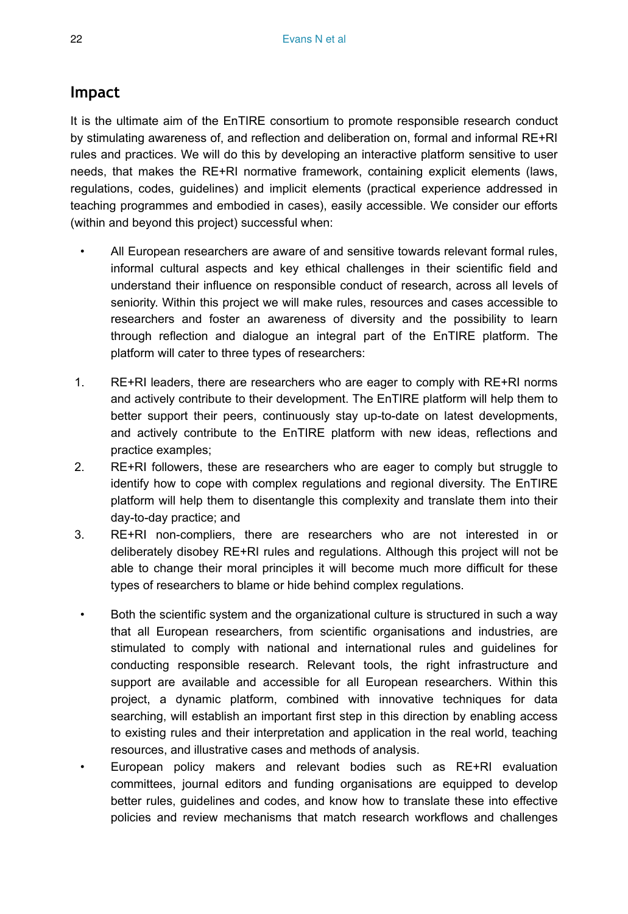## Impact

It is the ultimate aim of the EnTIRE consortium to promote responsible research conduct by stimulating awareness of, and reflection and deliberation on, formal and informal RE+RI rules and practices. We will do this by developing an interactive platform sensitive to user needs, that makes the RE+RI normative framework, containing explicit elements (laws, regulations, codes, guidelines) and implicit elements (practical experience addressed in teaching programmes and embodied in cases), easily accessible. We consider our efforts (within and beyond this project) successful when:

- All European researchers are aware of and sensitive towards relevant formal rules, informal cultural aspects and key ethical challenges in their scientific field and understand their influence on responsible conduct of research, across all levels of seniority. Within this project we will make rules, resources and cases accessible to researchers and foster an awareness of diversity and the possibility to learn through reflection and dialogue an integral part of the EnTIRE platform. The platform will cater to three types of researchers:

1. RE+RI leaders, there are researchers who are eager to comply with RE+RI norms and actively contribute to their development. The EnTIRE platform will help them to better support their peers, continuously stay up-to-date on latest developments, and actively contribute to the EnTIRE platform with new ideas, reflections and practice examples;
2. RE+RI followers, these are researchers who are eager to comply but struggle to identify how to cope with complex regulations and regional diversity. The EnTIRE platform will help them to disentangle this complexity and translate them into their day-to-day practice; and
3. RE+RI non-compliers, there are researchers who are not interested in or deliberately disobey RE+RI rules and regulations. Although this project will not be able to change their moral principles it will become much more difficult for these types of researchers to blame or hide behind complex regulations.

- Both the scientific system and the organizational culture is structured in such a way that all European researchers, from scientific organisations and industries, are stimulated to comply with national and international rules and guidelines for conducting responsible research. Relevant tools, the right infrastructure and support are available and accessible for all European researchers. Within this project, a dynamic platform, combined with innovative techniques for data searching, will establish an important first step in this direction by enabling access to existing rules and their interpretation and application in the real world, teaching resources, and illustrative cases and methods of analysis.
- European policy makers and relevant bodies such as RE+RI evaluation committees, journal editors and funding organisations are equipped to develop better rules, guidelines and codes, and know how to translate these into effective policies and review mechanisms that match research workflows and challenges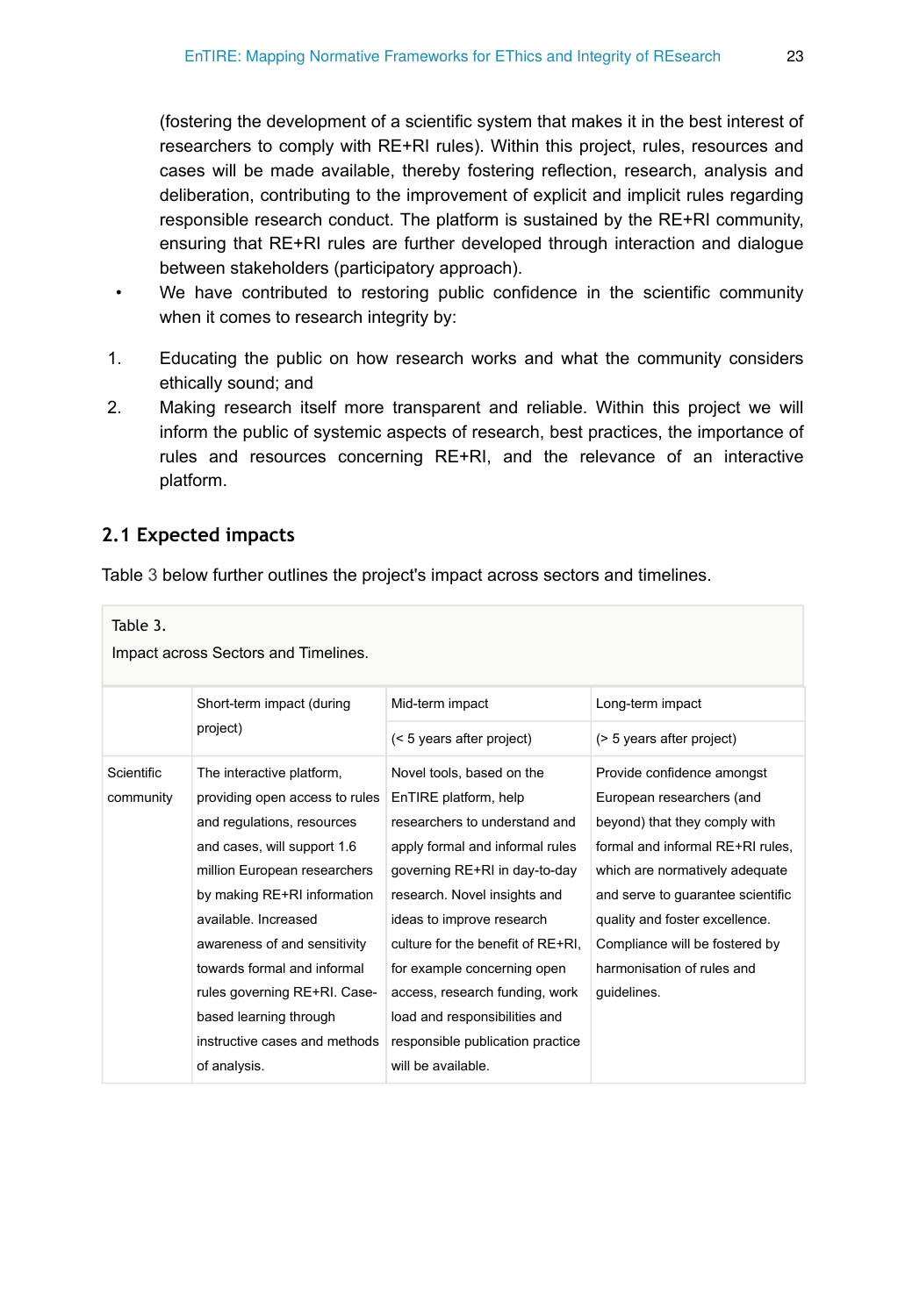(fostering the development of a scientific system that makes it in the best interest of researchers to comply with RE+RI rules). Within this project, rules, resources and cases will be made available, thereby fostering reflection, research, analysis and deliberation, contributing to the improvement of explicit and implicit rules regarding responsible research conduct. The platform is sustained by the RE+RI community, ensuring that RE+RI rules are further developed through interaction and dialogue between stakeholders (participatory approach).

- We have contributed to restoring public confidence in the scientific community when it comes to research integrity by:

1. Educating the public on how research works and what the community considers ethically sound; and
2. Making research itself more transparent and reliable. Within this project we will inform the public of systemic aspects of research, best practices, the importance of rules and resources concerning RE+RI, and the relevance of an interactive platform.

## 2.1 Expected impacts

Table 3 below further outlines the project's impact across sectors and timelines.

Table 3.

Impact across Sectors and Timelines.

| | Short-term impact (during project) | Mid-term impact (< 5 years after project) | Long-term impact (> 5 years after project) |
| --- | --- | --- | --- |
| Scientific community | The interactive platform, providing open access to rules and regulations, resources and cases, will support 1.6 million European researchers by making RE+RI information available. Increased awareness of and sensitivity towards formal and informal rules governing RE+RI. Case-based learning through instructive cases and methods of analysis. | Novel tools, based on the EnTIRE platform, help researchers to understand and apply formal and informal rules governing RE+RI in day-to-day research. Novel insights and ideas to improve research culture for the benefit of RE+RI, for example concerning open access, research funding, work load and responsibilities and responsible publication practice will be available. | Provide confidence amongst European researchers (and beyond) that they comply with formal and informal RE+RI rules, which are normatively adequate and serve to guarantee scientific quality and foster excellence. Compliance will be fostered by harmonisation of rules and guidelines. |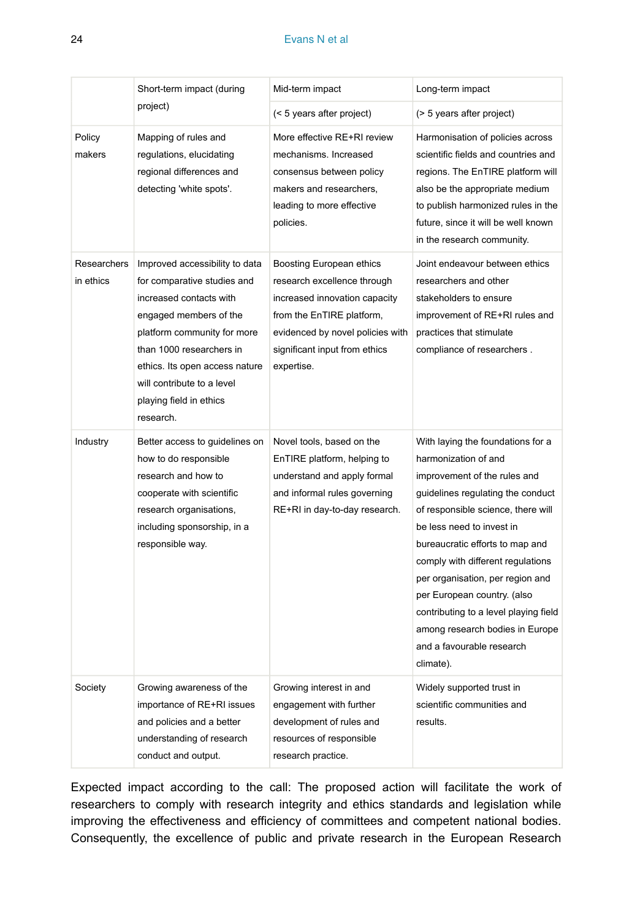| | Short-term impact (during project) | Mid-term impact | Long-term impact |
|---|---|---|---|
| | | (< 5 years after project) | (> 5 years after project) |
| Policy makers | Mapping of rules and regulations, elucidating regional differences and detecting 'white spots'. | More effective RE+RI review mechanisms. Increased consensus between policy makers and researchers, leading to more effective policies. | Harmonisation of policies across scientific fields and countries and regions. The EnTIRE platform will also be the appropriate medium to publish harmonized rules in the future, since it will be well known in the research community. |
| Researchers in ethics | Improved accessibility to data for comparative studies and increased contacts with engaged members of the platform community for more than 1000 researchers in ethics. Its open access nature will contribute to a level playing field in ethics research. | Boosting European ethics research excellence through increased innovation capacity from the EnTIRE platform, evidenced by novel policies with significant input from ethics expertise. | Joint endeavour between ethics researchers and other stakeholders to ensure improvement of RE+RI rules and practices that stimulate compliance of researchers . |
| Industry | Better access to guidelines on how to do responsible research and how to cooperate with scientific research organisations, including sponsorship, in a responsible way. | Novel tools, based on the EnTIRE platform, helping to understand and apply formal and informal rules governing RE+RI in day-to-day research. | With laying the foundations for a harmonization of and improvement of the rules and guidelines regulating the conduct of responsible science, there will be less need to invest in bureaucratic efforts to map and comply with different regulations per organisation, per region and per European country. (also contributing to a level playing field among research bodies in Europe and a favourable research climate). |
| Society | Growing awareness of the importance of RE+RI issues and policies and a better understanding of research conduct and output. | Growing interest in and engagement with further development of rules and resources of responsible research practice. | Widely supported trust in scientific communities and results. |

Expected impact according to the call: The proposed action will facilitate the work of researchers to comply with research integrity and ethics standards and legislation while improving the effectiveness and efficiency of committees and competent national bodies. Consequently, the excellence of public and private research in the European Research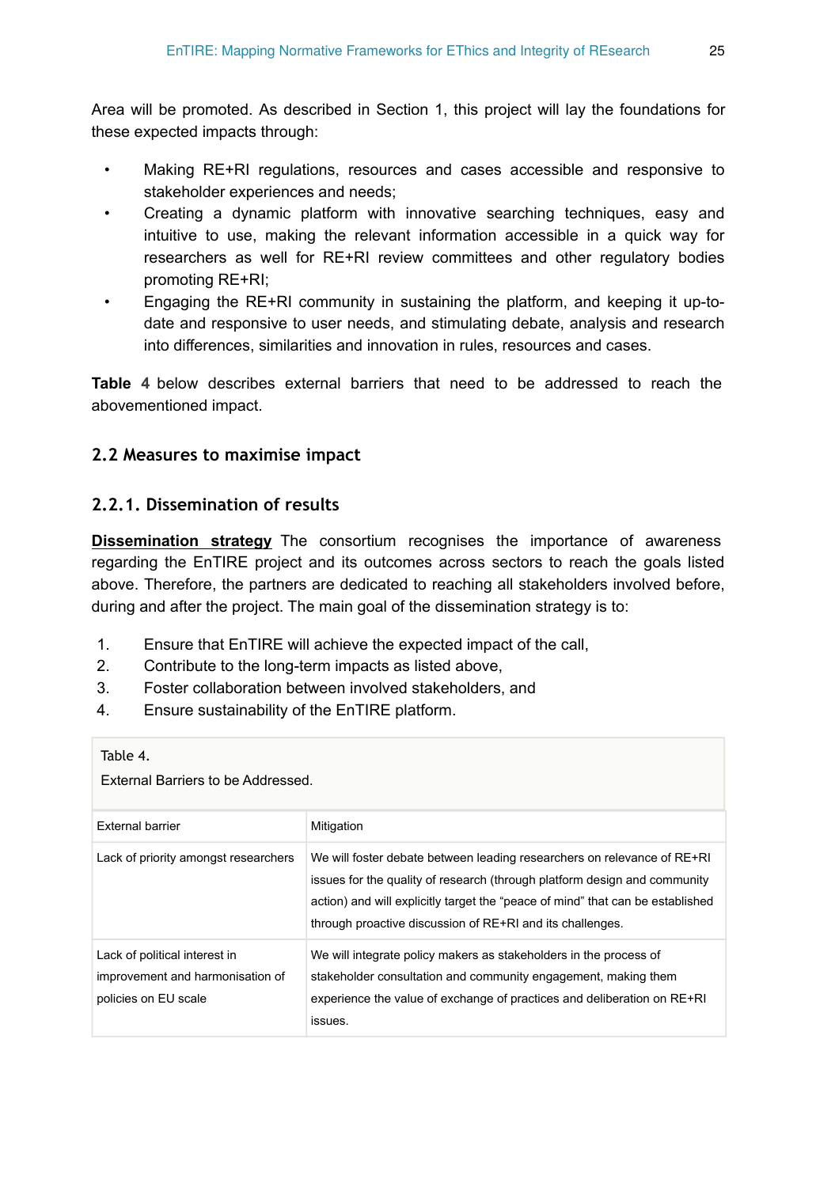Area will be promoted. As described in Section 1, this project will lay the foundations for these expected impacts through:

- Making RE+RI regulations, resources and cases accessible and responsive to stakeholder experiences and needs;
- Creating a dynamic platform with innovative searching techniques, easy and intuitive to use, making the relevant information accessible in a quick way for researchers as well for RE+RI review committees and other regulatory bodies promoting RE+RI;
- Engaging the RE+RI community in sustaining the platform, and keeping it up-to-date and responsive to user needs, and stimulating debate, analysis and research into differences, similarities and innovation in rules, resources and cases.

**Table 4** below describes external barriers that need to be addressed to reach the abovementioned impact.

### 2.2 Measures to maximise impact

#### 2.2.1. Dissemination of results

**Dissemination strategy** The consortium recognises the importance of awareness regarding the EnTIRE project and its outcomes across sectors to reach the goals listed above. Therefore, the partners are dedicated to reaching all stakeholders involved before, during and after the project. The main goal of the dissemination strategy is to:

1. Ensure that EnTIRE will achieve the expected impact of the call,
2. Contribute to the long-term impacts as listed above,
3. Foster collaboration between involved stakeholders, and
4. Ensure sustainability of the EnTIRE platform.

Table 4.

External Barriers to be Addressed.

| External barrier | Mitigation |
|---|---|
| Lack of priority amongst researchers | We will foster debate between leading researchers on relevance of RE+RI issues for the quality of research (through platform design and community action) and will explicitly target the "peace of mind" that can be established through proactive discussion of RE+RI and its challenges. |
| Lack of political interest in improvement and harmonisation of policies on EU scale | We will integrate policy makers as stakeholders in the process of stakeholder consultation and community engagement, making them experience the value of exchange of practices and deliberation on RE+RI issues. |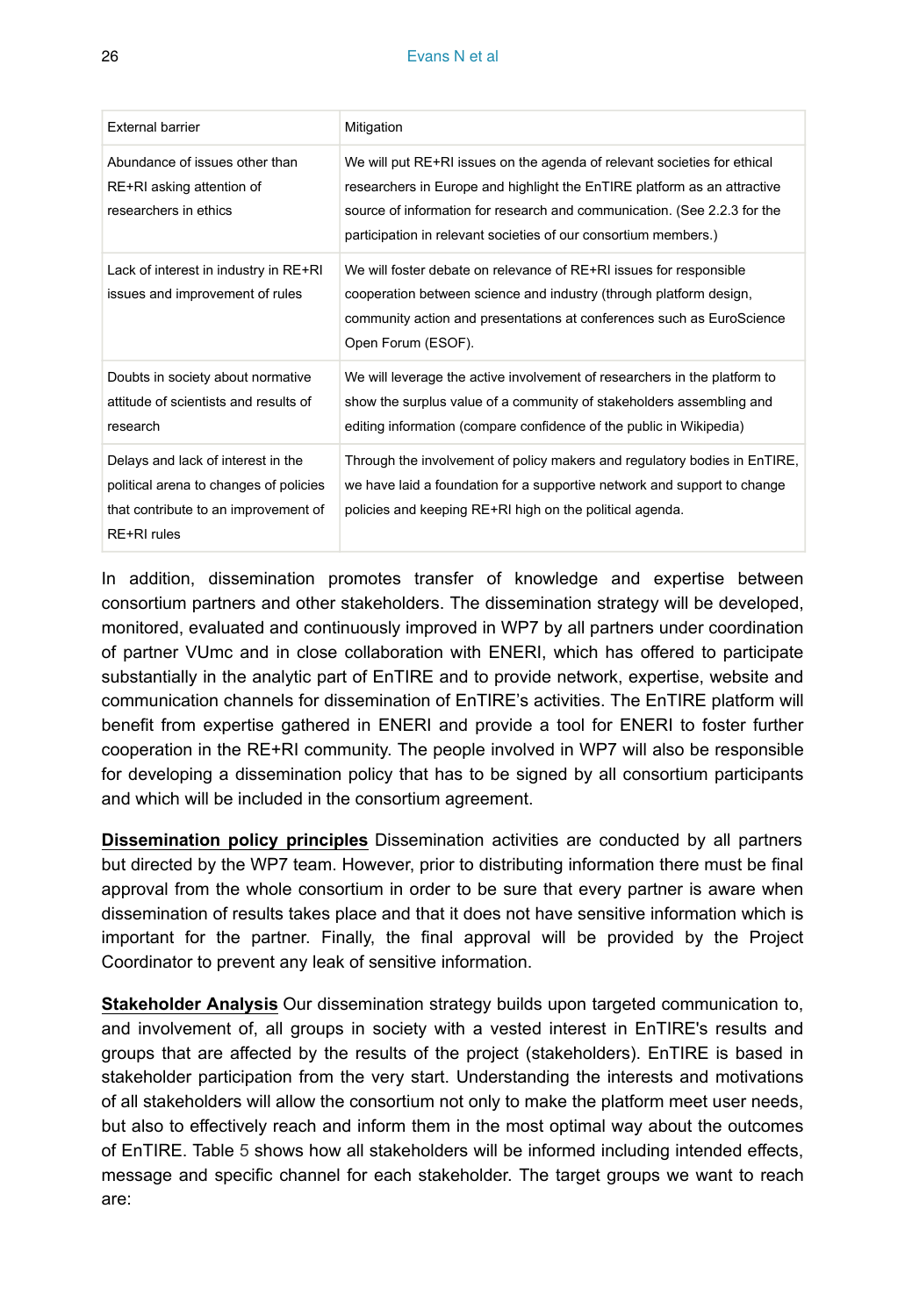| External barrier | Mitigation |
| --- | --- |
| Abundance of issues other than RE+RI asking attention of researchers in ethics | We will put RE+RI issues on the agenda of relevant societies for ethical researchers in Europe and highlight the EnTIRE platform as an attractive source of information for research and communication. (See 2.2.3 for the participation in relevant societies of our consortium members.) |
| Lack of interest in industry in RE+RI issues and improvement of rules | We will foster debate on relevance of RE+RI issues for responsible cooperation between science and industry (through platform design, community action and presentations at conferences such as EuroScience Open Forum (ESOF). |
| Doubts in society about normative attitude of scientists and results of research | We will leverage the active involvement of researchers in the platform to show the surplus value of a community of stakeholders assembling and editing information (compare confidence of the public in Wikipedia) |
| Delays and lack of interest in the political arena to changes of policies that contribute to an improvement of RE+RI rules | Through the involvement of policy makers and regulatory bodies in EnTIRE, we have laid a foundation for a supportive network and support to change policies and keeping RE+RI high on the political agenda. |

In addition, dissemination promotes transfer of knowledge and expertise between consortium partners and other stakeholders. The dissemination strategy will be developed, monitored, evaluated and continuously improved in WP7 by all partners under coordination of partner VUmc and in close collaboration with ENERI, which has offered to participate substantially in the analytic part of EnTIRE and to provide network, expertise, website and communication channels for dissemination of EnTIRE's activities. The EnTIRE platform will benefit from expertise gathered in ENERI and provide a tool for ENERI to foster further cooperation in the RE+RI community. The people involved in WP7 will also be responsible for developing a dissemination policy that has to be signed by all consortium participants and which will be included in the consortium agreement.

**Dissemination policy principles** Dissemination activities are conducted by all partners but directed by the WP7 team. However, prior to distributing information there must be final approval from the whole consortium in order to be sure that every partner is aware when dissemination of results takes place and that it does not have sensitive information which is important for the partner. Finally, the final approval will be provided by the Project Coordinator to prevent any leak of sensitive information.

**Stakeholder Analysis** Our dissemination strategy builds upon targeted communication to, and involvement of, all groups in society with a vested interest in EnTIRE's results and groups that are affected by the results of the project (stakeholders). EnTIRE is based in stakeholder participation from the very start. Understanding the interests and motivations of all stakeholders will allow the consortium not only to make the platform meet user needs, but also to effectively reach and inform them in the most optimal way about the outcomes of EnTIRE. Table 5 shows how all stakeholders will be informed including intended effects, message and specific channel for each stakeholder. The target groups we want to reach are: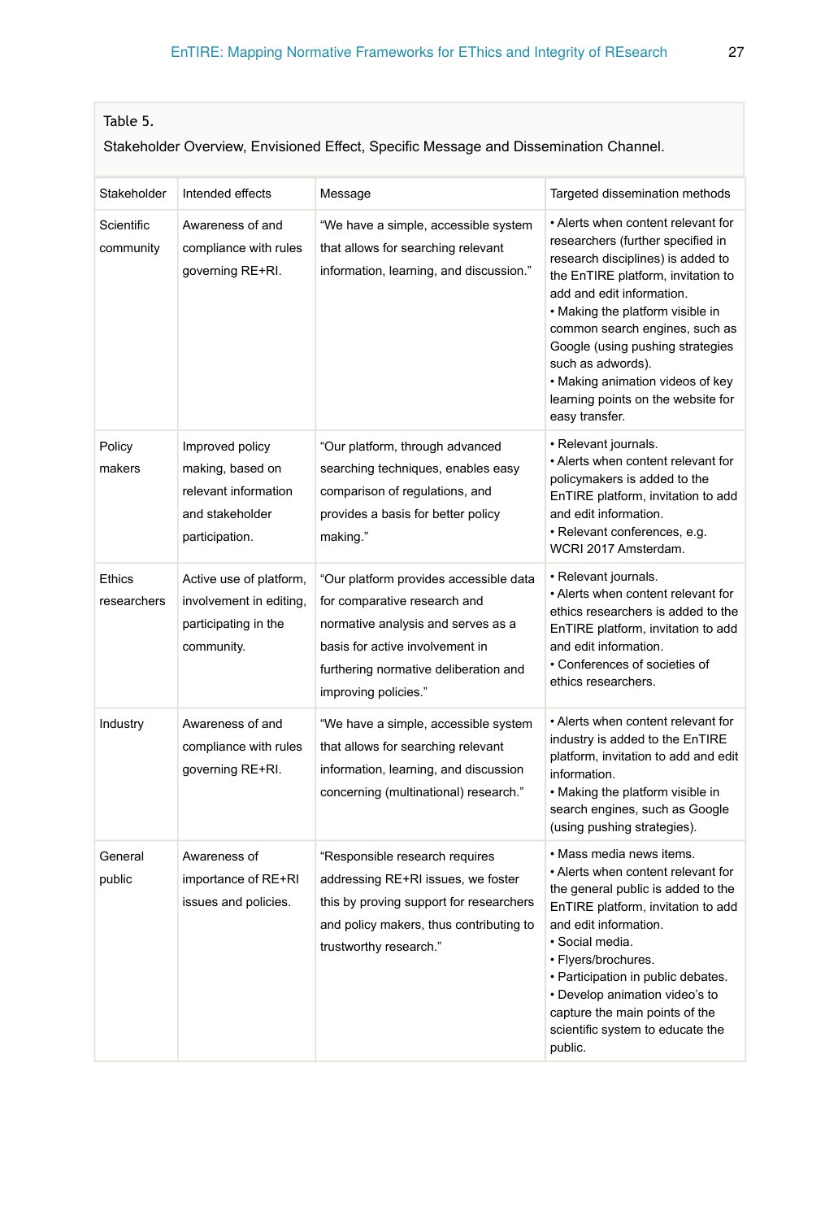Table 5.

Stakeholder Overview, Envisioned Effect, Specific Message and Dissemination Channel.

| Stakeholder | Intended effects | Message | Targeted dissemination methods |
|---|---|---|---|
| Scientific community | Awareness of and compliance with rules governing RE+RI. | "We have a simple, accessible system that allows for searching relevant information, learning, and discussion." | • Alerts when content relevant for researchers (further specified in research disciplines) is added to the EnTIRE platform, invitation to add and edit information.<br>• Making the platform visible in common search engines, such as Google (using pushing strategies such as adwords).<br>• Making animation videos of key learning points on the website for easy transfer. |
| Policy makers | Improved policy making, based on relevant information and stakeholder participation. | "Our platform, through advanced searching techniques, enables easy comparison of regulations, and provides a basis for better policy making." | • Relevant journals.<br>• Alerts when content relevant for policymakers is added to the EnTIRE platform, invitation to add and edit information.<br>• Relevant conferences, e.g. WCRI 2017 Amsterdam. |
| Ethics researchers | Active use of platform, involvement in editing, participating in the community. | "Our platform provides accessible data for comparative research and normative analysis and serves as a basis for active involvement in furthering normative deliberation and improving policies." | • Relevant journals.<br>• Alerts when content relevant for ethics researchers is added to the EnTIRE platform, invitation to add and edit information.<br>• Conferences of societies of ethics researchers. |
| Industry | Awareness of and compliance with rules governing RE+RI. | "We have a simple, accessible system that allows for searching relevant information, learning, and discussion concerning (multinational) research." | • Alerts when content relevant for industry is added to the EnTIRE platform, invitation to add and edit information.<br>• Making the platform visible in search engines, such as Google (using pushing strategies). |
| General public | Awareness of importance of RE+RI issues and policies. | "Responsible research requires addressing RE+RI issues, we foster this by proving support for researchers and policy makers, thus contributing to trustworthy research." | • Mass media news items.<br>• Alerts when content relevant for the general public is added to the EnTIRE platform, invitation to add and edit information.<br>• Social media.<br>• Flyers/brochures.<br>• Participation in public debates.<br>• Develop animation video's to capture the main points of the scientific system to educate the public. |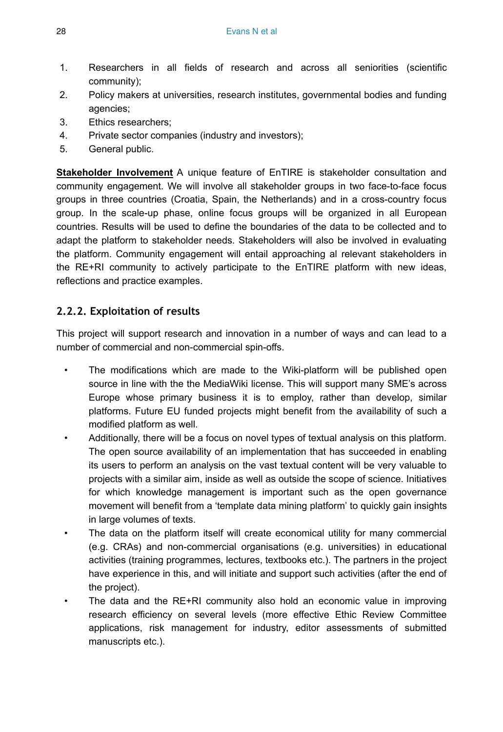1. Researchers in all fields of research and across all seniorities (scientific community);
2. Policy makers at universities, research institutes, governmental bodies and funding agencies;
3. Ethics researchers;
4. Private sector companies (industry and investors);
5. General public.

**Stakeholder Involvement** A unique feature of EnTIRE is stakeholder consultation and community engagement. We will involve all stakeholder groups in two face-to-face focus groups in three countries (Croatia, Spain, the Netherlands) and in a cross-country focus group. In the scale-up phase, online focus groups will be organized in all European countries. Results will be used to define the boundaries of the data to be collected and to adapt the platform to stakeholder needs. Stakeholders will also be involved in evaluating the platform. Community engagement will entail approaching al relevant stakeholders in the RE+RI community to actively participate to the EnTIRE platform with new ideas, reflections and practice examples.

### 2.2.2. Exploitation of results

This project will support research and innovation in a number of ways and can lead to a number of commercial and non-commercial spin-offs.

- The modifications which are made to the Wiki-platform will be published open source in line with the the MediaWiki license. This will support many SME's across Europe whose primary business it is to employ, rather than develop, similar platforms. Future EU funded projects might benefit from the availability of such a modified platform as well.
- Additionally, there will be a focus on novel types of textual analysis on this platform. The open source availability of an implementation that has succeeded in enabling its users to perform an analysis on the vast textual content will be very valuable to projects with a similar aim, inside as well as outside the scope of science. Initiatives for which knowledge management is important such as the open governance movement will benefit from a 'template data mining platform' to quickly gain insights in large volumes of texts.
- The data on the platform itself will create economical utility for many commercial (e.g. CRAs) and non-commercial organisations (e.g. universities) in educational activities (training programmes, lectures, textbooks etc.). The partners in the project have experience in this, and will initiate and support such activities (after the end of the project).
- The data and the RE+RI community also hold an economic value in improving research efficiency on several levels (more effective Ethic Review Committee applications, risk management for industry, editor assessments of submitted manuscripts etc.).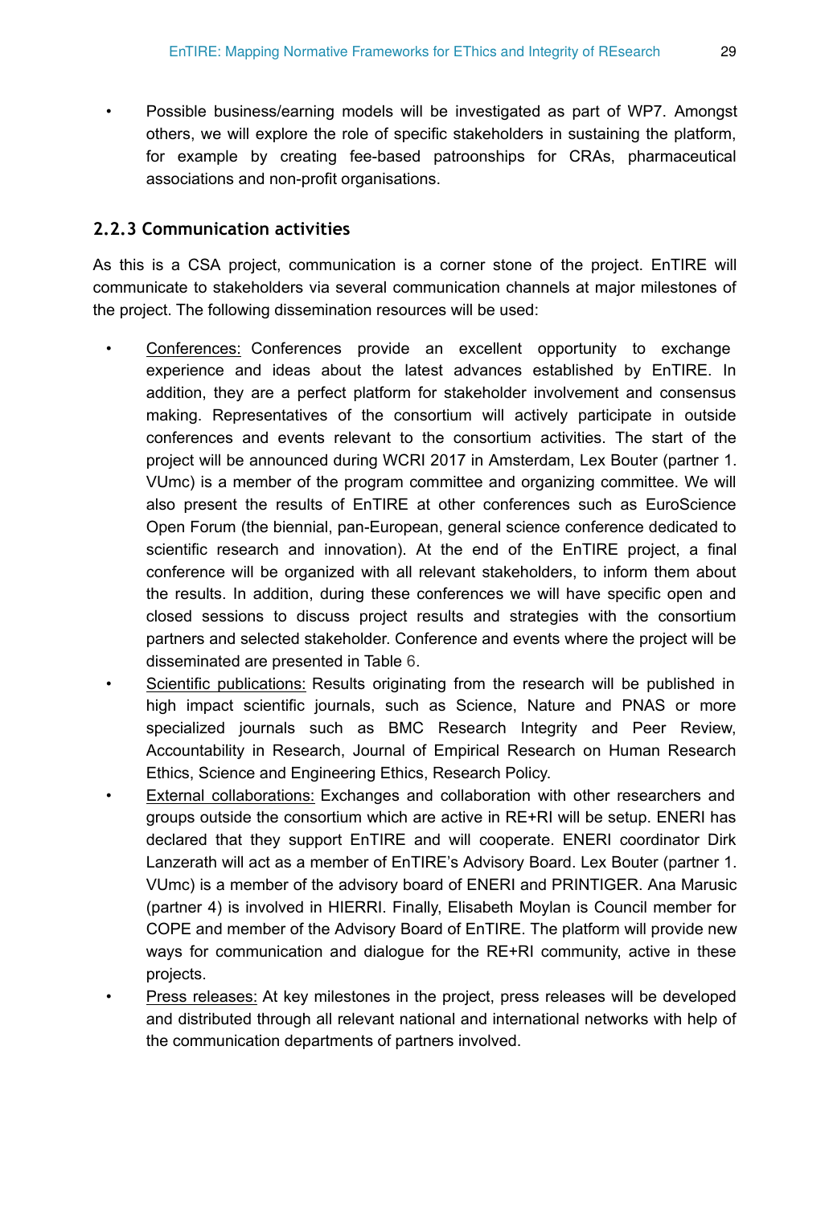- Possible business/earning models will be investigated as part of WP7. Amongst others, we will explore the role of specific stakeholders in sustaining the platform, for example by creating fee-based patroonships for CRAs, pharmaceutical associations and non-profit organisations.

### 2.2.3 Communication activities

As this is a CSA project, communication is a corner stone of the project. EnTIRE will communicate to stakeholders via several communication channels at major milestones of the project. The following dissemination resources will be used:

- Conferences: Conferences provide an excellent opportunity to exchange experience and ideas about the latest advances established by EnTIRE. In addition, they are a perfect platform for stakeholder involvement and consensus making. Representatives of the consortium will actively participate in outside conferences and events relevant to the consortium activities. The start of the project will be announced during WCRI 2017 in Amsterdam, Lex Bouter (partner 1. VUmc) is a member of the program committee and organizing committee. We will also present the results of EnTIRE at other conferences such as EuroScience Open Forum (the biennial, pan-European, general science conference dedicated to scientific research and innovation). At the end of the EnTIRE project, a final conference will be organized with all relevant stakeholders, to inform them about the results. In addition, during these conferences we will have specific open and closed sessions to discuss project results and strategies with the consortium partners and selected stakeholder. Conference and events where the project will be disseminated are presented in Table 6.
- Scientific publications: Results originating from the research will be published in high impact scientific journals, such as Science, Nature and PNAS or more specialized journals such as BMC Research Integrity and Peer Review, Accountability in Research, Journal of Empirical Research on Human Research Ethics, Science and Engineering Ethics, Research Policy.
- External collaborations: Exchanges and collaboration with other researchers and groups outside the consortium which are active in RE+RI will be setup. ENERI has declared that they support EnTIRE and will cooperate. ENERI coordinator Dirk Lanzerath will act as a member of EnTIRE's Advisory Board. Lex Bouter (partner 1. VUmc) is a member of the advisory board of ENERI and PRINTIGER. Ana Marusic (partner 4) is involved in HIERRI. Finally, Elisabeth Moylan is Council member for COPE and member of the Advisory Board of EnTIRE. The platform will provide new ways for communication and dialogue for the RE+RI community, active in these projects.
- Press releases: At key milestones in the project, press releases will be developed and distributed through all relevant national and international networks with help of the communication departments of partners involved.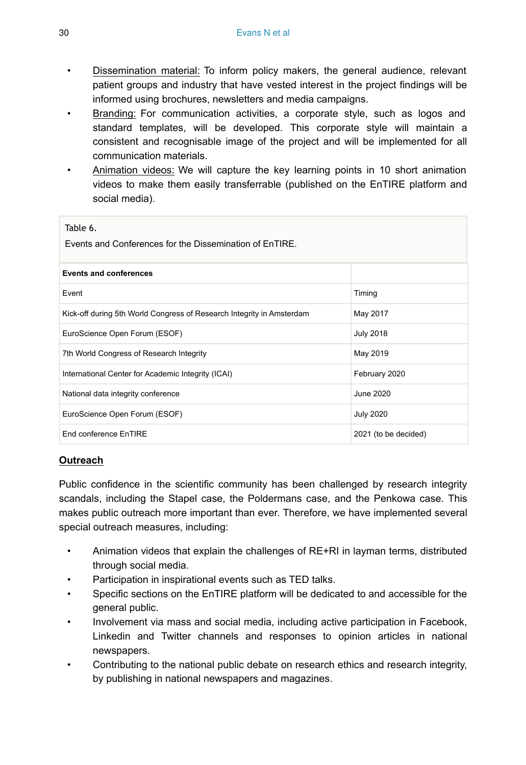- Dissemination material: To inform policy makers, the general audience, relevant patient groups and industry that have vested interest in the project findings will be informed using brochures, newsletters and media campaigns.
- Branding: For communication activities, a corporate style, such as logos and standard templates, will be developed. This corporate style will maintain a consistent and recognisable image of the project and will be implemented for all communication materials.
- Animation videos: We will capture the key learning points in 10 short animation videos to make them easily transferrable (published on the EnTIRE platform and social media).

Table 6.

Events and Conferences for the Dissemination of EnTIRE.

| **Events and conferences** | |
|---|---|
| Event | Timing |
| Kick-off during 5th World Congress of Research Integrity in Amsterdam | May 2017 |
| EuroScience Open Forum (ESOF) | July 2018 |
| 7th World Congress of Research Integrity | May 2019 |
| International Center for Academic Integrity (ICAI) | February 2020 |
| National data integrity conference | June 2020 |
| EuroScience Open Forum (ESOF) | July 2020 |
| End conference EnTIRE | 2021 (to be decided) |

## Outreach

Public confidence in the scientific community has been challenged by research integrity scandals, including the Stapel case, the Poldermans case, and the Penkowa case. This makes public outreach more important than ever. Therefore, we have implemented several special outreach measures, including:

- Animation videos that explain the challenges of RE+RI in layman terms, distributed through social media.
- Participation in inspirational events such as TED talks.
- Specific sections on the EnTIRE platform will be dedicated to and accessible for the general public.
- Involvement via mass and social media, including active participation in Facebook, Linkedin and Twitter channels and responses to opinion articles in national newspapers.
- Contributing to the national public debate on research ethics and research integrity, by publishing in national newspapers and magazines.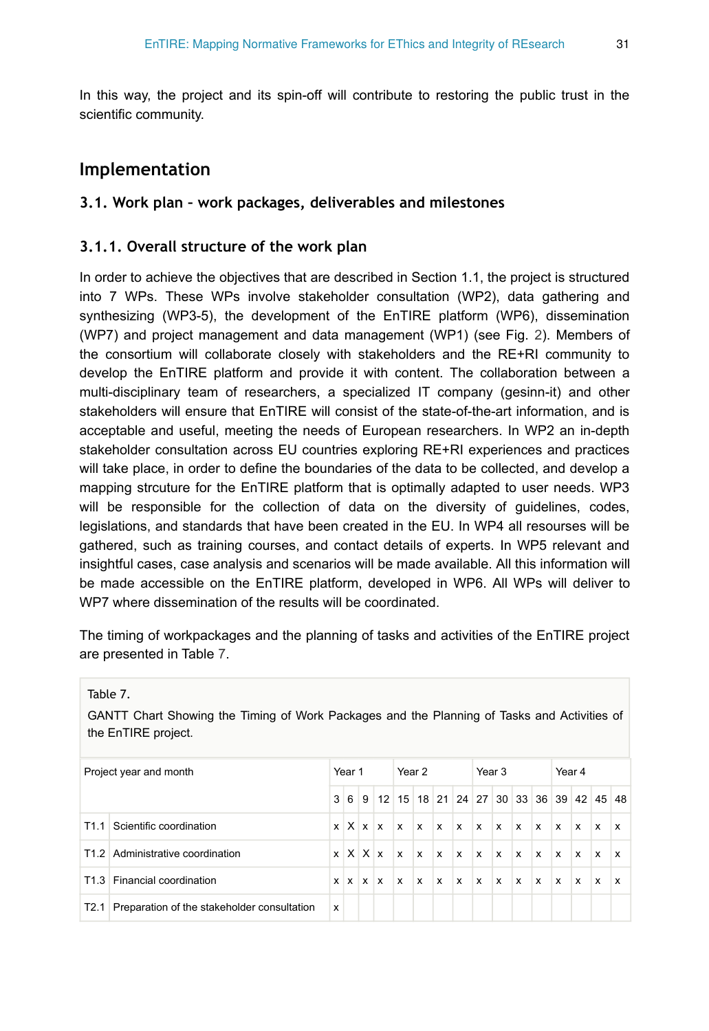In this way, the project and its spin-off will contribute to restoring the public trust in the scientific community.

# Implementation

## 3.1. Work plan – work packages, deliverables and milestones

### 3.1.1. Overall structure of the work plan

In order to achieve the objectives that are described in Section 1.1, the project is structured into 7 WPs. These WPs involve stakeholder consultation (WP2), data gathering and synthesizing (WP3-5), the development of the EnTIRE platform (WP6), dissemination (WP7) and project management and data management (WP1) (see Fig. 2). Members of the consortium will collaborate closely with stakeholders and the RE+RI community to develop the EnTIRE platform and provide it with content. The collaboration between a multi-disciplinary team of researchers, a specialized IT company (gesinn-it) and other stakeholders will ensure that EnTIRE will consist of the state-of-the-art information, and is acceptable and useful, meeting the needs of European researchers. In WP2 an in-depth stakeholder consultation across EU countries exploring RE+RI experiences and practices will take place, in order to define the boundaries of the data to be collected, and develop a mapping strcuture for the EnTIRE platform that is optimally adapted to user needs. WP3 will be responsible for the collection of data on the diversity of guidelines, codes, legislations, and standards that have been created in the EU. In WP4 all resourses will be gathered, such as training courses, and contact details of experts. In WP5 relevant and insightful cases, case analysis and scenarios will be made available. All this information will be made accessible on the EnTIRE platform, developed in WP6. All WPs will deliver to WP7 where dissemination of the results will be coordinated.

The timing of workpackages and the planning of tasks and activities of the EnTIRE project are presented in Table 7.

Table 7.

GANTT Chart Showing the Timing of Work Packages and the Planning of Tasks and Activities of the EnTIRE project.

| Project year and month | | Year 1 | | | | Year 2 | | | | Year 3 | | | | Year 4 | | | |
|---|---|---|---|---|---|---|---|---|---|---|---|---|---|---|---|---|---|
| | | 3 | 6 | 9 | 12 | 15 | 18 | 21 | 24 | 27 | 30 | 33 | 36 | 39 | 42 | 45 | 48 |
| T1.1 | Scientific coordination | x | X | x | x | x | x | x | x | x | x | x | x | x | x | x | x |
| T1.2 | Administrative coordination | x | X | X | x | x | x | x | x | x | x | x | x | x | x | x | x |
| T1.3 | Financial coordination | x | x | x | x | x | x | x | x | x | x | x | x | x | x | x | x |
| T2.1 | Preparation of the stakeholder consultation | x | | | | | | | | | | | | | | | |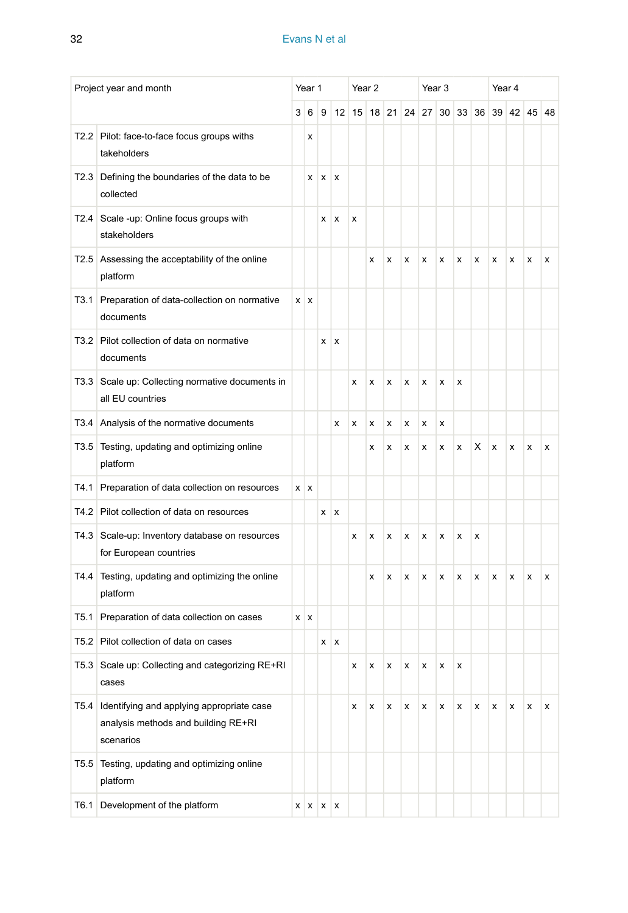| Project year and month | | Year 1 | | | | Year 2 | | | | Year 3 | | | | Year 4 | | | |
|---|---|---|---|---|---|---|---|---|---|---|---|---|---|---|---|---|---|
| | | 3 | 6 | 9 | 12 | 15 | 18 | 21 | 24 | 27 | 30 | 33 | 36 | 39 | 42 | 45 | 48 |
| T2.2 | Pilot: face-to-face focus groups withs takeholders | | x | | | | | | | | | | | | | | |
| T2.3 | Defining the boundaries of the data to be collected | | x | x | x | | | | | | | | | | | | |
| T2.4 | Scale -up: Online focus groups with stakeholders | | | x | x | x | | | | | | | | | | | |
| T2.5 | Assessing the acceptability of the online platform | | | | | | x | x | x | x | x | x | x | x | x | x | x |
| T3.1 | Preparation of data-collection on normative documents | x | x | | | | | | | | | | | | | | |
| T3.2 | Pilot collection of data on normative documents | | | x | x | | | | | | | | | | | | |
| T3.3 | Scale up: Collecting normative documents in all EU countries | | | | | x | x | x | x | x | x | x | | | | | |
| T3.4 | Analysis of the normative documents | | | | x | x | x | x | x | x | x | | | | | | |
| T3.5 | Testing, updating and optimizing online platform | | | | | | x | x | x | x | x | x | X | x | x | x | x |
| T4.1 | Preparation of data collection on resources | x | x | | | | | | | | | | | | | | |
| T4.2 | Pilot collection of data on resources | | | x | x | | | | | | | | | | | | |
| T4.3 | Scale-up: Inventory database on resources for European countries | | | | | x | x | x | x | x | x | x | x | | | | |
| T4.4 | Testing, updating and optimizing the online platform | | | | | | x | x | x | x | x | x | x | x | x | x | x |
| T5.1 | Preparation of data collection on cases | x | x | | | | | | | | | | | | | | |
| T5.2 | Pilot collection of data on cases | | | x | x | | | | | | | | | | | | |
| T5.3 | Scale up: Collecting and categorizing RE+RI cases | | | | | x | x | x | x | x | x | x | | | | | |
| T5.4 | Identifying and applying appropriate case analysis methods and building RE+RI scenarios | | | | | x | x | x | x | x | x | x | x | x | x | x | x |
| T5.5 | Testing, updating and optimizing online platform | | | | | | | | | | | | | | | | |
| T6.1 | Development of the platform | x | x | x | x | | | | | | | | | | | | |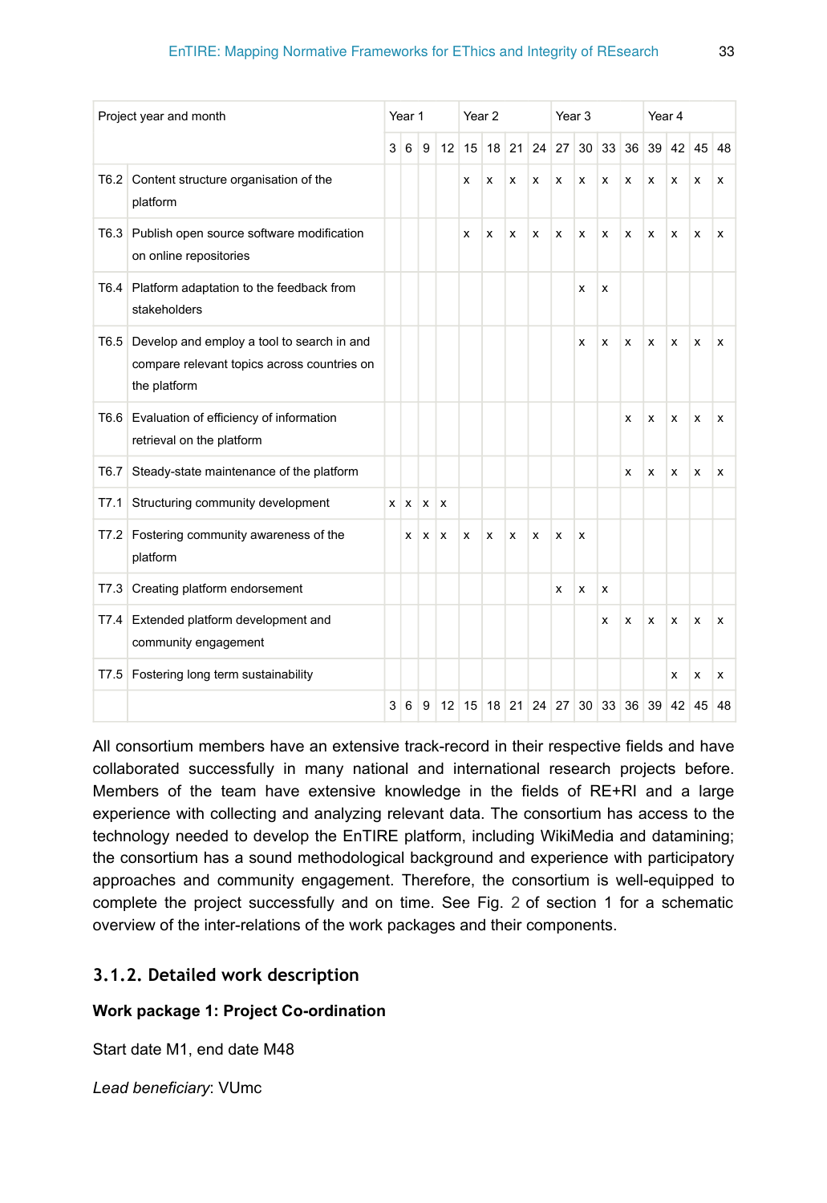| Project year and month | | Year 1 | | | | Year 2 | | | | Year 3 | | | | Year 4 | | | |
|---|---|---|---|---|---|---|---|---|---|---|---|---|---|---|---|---|---|
| | | 3 | 6 | 9 | 12 | 15 | 18 | 21 | 24 | 27 | 30 | 33 | 36 | 39 | 42 | 45 | 48 |
| T6.2 | Content structure organisation of the platform | | | | | x | x | x | x | x | x | x | x | x | x | x | x |
| T6.3 | Publish open source software modification on online repositories | | | | | x | x | x | x | x | x | x | x | x | x | x | x |
| T6.4 | Platform adaptation to the feedback from stakeholders | | | | | | | | | | x | x | | | | | |
| T6.5 | Develop and employ a tool to search in and compare relevant topics across countries on the platform | | | | | | | | | | x | x | x | x | x | x | x |
| T6.6 | Evaluation of efficiency of information retrieval on the platform | | | | | | | | | | | | x | x | x | x | x |
| T6.7 | Steady-state maintenance of the platform | | | | | | | | | | | | x | x | x | x | x |
| T7.1 | Structuring community development | x | x | x | x | | | | | | | | | | | | |
| T7.2 | Fostering community awareness of the platform | | x | x | x | x | x | x | x | x | x | | | | | | |
| T7.3 | Creating platform endorsement | | | | | | | | | x | x | x | | | | | |
| T7.4 | Extended platform development and community engagement | | | | | | | | | | | x | x | x | x | x | x |
| T7.5 | Fostering long term sustainability | | | | | | | | | | | | | | x | x | x |
| | | 3 | 6 | 9 | 12 | 15 | 18 | 21 | 24 | 27 | 30 | 33 | 36 | 39 | 42 | 45 | 48 |

All consortium members have an extensive track-record in their respective fields and have collaborated successfully in many national and international research projects before. Members of the team have extensive knowledge in the fields of RE+RI and a large experience with collecting and analyzing relevant data. The consortium has access to the technology needed to develop the EnTIRE platform, including WikiMedia and datamining; the consortium has a sound methodological background and experience with participatory approaches and community engagement. Therefore, the consortium is well-equipped to complete the project successfully and on time. See Fig. 2 of section 1 for a schematic overview of the inter-relations of the work packages and their components.

### 3.1.2. Detailed work description

**Work package 1: Project Co-ordination**

Start date M1, end date M48

*Lead beneficiary*: VUmc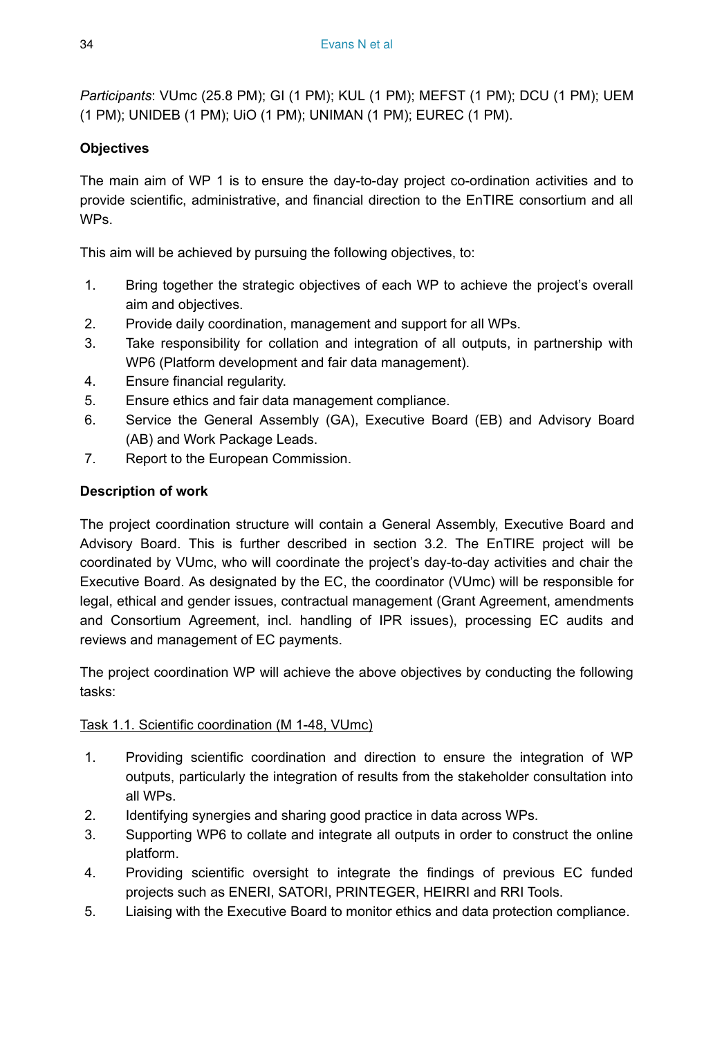*Participants*: VUmc (25.8 PM); GI (1 PM); KUL (1 PM); MEFST (1 PM); DCU (1 PM); UEM (1 PM); UNIDEB (1 PM); UiO (1 PM); UNIMAN (1 PM); EUREC (1 PM).

**Objectives**

The main aim of WP 1 is to ensure the day-to-day project co-ordination activities and to provide scientific, administrative, and financial direction to the EnTIRE consortium and all WPs.

This aim will be achieved by pursuing the following objectives, to:

1. Bring together the strategic objectives of each WP to achieve the project's overall aim and objectives.
2. Provide daily coordination, management and support for all WPs.
3. Take responsibility for collation and integration of all outputs, in partnership with WP6 (Platform development and fair data management).
4. Ensure financial regularity.
5. Ensure ethics and fair data management compliance.
6. Service the General Assembly (GA), Executive Board (EB) and Advisory Board (AB) and Work Package Leads.
7. Report to the European Commission.

**Description of work**

The project coordination structure will contain a General Assembly, Executive Board and Advisory Board. This is further described in section 3.2. The EnTIRE project will be coordinated by VUmc, who will coordinate the project's day-to-day activities and chair the Executive Board. As designated by the EC, the coordinator (VUmc) will be responsible for legal, ethical and gender issues, contractual management (Grant Agreement, amendments and Consortium Agreement, incl. handling of IPR issues), processing EC audits and reviews and management of EC payments.

The project coordination WP will achieve the above objectives by conducting the following tasks:

<u>Task 1.1. Scientific coordination (M 1-48, VUmc)</u>

1. Providing scientific coordination and direction to ensure the integration of WP outputs, particularly the integration of results from the stakeholder consultation into all WPs.
2. Identifying synergies and sharing good practice in data across WPs.
3. Supporting WP6 to collate and integrate all outputs in order to construct the online platform.
4. Providing scientific oversight to integrate the findings of previous EC funded projects such as ENERI, SATORI, PRINTEGER, HEIRRI and RRI Tools.
5. Liaising with the Executive Board to monitor ethics and data protection compliance.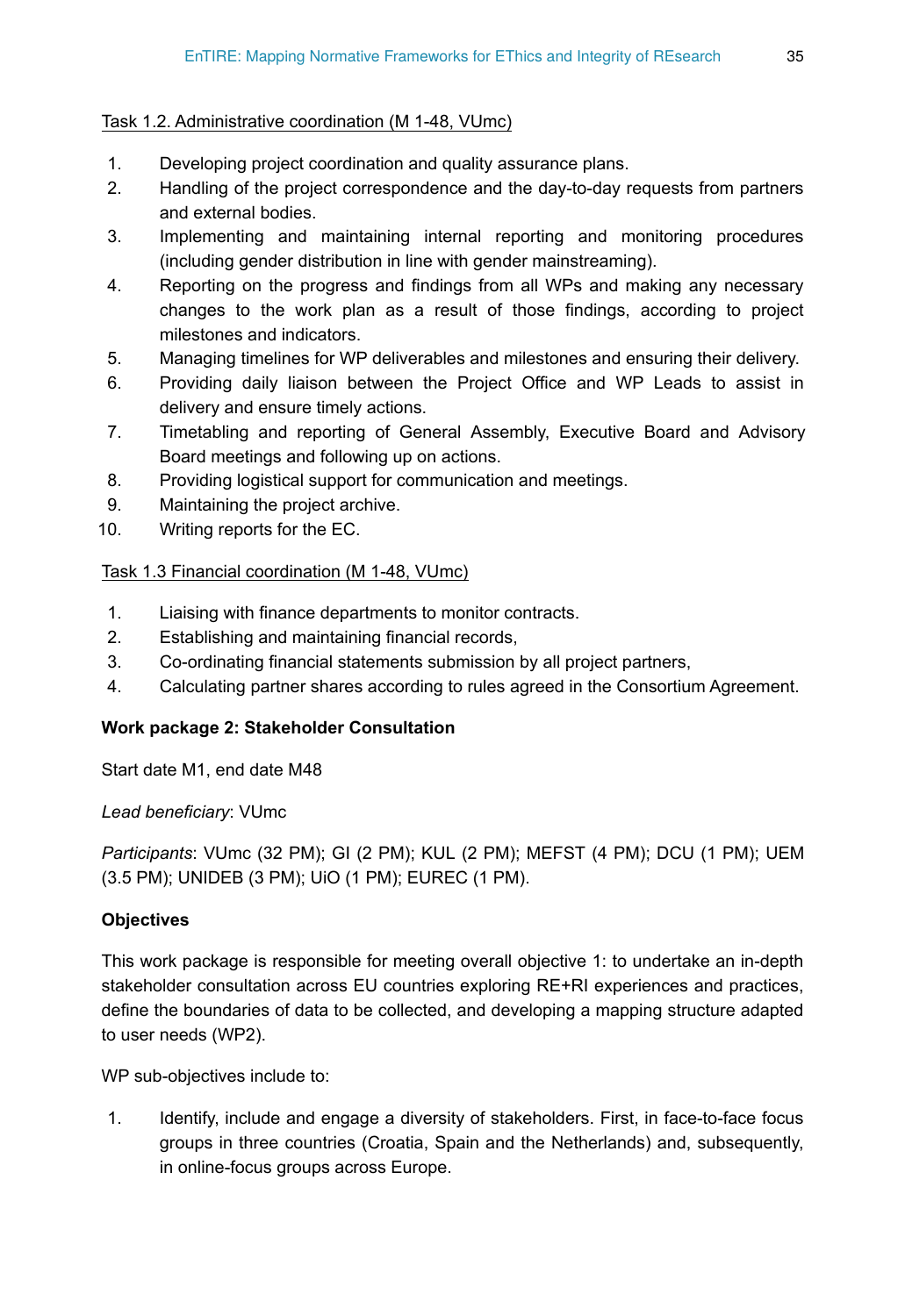Task 1.2. Administrative coordination (M 1-48, VUmc)

1. Developing project coordination and quality assurance plans.
2. Handling of the project correspondence and the day-to-day requests from partners and external bodies.
3. Implementing and maintaining internal reporting and monitoring procedures (including gender distribution in line with gender mainstreaming).
4. Reporting on the progress and findings from all WPs and making any necessary changes to the work plan as a result of those findings, according to project milestones and indicators.
5. Managing timelines for WP deliverables and milestones and ensuring their delivery.
6. Providing daily liaison between the Project Office and WP Leads to assist in delivery and ensure timely actions.
7. Timetabling and reporting of General Assembly, Executive Board and Advisory Board meetings and following up on actions.
8. Providing logistical support for communication and meetings.
9. Maintaining the project archive.
10. Writing reports for the EC.

Task 1.3 Financial coordination (M 1-48, VUmc)

1. Liaising with finance departments to monitor contracts.
2. Establishing and maintaining financial records,
3. Co-ordinating financial statements submission by all project partners,
4. Calculating partner shares according to rules agreed in the Consortium Agreement.

**Work package 2: Stakeholder Consultation**

Start date M1, end date M48

*Lead beneficiary*: VUmc

*Participants*: VUmc (32 PM); GI (2 PM); KUL (2 PM); MEFST (4 PM); DCU (1 PM); UEM (3.5 PM); UNIDEB (3 PM); UiO (1 PM); EUREC (1 PM).

**Objectives**

This work package is responsible for meeting overall objective 1: to undertake an in-depth stakeholder consultation across EU countries exploring RE+RI experiences and practices, define the boundaries of data to be collected, and developing a mapping structure adapted to user needs (WP2).

WP sub-objectives include to:

1. Identify, include and engage a diversity of stakeholders. First, in face-to-face focus groups in three countries (Croatia, Spain and the Netherlands) and, subsequently, in online-focus groups across Europe.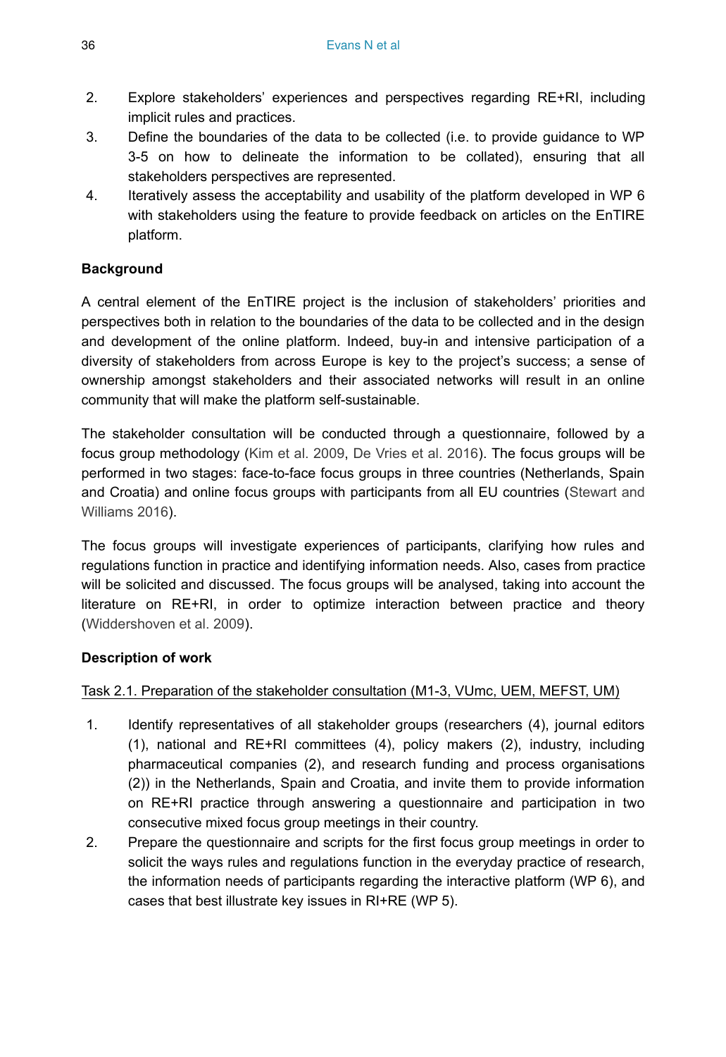2. Explore stakeholders' experiences and perspectives regarding RE+RI, including implicit rules and practices.
3. Define the boundaries of the data to be collected (i.e. to provide guidance to WP 3-5 on how to delineate the information to be collated), ensuring that all stakeholders perspectives are represented.
4. Iteratively assess the acceptability and usability of the platform developed in WP 6 with stakeholders using the feature to provide feedback on articles on the EnTIRE platform.

**Background**

A central element of the EnTIRE project is the inclusion of stakeholders' priorities and perspectives both in relation to the boundaries of the data to be collected and in the design and development of the online platform. Indeed, buy-in and intensive participation of a diversity of stakeholders from across Europe is key to the project's success; a sense of ownership amongst stakeholders and their associated networks will result in an online community that will make the platform self-sustainable.

The stakeholder consultation will be conducted through a questionnaire, followed by a focus group methodology (Kim et al. 2009, De Vries et al. 2016). The focus groups will be performed in two stages: face-to-face focus groups in three countries (Netherlands, Spain and Croatia) and online focus groups with participants from all EU countries (Stewart and Williams 2016).

The focus groups will investigate experiences of participants, clarifying how rules and regulations function in practice and identifying information needs. Also, cases from practice will be solicited and discussed. The focus groups will be analysed, taking into account the literature on RE+RI, in order to optimize interaction between practice and theory (Widdershoven et al. 2009).

**Description of work**

<u>Task 2.1. Preparation of the stakeholder consultation (M1-3, VUmc, UEM, MEFST, UM)</u>

1. Identify representatives of all stakeholder groups (researchers (4), journal editors (1), national and RE+RI committees (4), policy makers (2), industry, including pharmaceutical companies (2), and research funding and process organisations (2)) in the Netherlands, Spain and Croatia, and invite them to provide information on RE+RI practice through answering a questionnaire and participation in two consecutive mixed focus group meetings in their country.
2. Prepare the questionnaire and scripts for the first focus group meetings in order to solicit the ways rules and regulations function in the everyday practice of research, the information needs of participants regarding the interactive platform (WP 6), and cases that best illustrate key issues in RI+RE (WP 5).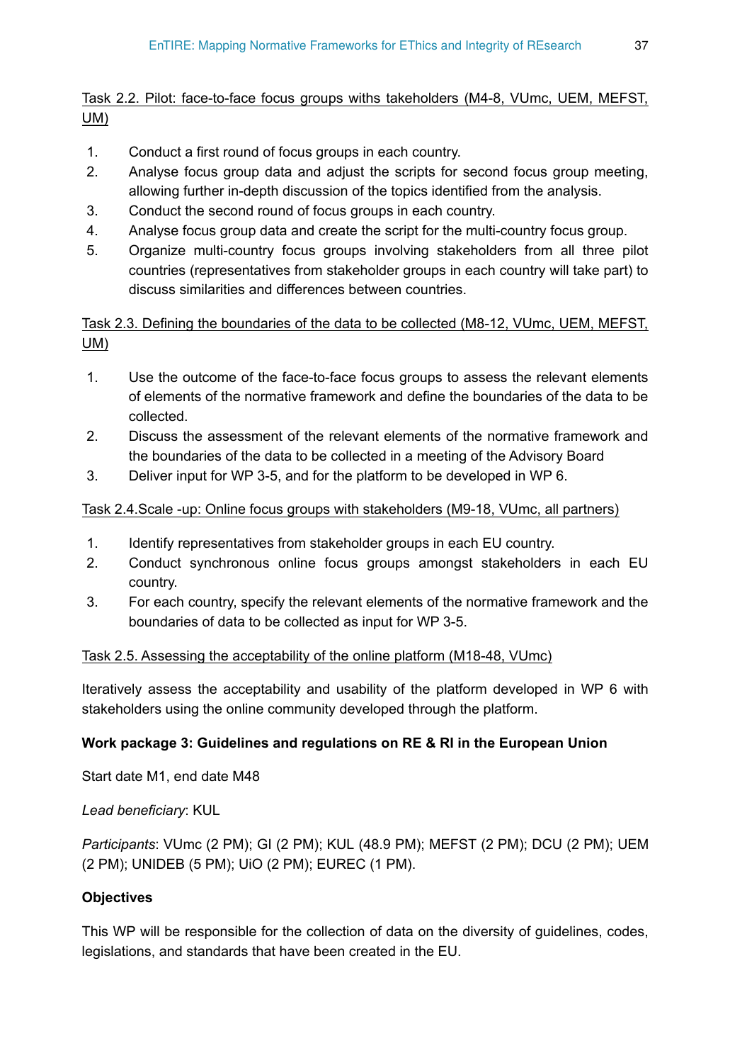Task 2.2. Pilot: face-to-face focus groups withs takeholders (M4-8, VUmc, UEM, MEFST, UM)

1. Conduct a first round of focus groups in each country.
2. Analyse focus group data and adjust the scripts for second focus group meeting, allowing further in-depth discussion of the topics identified from the analysis.
3. Conduct the second round of focus groups in each country.
4. Analyse focus group data and create the script for the multi-country focus group.
5. Organize multi-country focus groups involving stakeholders from all three pilot countries (representatives from stakeholder groups in each country will take part) to discuss similarities and differences between countries.

Task 2.3. Defining the boundaries of the data to be collected (M8-12, VUmc, UEM, MEFST, UM)

1. Use the outcome of the face-to-face focus groups to assess the relevant elements of elements of the normative framework and define the boundaries of the data to be collected.
2. Discuss the assessment of the relevant elements of the normative framework and the boundaries of the data to be collected in a meeting of the Advisory Board
3. Deliver input for WP 3-5, and for the platform to be developed in WP 6.

Task 2.4.Scale -up: Online focus groups with stakeholders (M9-18, VUmc, all partners)

1. Identify representatives from stakeholder groups in each EU country.
2. Conduct synchronous online focus groups amongst stakeholders in each EU country.
3. For each country, specify the relevant elements of the normative framework and the boundaries of data to be collected as input for WP 3-5.

Task 2.5. Assessing the acceptability of the online platform (M18-48, VUmc)

Iteratively assess the acceptability and usability of the platform developed in WP 6 with stakeholders using the online community developed through the platform.

**Work package 3: Guidelines and regulations on RE & RI in the European Union**

Start date M1, end date M48

*Lead beneficiary*: KUL

*Participants*: VUmc (2 PM); GI (2 PM); KUL (48.9 PM); MEFST (2 PM); DCU (2 PM); UEM (2 PM); UNIDEB (5 PM); UiO (2 PM); EUREC (1 PM).

**Objectives**

This WP will be responsible for the collection of data on the diversity of guidelines, codes, legislations, and standards that have been created in the EU.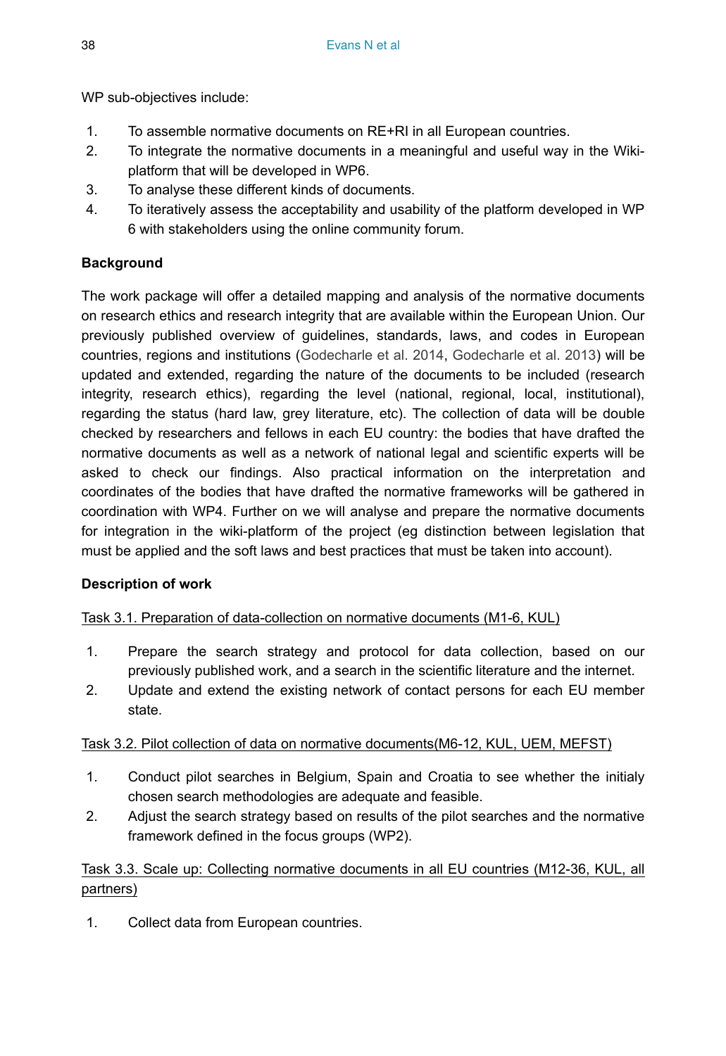WP sub-objectives include:

1. To assemble normative documents on RE+RI in all European countries.
2. To integrate the normative documents in a meaningful and useful way in the Wiki-platform that will be developed in WP6.
3. To analyse these different kinds of documents.
4. To iteratively assess the acceptability and usability of the platform developed in WP 6 with stakeholders using the online community forum.

**Background**

The work package will offer a detailed mapping and analysis of the normative documents on research ethics and research integrity that are available within the European Union. Our previously published overview of guidelines, standards, laws, and codes in European countries, regions and institutions (Godecharle et al. 2014, Godecharle et al. 2013) will be updated and extended, regarding the nature of the documents to be included (research integrity, research ethics), regarding the level (national, regional, local, institutional), regarding the status (hard law, grey literature, etc). The collection of data will be double checked by researchers and fellows in each EU country: the bodies that have drafted the normative documents as well as a network of national legal and scientific experts will be asked to check our findings. Also practical information on the interpretation and coordinates of the bodies that have drafted the normative frameworks will be gathered in coordination with WP4. Further on we will analyse and prepare the normative documents for integration in the wiki-platform of the project (eg distinction between legislation that must be applied and the soft laws and best practices that must be taken into account).

**Description of work**

Task 3.1. Preparation of data-collection on normative documents (M1-6, KUL)

1. Prepare the search strategy and protocol for data collection, based on our previously published work, and a search in the scientific literature and the internet.
2. Update and extend the existing network of contact persons for each EU member state.

Task 3.2. Pilot collection of data on normative documents(M6-12, KUL, UEM, MEFST)

1. Conduct pilot searches in Belgium, Spain and Croatia to see whether the initialy chosen search methodologies are adequate and feasible.
2. Adjust the search strategy based on results of the pilot searches and the normative framework defined in the focus groups (WP2).

Task 3.3. Scale up: Collecting normative documents in all EU countries (M12-36, KUL, all partners)

1. Collect data from European countries.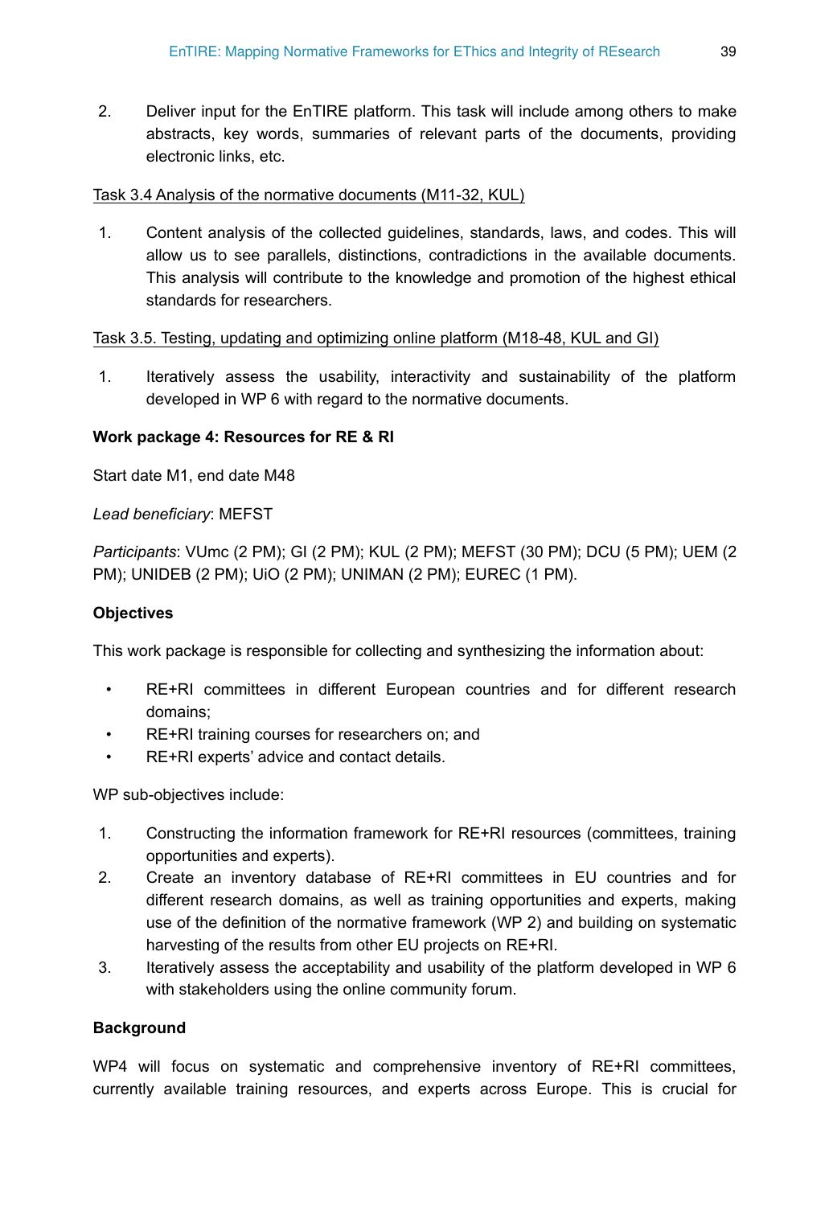2. Deliver input for the EnTIRE platform. This task will include among others to make abstracts, key words, summaries of relevant parts of the documents, providing electronic links, etc.

Task 3.4 Analysis of the normative documents (M11-32, KUL)

1. Content analysis of the collected guidelines, standards, laws, and codes. This will allow us to see parallels, distinctions, contradictions in the available documents. This analysis will contribute to the knowledge and promotion of the highest ethical standards for researchers.

Task 3.5. Testing, updating and optimizing online platform (M18-48, KUL and GI)

1. Iteratively assess the usability, interactivity and sustainability of the platform developed in WP 6 with regard to the normative documents.

**Work package 4: Resources for RE & RI**

Start date M1, end date M48

*Lead beneficiary*: MEFST

*Participants*: VUmc (2 PM); GI (2 PM); KUL (2 PM); MEFST (30 PM); DCU (5 PM); UEM (2 PM); UNIDEB (2 PM); UiO (2 PM); UNIMAN (2 PM); EUREC (1 PM).

**Objectives**

This work package is responsible for collecting and synthesizing the information about:

- RE+RI committees in different European countries and for different research domains;
- RE+RI training courses for researchers on; and
- RE+RI experts' advice and contact details.

WP sub-objectives include:

1. Constructing the information framework for RE+RI resources (committees, training opportunities and experts).
2. Create an inventory database of RE+RI committees in EU countries and for different research domains, as well as training opportunities and experts, making use of the definition of the normative framework (WP 2) and building on systematic harvesting of the results from other EU projects on RE+RI.
3. Iteratively assess the acceptability and usability of the platform developed in WP 6 with stakeholders using the online community forum.

**Background**

WP4 will focus on systematic and comprehensive inventory of RE+RI committees, currently available training resources, and experts across Europe. This is crucial for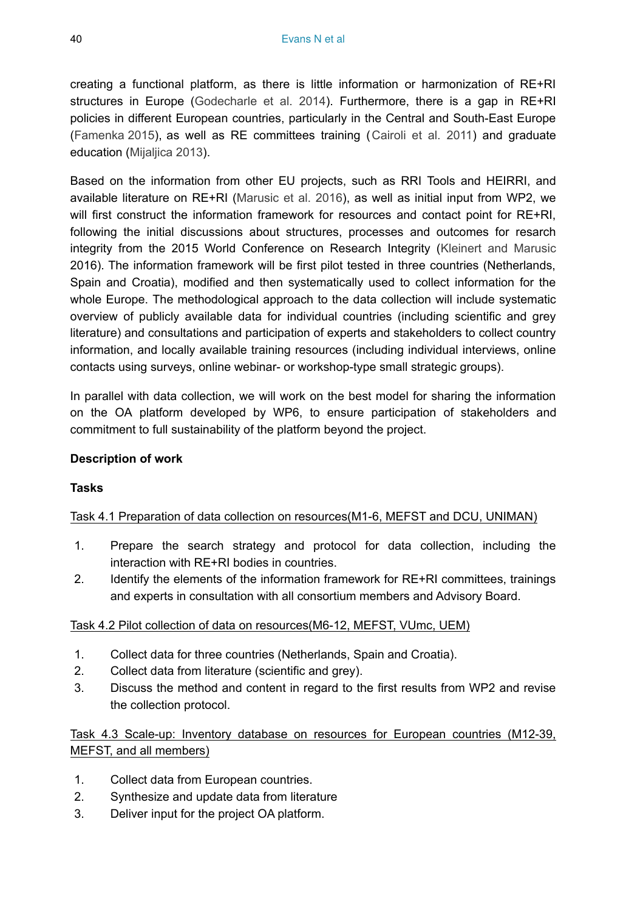creating a functional platform, as there is little information or harmonization of RE+RI structures in Europe (Godecharle et al. 2014). Furthermore, there is a gap in RE+RI policies in different European countries, particularly in the Central and South-East Europe (Famenka 2015), as well as RE committees training (Cairoli et al. 2011) and graduate education (Mijaljica 2013).

Based on the information from other EU projects, such as RRI Tools and HEIRRI, and available literature on RE+RI (Marusic et al. 2016), as well as initial input from WP2, we will first construct the information framework for resources and contact point for RE+RI, following the initial discussions about structures, processes and outcomes for resarch integrity from the 2015 World Conference on Research Integrity (Kleinert and Marusic 2016). The information framework will be first pilot tested in three countries (Netherlands, Spain and Croatia), modified and then systematically used to collect information for the whole Europe. The methodological approach to the data collection will include systematic overview of publicly available data for individual countries (including scientific and grey literature) and consultations and participation of experts and stakeholders to collect country information, and locally available training resources (including individual interviews, online contacts using surveys, online webinar- or workshop-type small strategic groups).

In parallel with data collection, we will work on the best model for sharing the information on the OA platform developed by WP6, to ensure participation of stakeholders and commitment to full sustainability of the platform beyond the project.

**Description of work**

**Tasks**

<u>Task 4.1 Preparation of data collection on resources(M1-6, MEFST and DCU, UNIMAN)</u>

1. Prepare the search strategy and protocol for data collection, including the interaction with RE+RI bodies in countries.
2. Identify the elements of the information framework for RE+RI committees, trainings and experts in consultation with all consortium members and Advisory Board.

<u>Task 4.2 Pilot collection of data on resources(M6-12, MEFST, VUmc, UEM)</u>

1. Collect data for three countries (Netherlands, Spain and Croatia).
2. Collect data from literature (scientific and grey).
3. Discuss the method and content in regard to the first results from WP2 and revise the collection protocol.

<u>Task 4.3 Scale-up: Inventory database on resources for European countries (M12-39, MEFST, and all members)</u>

1. Collect data from European countries.
2. Synthesize and update data from literature
3. Deliver input for the project OA platform.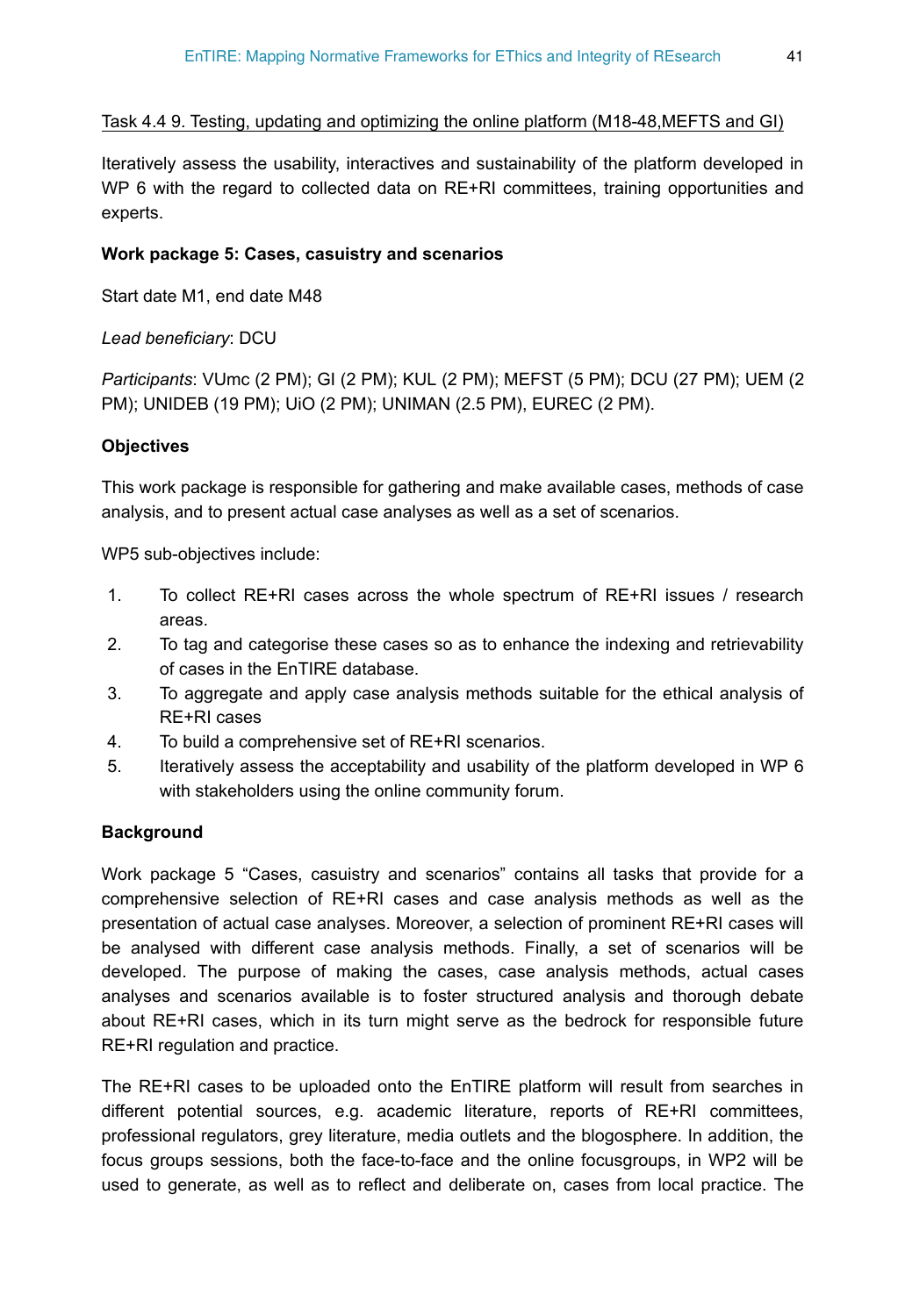Task 4.4 9. Testing, updating and optimizing the online platform (M18-48,MEFTS and GI)

Iteratively assess the usability, interactives and sustainability of the platform developed in WP 6 with the regard to collected data on RE+RI committees, training opportunities and experts.

**Work package 5: Cases, casuistry and scenarios**

Start date M1, end date M48

*Lead beneficiary*: DCU

*Participants*: VUmc (2 PM); GI (2 PM); KUL (2 PM); MEFST (5 PM); DCU (27 PM); UEM (2 PM); UNIDEB (19 PM); UiO (2 PM); UNIMAN (2.5 PM), EUREC (2 PM).

**Objectives**

This work package is responsible for gathering and make available cases, methods of case analysis, and to present actual case analyses as well as a set of scenarios.

WP5 sub-objectives include:

1. To collect RE+RI cases across the whole spectrum of RE+RI issues / research areas.
2. To tag and categorise these cases so as to enhance the indexing and retrievability of cases in the EnTIRE database.
3. To aggregate and apply case analysis methods suitable for the ethical analysis of RE+RI cases
4. To build a comprehensive set of RE+RI scenarios.
5. Iteratively assess the acceptability and usability of the platform developed in WP 6 with stakeholders using the online community forum.

**Background**

Work package 5 "Cases, casuistry and scenarios" contains all tasks that provide for a comprehensive selection of RE+RI cases and case analysis methods as well as the presentation of actual case analyses. Moreover, a selection of prominent RE+RI cases will be analysed with different case analysis methods. Finally, a set of scenarios will be developed. The purpose of making the cases, case analysis methods, actual cases analyses and scenarios available is to foster structured analysis and thorough debate about RE+RI cases, which in its turn might serve as the bedrock for responsible future RE+RI regulation and practice.

The RE+RI cases to be uploaded onto the EnTIRE platform will result from searches in different potential sources, e.g. academic literature, reports of RE+RI committees, professional regulators, grey literature, media outlets and the blogosphere. In addition, the focus groups sessions, both the face-to-face and the online focusgroups, in WP2 will be used to generate, as well as to reflect and deliberate on, cases from local practice. The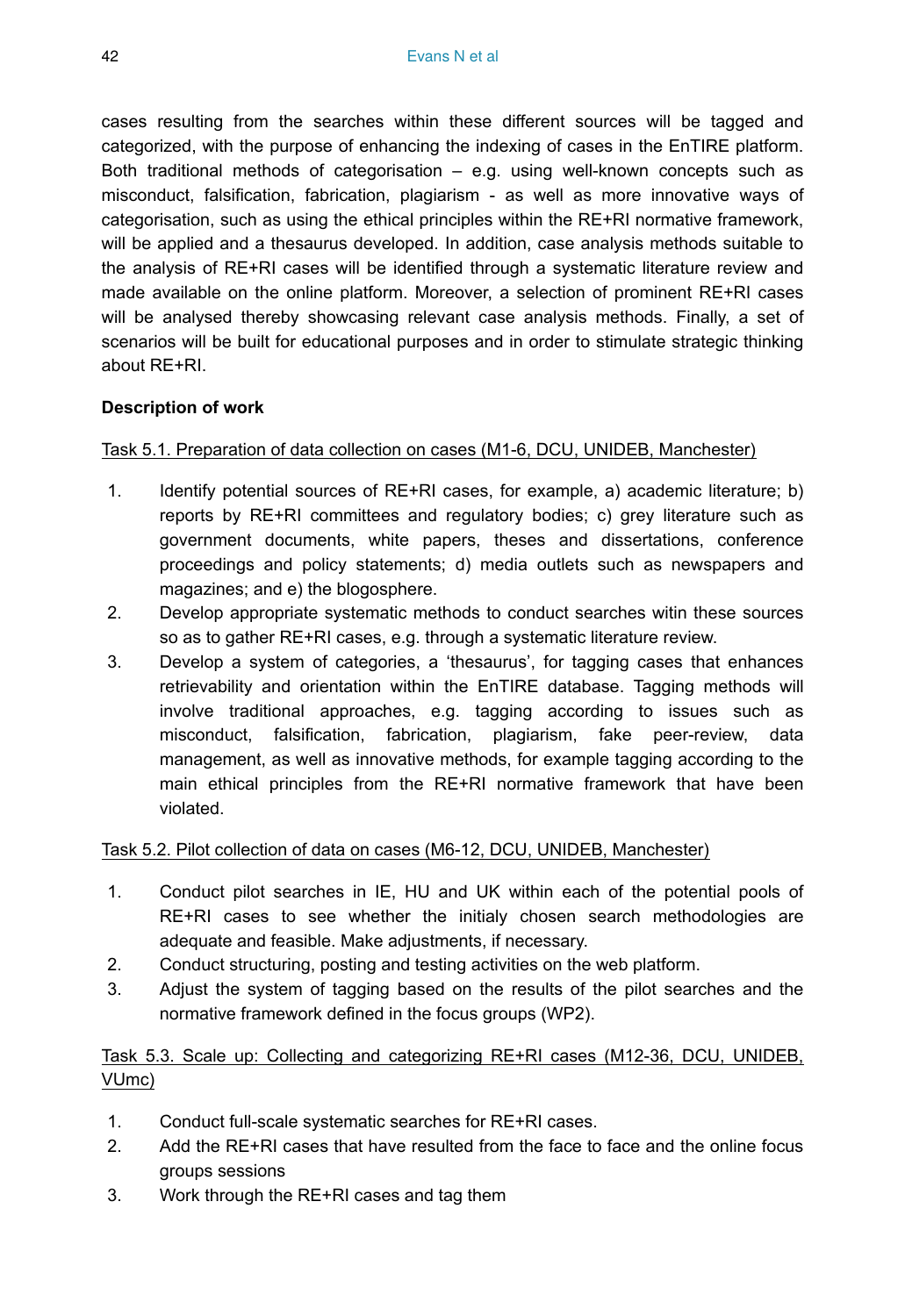cases resulting from the searches within these different sources will be tagged and categorized, with the purpose of enhancing the indexing of cases in the EnTIRE platform. Both traditional methods of categorisation – e.g. using well-known concepts such as misconduct, falsification, fabrication, plagiarism - as well as more innovative ways of categorisation, such as using the ethical principles within the RE+RI normative framework, will be applied and a thesaurus developed. In addition, case analysis methods suitable to the analysis of RE+RI cases will be identified through a systematic literature review and made available on the online platform. Moreover, a selection of prominent RE+RI cases will be analysed thereby showcasing relevant case analysis methods. Finally, a set of scenarios will be built for educational purposes and in order to stimulate strategic thinking about RE+RI.

**Description of work**

Task 5.1. Preparation of data collection on cases (M1-6, DCU, UNIDEB, Manchester)

1. Identify potential sources of RE+RI cases, for example, a) academic literature; b) reports by RE+RI committees and regulatory bodies; c) grey literature such as government documents, white papers, theses and dissertations, conference proceedings and policy statements; d) media outlets such as newspapers and magazines; and e) the blogosphere.
2. Develop appropriate systematic methods to conduct searches witin these sources so as to gather RE+RI cases, e.g. through a systematic literature review.
3. Develop a system of categories, a 'thesaurus', for tagging cases that enhances retrievability and orientation within the EnTIRE database. Tagging methods will involve traditional approaches, e.g. tagging according to issues such as misconduct, falsification, fabrication, plagiarism, fake peer-review, data management, as well as innovative methods, for example tagging according to the main ethical principles from the RE+RI normative framework that have been violated.

Task 5.2. Pilot collection of data on cases (M6-12, DCU, UNIDEB, Manchester)

1. Conduct pilot searches in IE, HU and UK within each of the potential pools of RE+RI cases to see whether the initialy chosen search methodologies are adequate and feasible. Make adjustments, if necessary.
2. Conduct structuring, posting and testing activities on the web platform.
3. Adjust the system of tagging based on the results of the pilot searches and the normative framework defined in the focus groups (WP2).

Task 5.3. Scale up: Collecting and categorizing RE+RI cases (M12-36, DCU, UNIDEB, VUmc)

1. Conduct full-scale systematic searches for RE+RI cases.
2. Add the RE+RI cases that have resulted from the face to face and the online focus groups sessions
3. Work through the RE+RI cases and tag them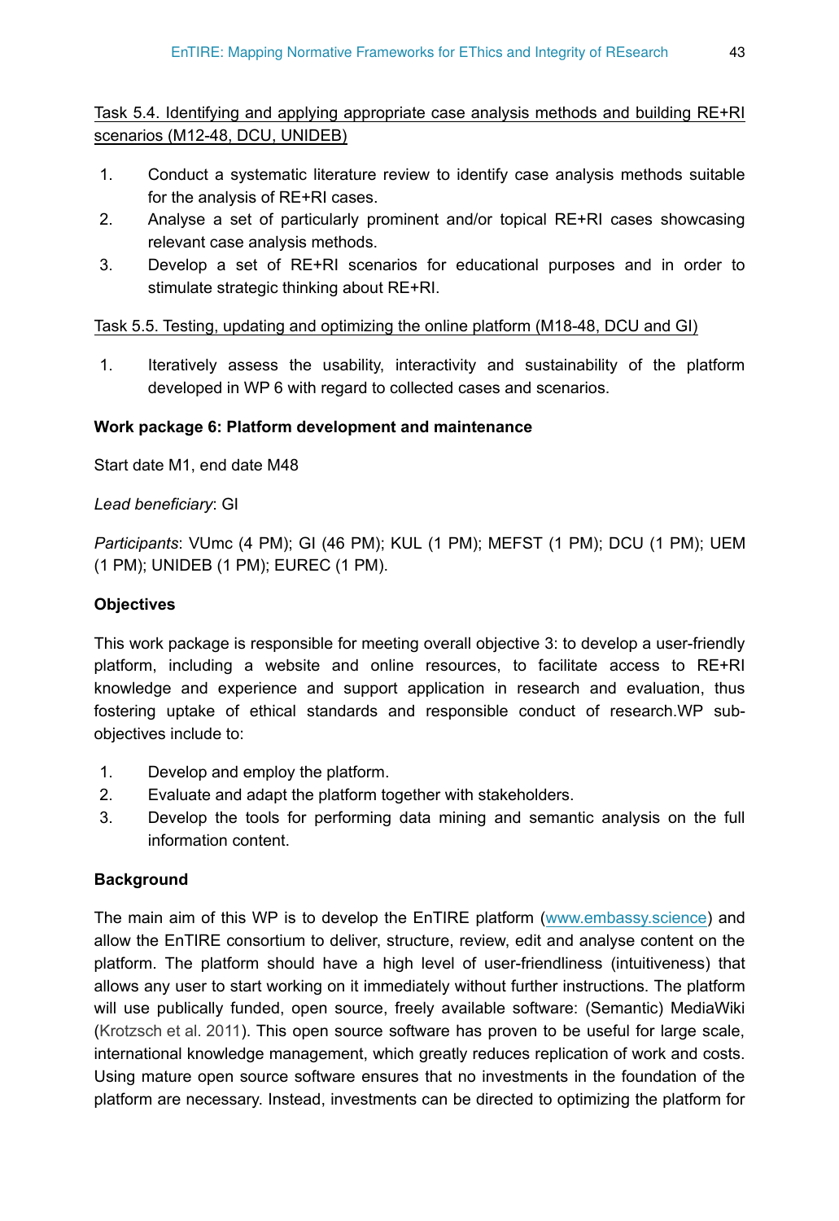<u>Task 5.4. Identifying and applying appropriate case analysis methods and building RE+RI scenarios (M12-48, DCU, UNIDEB)</u>

1. Conduct a systematic literature review to identify case analysis methods suitable for the analysis of RE+RI cases.
2. Analyse a set of particularly prominent and/or topical RE+RI cases showcasing relevant case analysis methods.
3. Develop a set of RE+RI scenarios for educational purposes and in order to stimulate strategic thinking about RE+RI.

<u>Task 5.5. Testing, updating and optimizing the online platform (M18-48, DCU and GI)</u>

1. Iteratively assess the usability, interactivity and sustainability of the platform developed in WP 6 with regard to collected cases and scenarios.

**Work package 6: Platform development and maintenance**

Start date M1, end date M48

*Lead beneficiary*: GI

*Participants*: VUmc (4 PM); GI (46 PM); KUL (1 PM); MEFST (1 PM); DCU (1 PM); UEM (1 PM); UNIDEB (1 PM); EUREC (1 PM).

**Objectives**

This work package is responsible for meeting overall objective 3: to develop a user-friendly platform, including a website and online resources, to facilitate access to RE+RI knowledge and experience and support application in research and evaluation, thus fostering uptake of ethical standards and responsible conduct of research.WP sub-objectives include to:

1. Develop and employ the platform.
2. Evaluate and adapt the platform together with stakeholders.
3. Develop the tools for performing data mining and semantic analysis on the full information content.

**Background**

The main aim of this WP is to develop the EnTIRE platform (www.embassy.science) and allow the EnTIRE consortium to deliver, structure, review, edit and analyse content on the platform. The platform should have a high level of user-friendliness (intuitiveness) that allows any user to start working on it immediately without further instructions. The platform will use publically funded, open source, freely available software: (Semantic) MediaWiki (Krotzsch et al. 2011). This open source software has proven to be useful for large scale, international knowledge management, which greatly reduces replication of work and costs. Using mature open source software ensures that no investments in the foundation of the platform are necessary. Instead, investments can be directed to optimizing the platform for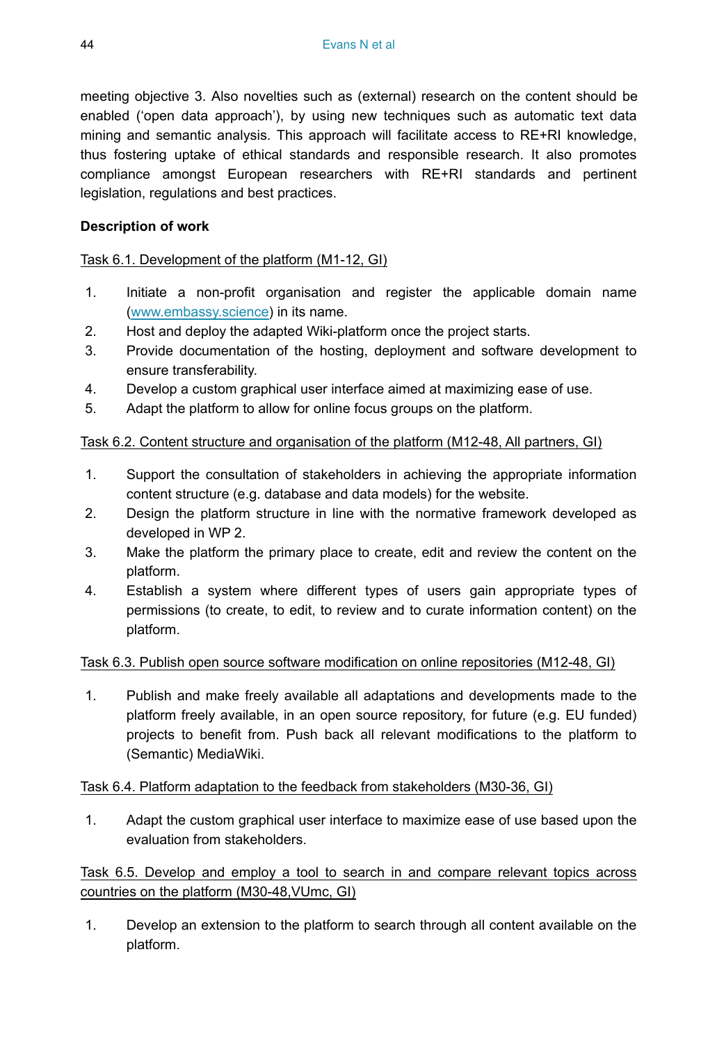meeting objective 3. Also novelties such as (external) research on the content should be enabled ('open data approach'), by using new techniques such as automatic text data mining and semantic analysis. This approach will facilitate access to RE+RI knowledge, thus fostering uptake of ethical standards and responsible research. It also promotes compliance amongst European researchers with RE+RI standards and pertinent legislation, regulations and best practices.

**Description of work**

Task 6.1. Development of the platform (M1-12, GI)

1. Initiate a non-profit organisation and register the applicable domain name ([www.embassy.science](http://www.embassy.science)) in its name.
2. Host and deploy the adapted Wiki-platform once the project starts.
3. Provide documentation of the hosting, deployment and software development to ensure transferability.
4. Develop a custom graphical user interface aimed at maximizing ease of use.
5. Adapt the platform to allow for online focus groups on the platform.

Task 6.2. Content structure and organisation of the platform (M12-48, All partners, GI)

1. Support the consultation of stakeholders in achieving the appropriate information content structure (e.g. database and data models) for the website.
2. Design the platform structure in line with the normative framework developed as developed in WP 2.
3. Make the platform the primary place to create, edit and review the content on the platform.
4. Establish a system where different types of users gain appropriate types of permissions (to create, to edit, to review and to curate information content) on the platform.

Task 6.3. Publish open source software modification on online repositories (M12-48, GI)

1. Publish and make freely available all adaptations and developments made to the platform freely available, in an open source repository, for future (e.g. EU funded) projects to benefit from. Push back all relevant modifications to the platform to (Semantic) MediaWiki.

Task 6.4. Platform adaptation to the feedback from stakeholders (M30-36, GI)

1. Adapt the custom graphical user interface to maximize ease of use based upon the evaluation from stakeholders.

Task 6.5. Develop and employ a tool to search in and compare relevant topics across countries on the platform (M30-48,VUmc, GI)

1. Develop an extension to the platform to search through all content available on the platform.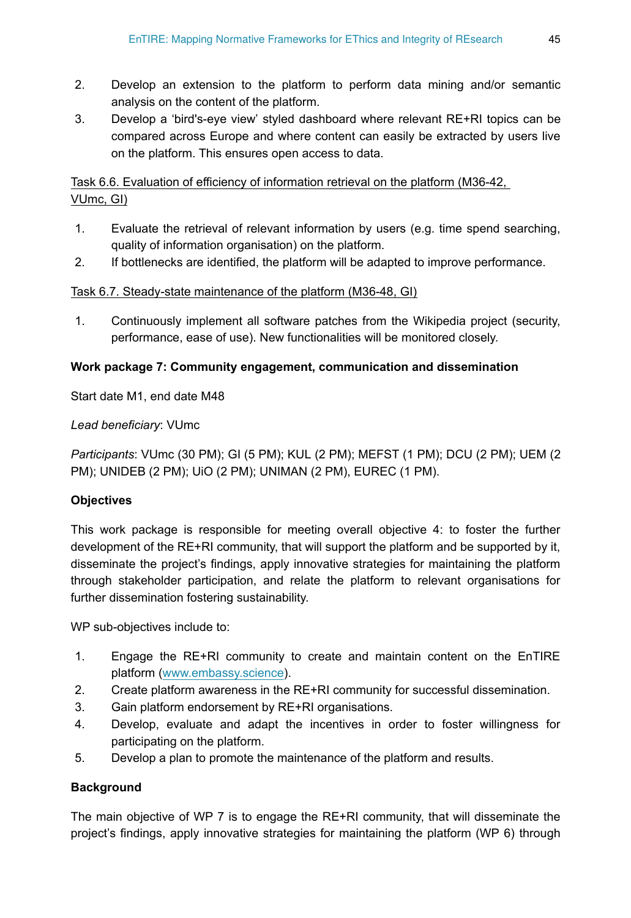2. Develop an extension to the platform to perform data mining and/or semantic analysis on the content of the platform.
3. Develop a 'bird's-eye view' styled dashboard where relevant RE+RI topics can be compared across Europe and where content can easily be extracted by users live on the platform. This ensures open access to data.

Task 6.6. Evaluation of efficiency of information retrieval on the platform (M36-42, VUmc, GI)

1. Evaluate the retrieval of relevant information by users (e.g. time spend searching, quality of information organisation) on the platform.
2. If bottlenecks are identified, the platform will be adapted to improve performance.

Task 6.7. Steady-state maintenance of the platform (M36-48, GI)

1. Continuously implement all software patches from the Wikipedia project (security, performance, ease of use). New functionalities will be monitored closely.

**Work package 7: Community engagement, communication and dissemination**

Start date M1, end date M48

*Lead beneficiary*: VUmc

*Participants*: VUmc (30 PM); GI (5 PM); KUL (2 PM); MEFST (1 PM); DCU (2 PM); UEM (2 PM); UNIDEB (2 PM); UiO (2 PM); UNIMAN (2 PM), EUREC (1 PM).

**Objectives**

This work package is responsible for meeting overall objective 4: to foster the further development of the RE+RI community, that will support the platform and be supported by it, disseminate the project's findings, apply innovative strategies for maintaining the platform through stakeholder participation, and relate the platform to relevant organisations for further dissemination fostering sustainability.

WP sub-objectives include to:

1. Engage the RE+RI community to create and maintain content on the EnTIRE platform (www.embassy.science).
2. Create platform awareness in the RE+RI community for successful dissemination.
3. Gain platform endorsement by RE+RI organisations.
4. Develop, evaluate and adapt the incentives in order to foster willingness for participating on the platform.
5. Develop a plan to promote the maintenance of the platform and results.

**Background**

The main objective of WP 7 is to engage the RE+RI community, that will disseminate the project's findings, apply innovative strategies for maintaining the platform (WP 6) through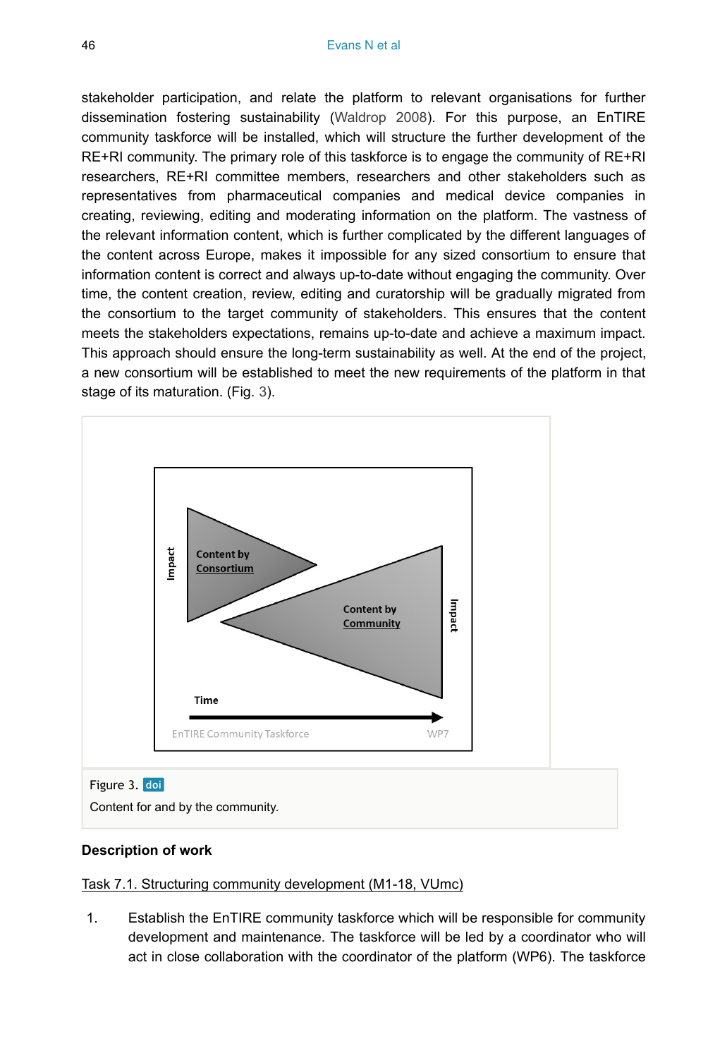stakeholder participation, and relate the platform to relevant organisations for further dissemination fostering sustainability (Waldrop 2008). For this purpose, an EnTIRE community taskforce will be installed, which will structure the further development of the RE+RI community. The primary role of this taskforce is to engage the community of RE+RI researchers, RE+RI committee members, researchers and other stakeholders such as representatives from pharmaceutical companies and medical device companies in creating, reviewing, editing and moderating information on the platform. The vastness of the relevant information content, which is further complicated by the different languages of the content across Europe, makes it impossible for any sized consortium to ensure that information content is correct and always up-to-date without engaging the community. Over time, the content creation, review, editing and curatorship will be gradually migrated from the consortium to the target community of stakeholders. This ensures that the content meets the stakeholders expectations, remains up-to-date and achieve a maximum impact. This approach should ensure the long-term sustainability as well. At the end of the project, a new consortium will be established to meet the new requirements of the platform in that stage of its maturation. (Fig. 3).

Figure 3. doi

Content for and by the community.

**Description of work**

Task 7.1. Structuring community development (M1-18, VUmc)

1. Establish the EnTIRE community taskforce which will be responsible for community development and maintenance. The taskforce will be led by a coordinator who will act in close collaboration with the coordinator of the platform (WP6). The taskforce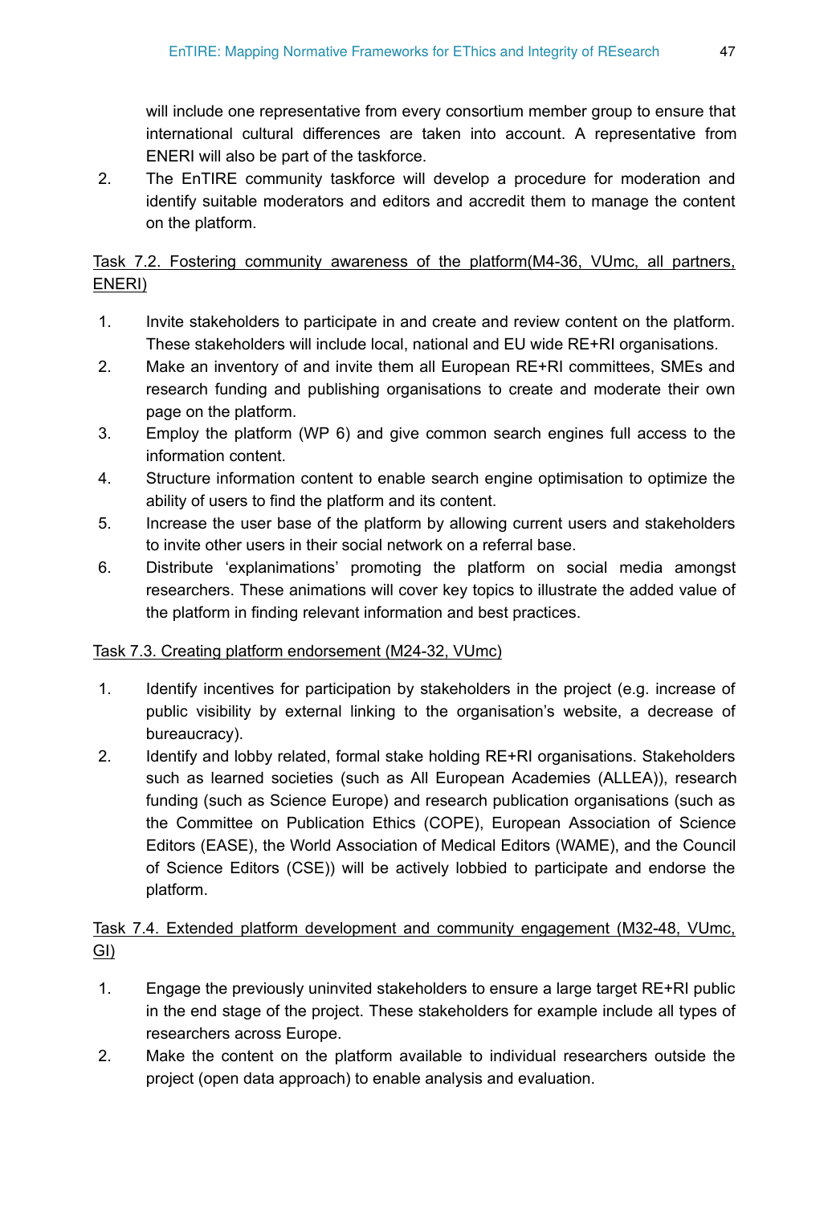will include one representative from every consortium member group to ensure that international cultural differences are taken into account. A representative from ENERI will also be part of the taskforce.

2. The EnTIRE community taskforce will develop a procedure for moderation and identify suitable moderators and editors and accredit them to manage the content on the platform.

<u>Task 7.2. Fostering community awareness of the platform(M4-36, VUmc, all partners, ENERI)</u>

1. Invite stakeholders to participate in and create and review content on the platform. These stakeholders will include local, national and EU wide RE+RI organisations.
2. Make an inventory of and invite them all European RE+RI committees, SMEs and research funding and publishing organisations to create and moderate their own page on the platform.
3. Employ the platform (WP 6) and give common search engines full access to the information content.
4. Structure information content to enable search engine optimisation to optimize the ability of users to find the platform and its content.
5. Increase the user base of the platform by allowing current users and stakeholders to invite other users in their social network on a referral base.
6. Distribute 'explanimations' promoting the platform on social media amongst researchers. These animations will cover key topics to illustrate the added value of the platform in finding relevant information and best practices.

<u>Task 7.3. Creating platform endorsement (M24-32, VUmc)</u>

1. Identify incentives for participation by stakeholders in the project (e.g. increase of public visibility by external linking to the organisation's website, a decrease of bureaucracy).
2. Identify and lobby related, formal stake holding RE+RI organisations. Stakeholders such as learned societies (such as All European Academies (ALLEA)), research funding (such as Science Europe) and research publication organisations (such as the Committee on Publication Ethics (COPE), European Association of Science Editors (EASE), the World Association of Medical Editors (WAME), and the Council of Science Editors (CSE)) will be actively lobbied to participate and endorse the platform.

<u>Task 7.4. Extended platform development and community engagement (M32-48, VUmc, GI)</u>

1. Engage the previously uninvited stakeholders to ensure a large target RE+RI public in the end stage of the project. These stakeholders for example include all types of researchers across Europe.
2. Make the content on the platform available to individual researchers outside the project (open data approach) to enable analysis and evaluation.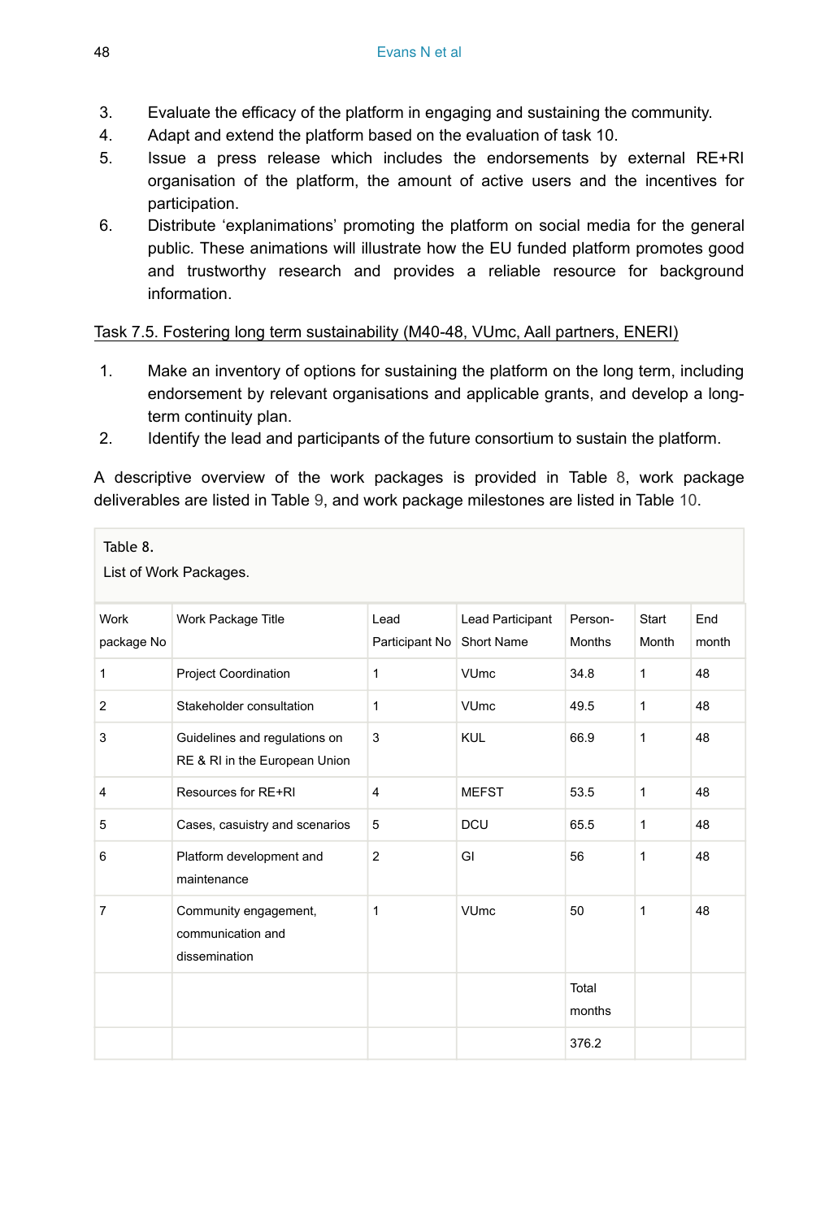3. Evaluate the efficacy of the platform in engaging and sustaining the community.
4. Adapt and extend the platform based on the evaluation of task 10.
5. Issue a press release which includes the endorsements by external RE+RI organisation of the platform, the amount of active users and the incentives for participation.
6. Distribute 'explanimations' promoting the platform on social media for the general public. These animations will illustrate how the EU funded platform promotes good and trustworthy research and provides a reliable resource for background information.

Task 7.5. Fostering long term sustainability (M40-48, VUmc, Aall partners, ENERI)

1. Make an inventory of options for sustaining the platform on the long term, including endorsement by relevant organisations and applicable grants, and develop a long-term continuity plan.
2. Identify the lead and participants of the future consortium to sustain the platform.

A descriptive overview of the work packages is provided in Table 8, work package deliverables are listed in Table 9, and work package milestones are listed in Table 10.

Table 8.

List of Work Packages.

| Work package No | Work Package Title | Lead Participant No | Lead Participant Short Name | Person-Months | Start Month | End month |
|---|---|---|---|---|---|---|
| 1 | Project Coordination | 1 | VUmc | 34.8 | 1 | 48 |
| 2 | Stakeholder consultation | 1 | VUmc | 49.5 | 1 | 48 |
| 3 | Guidelines and regulations on RE & RI in the European Union | 3 | KUL | 66.9 | 1 | 48 |
| 4 | Resources for RE+RI | 4 | MEFST | 53.5 | 1 | 48 |
| 5 | Cases, casuistry and scenarios | 5 | DCU | 65.5 | 1 | 48 |
| 6 | Platform development and maintenance | 2 | GI | 56 | 1 | 48 |
| 7 | Community engagement, communication and dissemination | 1 | VUmc | 50 | 1 | 48 |
| | | | | Total months | | |
| | | | | 376.2 | | |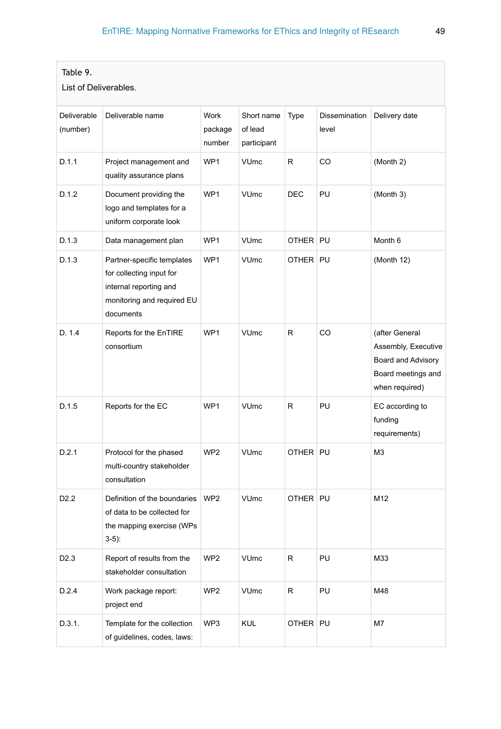Table 9.
List of Deliverables.

| Deliverable (number) | Deliverable name | Work package number | Short name of lead participant | Type | Dissemination level | Delivery date |
|---|---|---|---|---|---|---|
| D.1.1 | Project management and quality assurance plans | WP1 | VUmc | R | CO | (Month 2) |
| D.1.2 | Document providing the logo and templates for a uniform corporate look | WP1 | VUmc | DEC | PU | (Month 3) |
| D.1.3 | Data management plan | WP1 | VUmc | OTHER | PU | Month 6 |
| D.1.3 | Partner-specific templates for collecting input for internal reporting and monitoring and required EU documents | WP1 | VUmc | OTHER | PU | (Month 12) |
| D. 1.4 | Reports for the EnTIRE consortium | WP1 | VUmc | R | CO | (after General Assembly, Executive Board and Advisory Board meetings and when required) |
| D.1.5 | Reports for the EC | WP1 | VUmc | R | PU | EC according to funding requirements) |
| D.2.1 | Protocol for the phased multi-country stakeholder consultation | WP2 | VUmc | OTHER | PU | M3 |
| D2.2 | Definition of the boundaries of data to be collected for the mapping exercise (WPs 3-5): | WP2 | VUmc | OTHER | PU | M12 |
| D2.3 | Report of results from the stakeholder consultation | WP2 | VUmc | R | PU | M33 |
| D.2.4 | Work package report: project end | WP2 | VUmc | R | PU | M48 |
| D.3.1. | Template for the collection of guidelines, codes, laws: | WP3 | KUL | OTHER | PU | M7 |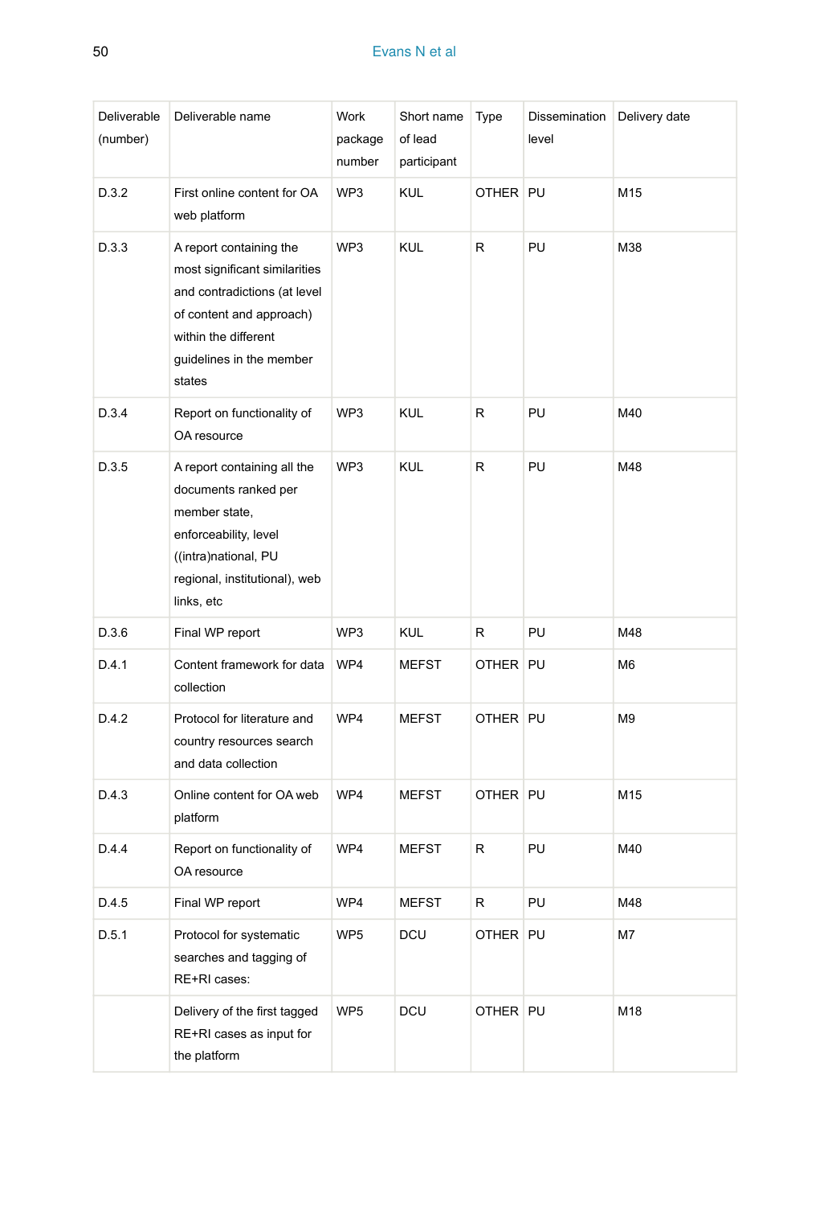| Deliverable (number) | Deliverable name | Work package number | Short name of lead participant | Type | Dissemination level | Delivery date |
|---|---|---|---|---|---|---|
| D.3.2 | First online content for OA web platform | WP3 | KUL | OTHER | PU | M15 |
| D.3.3 | A report containing the most significant similarities and contradictions (at level of content and approach) within the different guidelines in the member states | WP3 | KUL | R | PU | M38 |
| D.3.4 | Report on functionality of OA resource | WP3 | KUL | R | PU | M40 |
| D.3.5 | A report containing all the documents ranked per member state, enforceability, level ((intra)national, PU regional, institutional), web links, etc | WP3 | KUL | R | PU | M48 |
| D.3.6 | Final WP report | WP3 | KUL | R | PU | M48 |
| D.4.1 | Content framework for data collection | WP4 | MEFST | OTHER | PU | M6 |
| D.4.2 | Protocol for literature and country resources search and data collection | WP4 | MEFST | OTHER | PU | M9 |
| D.4.3 | Online content for OA web platform | WP4 | MEFST | OTHER | PU | M15 |
| D.4.4 | Report on functionality of OA resource | WP4 | MEFST | R | PU | M40 |
| D.4.5 | Final WP report | WP4 | MEFST | R | PU | M48 |
| D.5.1 | Protocol for systematic searches and tagging of RE+RI cases: | WP5 | DCU | OTHER | PU | M7 |
| | Delivery of the first tagged RE+RI cases as input for the platform | WP5 | DCU | OTHER | PU | M18 |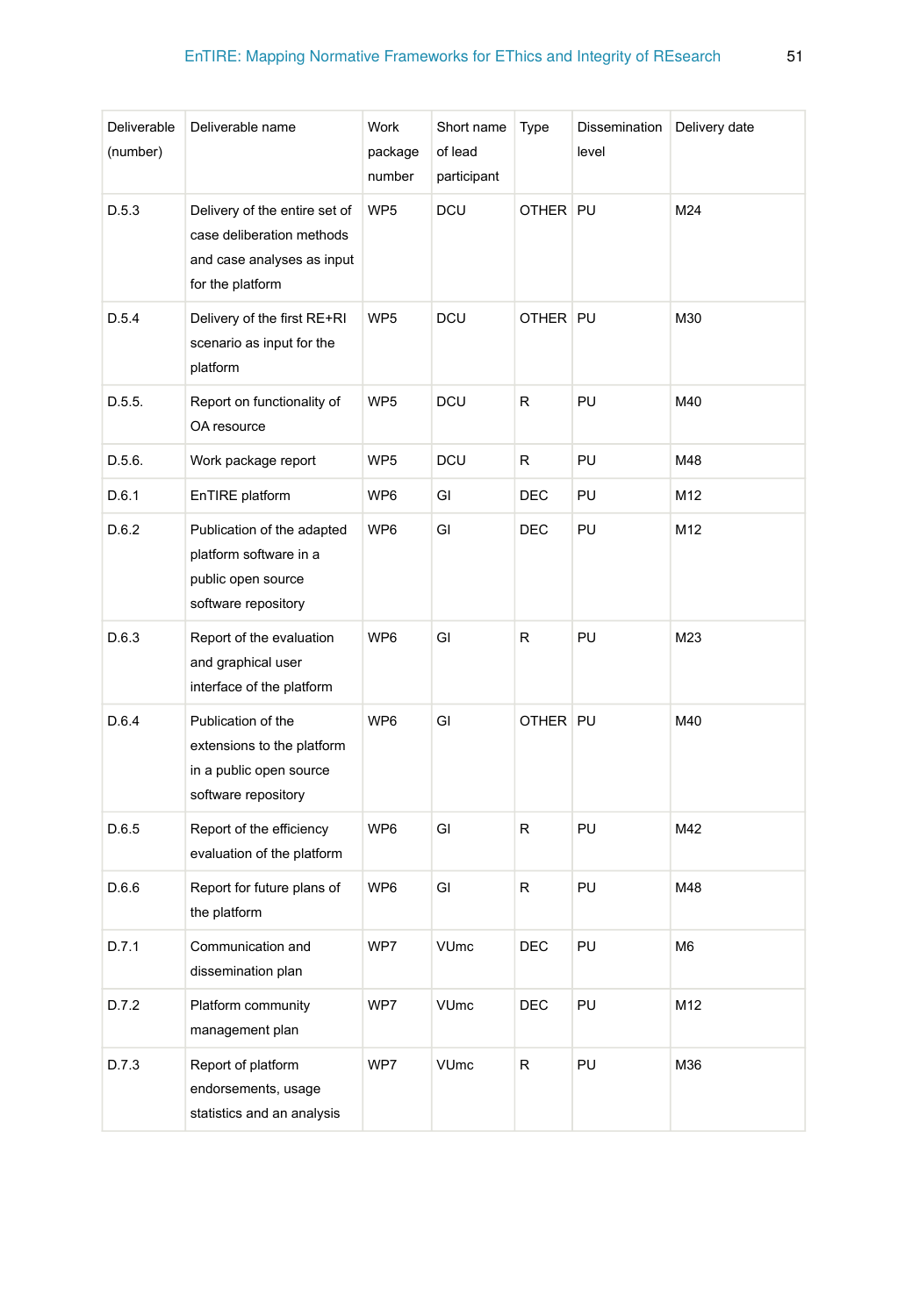| Deliverable (number) | Deliverable name | Work package number | Short name of lead participant | Type | Dissemination level | Delivery date |
|---|---|---|---|---|---|---|
| D.5.3 | Delivery of the entire set of case deliberation methods and case analyses as input for the platform | WP5 | DCU | OTHER | PU | M24 |
| D.5.4 | Delivery of the first RE+RI scenario as input for the platform | WP5 | DCU | OTHER | PU | M30 |
| D.5.5. | Report on functionality of OA resource | WP5 | DCU | R | PU | M40 |
| D.5.6. | Work package report | WP5 | DCU | R | PU | M48 |
| D.6.1 | EnTIRE platform | WP6 | GI | DEC | PU | M12 |
| D.6.2 | Publication of the adapted platform software in a public open source software repository | WP6 | GI | DEC | PU | M12 |
| D.6.3 | Report of the evaluation and graphical user interface of the platform | WP6 | GI | R | PU | M23 |
| D.6.4 | Publication of the extensions to the platform in a public open source software repository | WP6 | GI | OTHER | PU | M40 |
| D.6.5 | Report of the efficiency evaluation of the platform | WP6 | GI | R | PU | M42 |
| D.6.6 | Report for future plans of the platform | WP6 | GI | R | PU | M48 |
| D.7.1 | Communication and dissemination plan | WP7 | VUmc | DEC | PU | M6 |
| D.7.2 | Platform community management plan | WP7 | VUmc | DEC | PU | M12 |
| D.7.3 | Report of platform endorsements, usage statistics and an analysis | WP7 | VUmc | R | PU | M36 |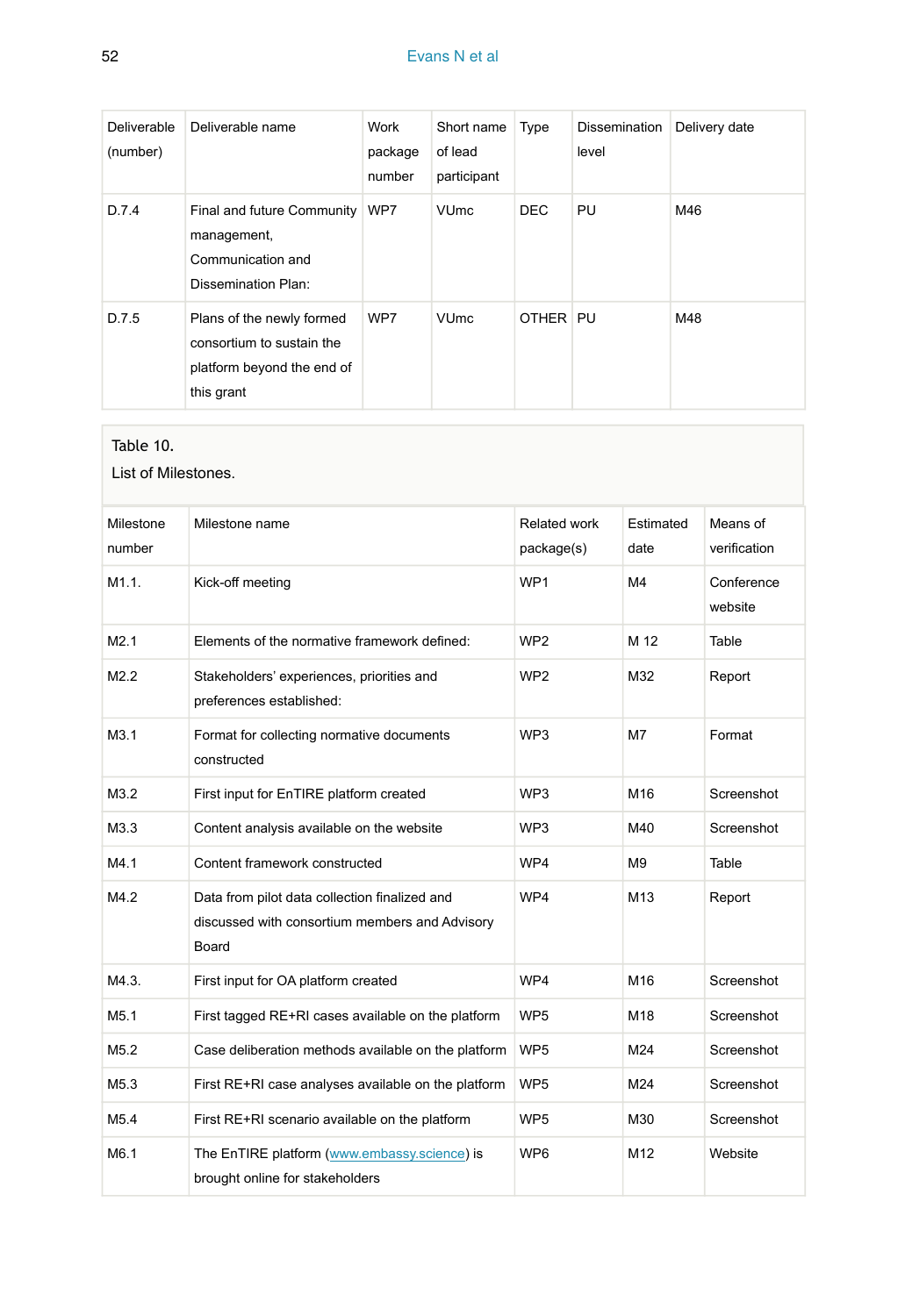| Deliverable (number) | Deliverable name | Work package number | Short name of lead participant | Type | Dissemination level | Delivery date |
|---|---|---|---|---|---|---|
| D.7.4 | Final and future Community management, Communication and Dissemination Plan: | WP7 | VUmc | DEC | PU | M46 |
| D.7.5 | Plans of the newly formed consortium to sustain the platform beyond the end of this grant | WP7 | VUmc | OTHER | PU | M48 |

Table 10.
List of Milestones.

| Milestone number | Milestone name | Related work package(s) | Estimated date | Means of verification |
|---|---|---|---|---|
| M1.1. | Kick-off meeting | WP1 | M4 | Conference website |
| M2.1 | Elements of the normative framework defined: | WP2 | M 12 | Table |
| M2.2 | Stakeholders' experiences, priorities and preferences established: | WP2 | M32 | Report |
| M3.1 | Format for collecting normative documents constructed | WP3 | M7 | Format |
| M3.2 | First input for EnTIRE platform created | WP3 | M16 | Screenshot |
| M3.3 | Content analysis available on the website | WP3 | M40 | Screenshot |
| M4.1 | Content framework constructed | WP4 | M9 | Table |
| M4.2 | Data from pilot data collection finalized and discussed with consortium members and Advisory Board | WP4 | M13 | Report |
| M4.3. | First input for OA platform created | WP4 | M16 | Screenshot |
| M5.1 | First tagged RE+RI cases available on the platform | WP5 | M18 | Screenshot |
| M5.2 | Case deliberation methods available on the platform | WP5 | M24 | Screenshot |
| M5.3 | First RE+RI case analyses available on the platform | WP5 | M24 | Screenshot |
| M5.4 | First RE+RI scenario available on the platform | WP5 | M30 | Screenshot |
| M6.1 | The EnTIRE platform (www.embassy.science) is brought online for stakeholders | WP6 | M12 | Website |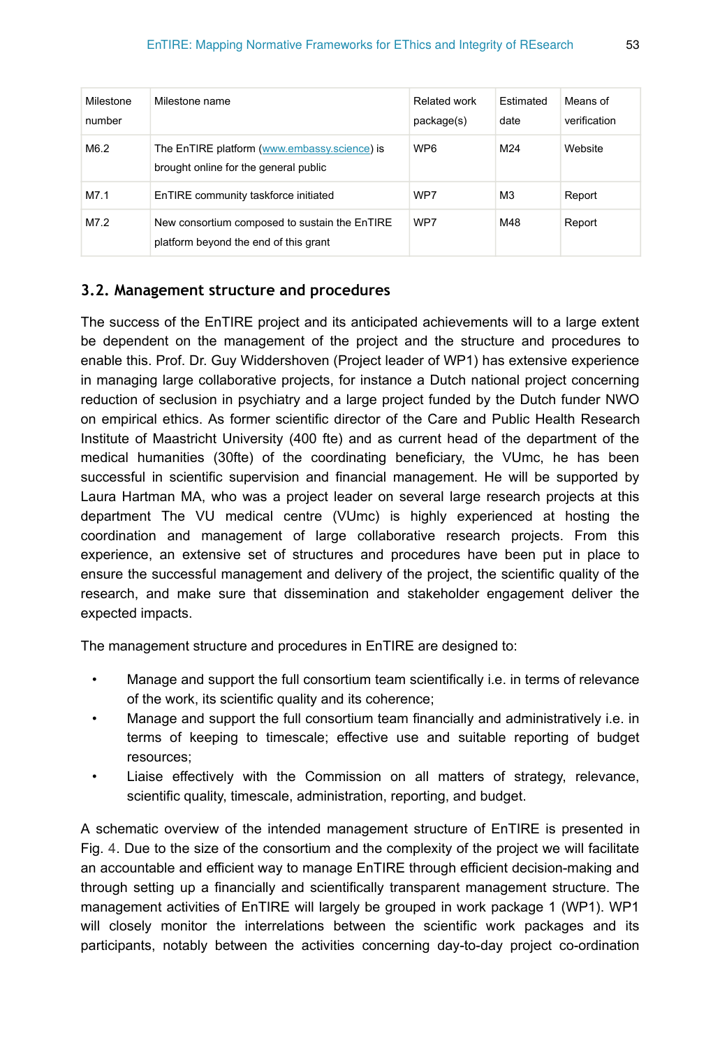| Milestone number | Milestone name | Related work package(s) | Estimated date | Means of verification |
|---|---|---|---|---|
| M6.2 | The EnTIRE platform (www.embassy.science) is brought online for the general public | WP6 | M24 | Website |
| M7.1 | EnTIRE community taskforce initiated | WP7 | M3 | Report |
| M7.2 | New consortium composed to sustain the EnTIRE platform beyond the end of this grant | WP7 | M48 | Report |

### 3.2. Management structure and procedures

The success of the EnTIRE project and its anticipated achievements will to a large extent be dependent on the management of the project and the structure and procedures to enable this. Prof. Dr. Guy Widdershoven (Project leader of WP1) has extensive experience in managing large collaborative projects, for instance a Dutch national project concerning reduction of seclusion in psychiatry and a large project funded by the Dutch funder NWO on empirical ethics. As former scientific director of the Care and Public Health Research Institute of Maastricht University (400 fte) and as current head of the department of the medical humanities (30fte) of the coordinating beneficiary, the VUmc, he has been successful in scientific supervision and financial management. He will be supported by Laura Hartman MA, who was a project leader on several large research projects at this department The VU medical centre (VUmc) is highly experienced at hosting the coordination and management of large collaborative research projects. From this experience, an extensive set of structures and procedures have been put in place to ensure the successful management and delivery of the project, the scientific quality of the research, and make sure that dissemination and stakeholder engagement deliver the expected impacts.

The management structure and procedures in EnTIRE are designed to:

- Manage and support the full consortium team scientifically i.e. in terms of relevance of the work, its scientific quality and its coherence;
- Manage and support the full consortium team financially and administratively i.e. in terms of keeping to timescale; effective use and suitable reporting of budget resources;
- Liaise effectively with the Commission on all matters of strategy, relevance, scientific quality, timescale, administration, reporting, and budget.

A schematic overview of the intended management structure of EnTIRE is presented in Fig. 4. Due to the size of the consortium and the complexity of the project we will facilitate an accountable and efficient way to manage EnTIRE through efficient decision-making and through setting up a financially and scientifically transparent management structure. The management activities of EnTIRE will largely be grouped in work package 1 (WP1). WP1 will closely monitor the interrelations between the scientific work packages and its participants, notably between the activities concerning day-to-day project co-ordination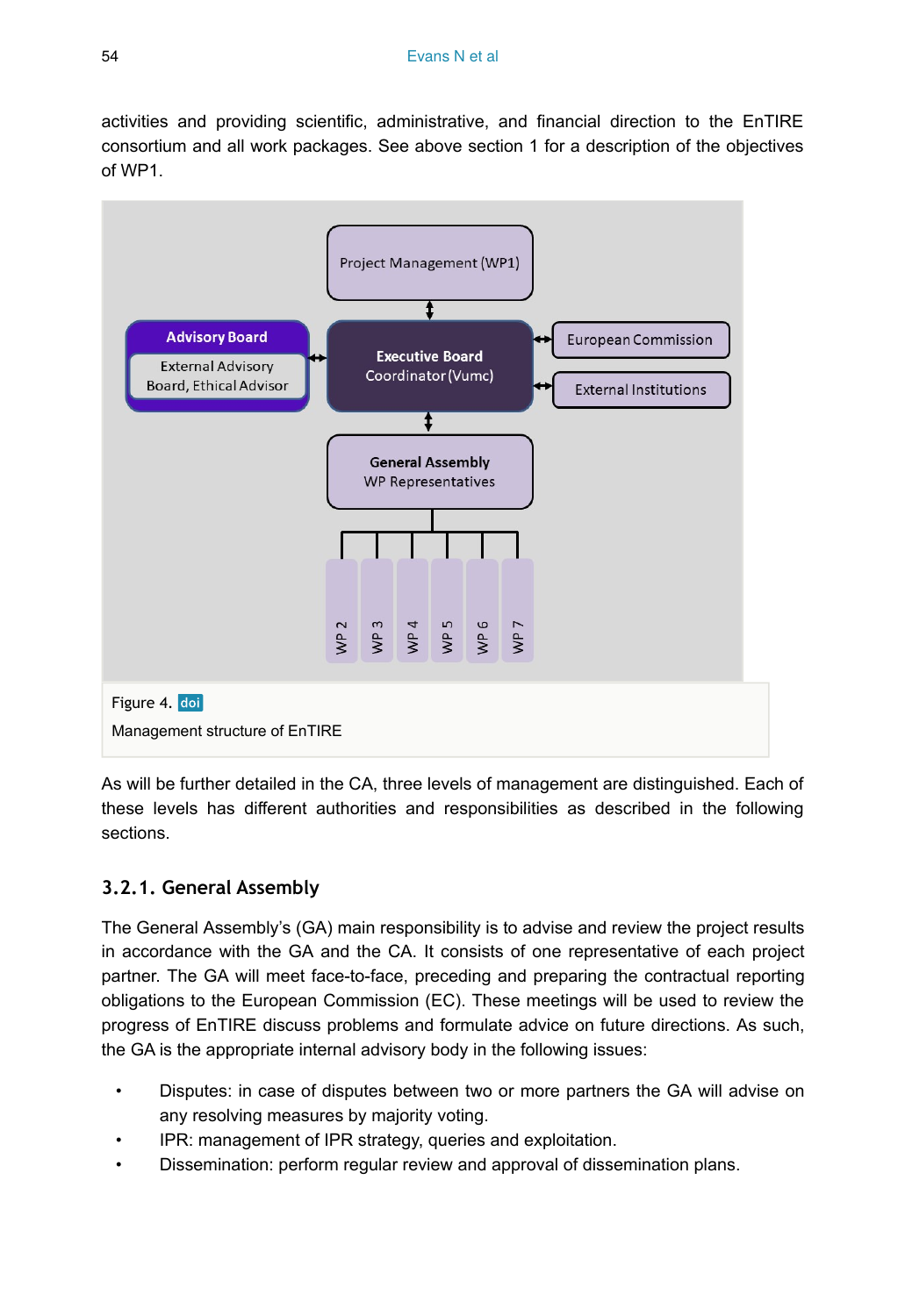activities and providing scientific, administrative, and financial direction to the EnTIRE consortium and all work packages. See above section 1 for a description of the objectives of WP1.

Project Management (WP1)

Advisory Board

External Advisory Board, Ethical Advisor

Executive Board
Coordinator (Vumc)

European Commission

External Institutions

General Assembly
WP Representatives

WP 2 WP 3 WP 4 WP 5 WP 6 WP 7

Figure 4. doi

Management structure of EnTIRE

As will be further detailed in the CA, three levels of management are distinguished. Each of these levels has different authorities and responsibilities as described in the following sections.

### 3.2.1. General Assembly

The General Assembly's (GA) main responsibility is to advise and review the project results in accordance with the GA and the CA. It consists of one representative of each project partner. The GA will meet face-to-face, preceding and preparing the contractual reporting obligations to the European Commission (EC). These meetings will be used to review the progress of EnTIRE discuss problems and formulate advice on future directions. As such, the GA is the appropriate internal advisory body in the following issues:

- Disputes: in case of disputes between two or more partners the GA will advise on any resolving measures by majority voting.
- IPR: management of IPR strategy, queries and exploitation.
- Dissemination: perform regular review and approval of dissemination plans.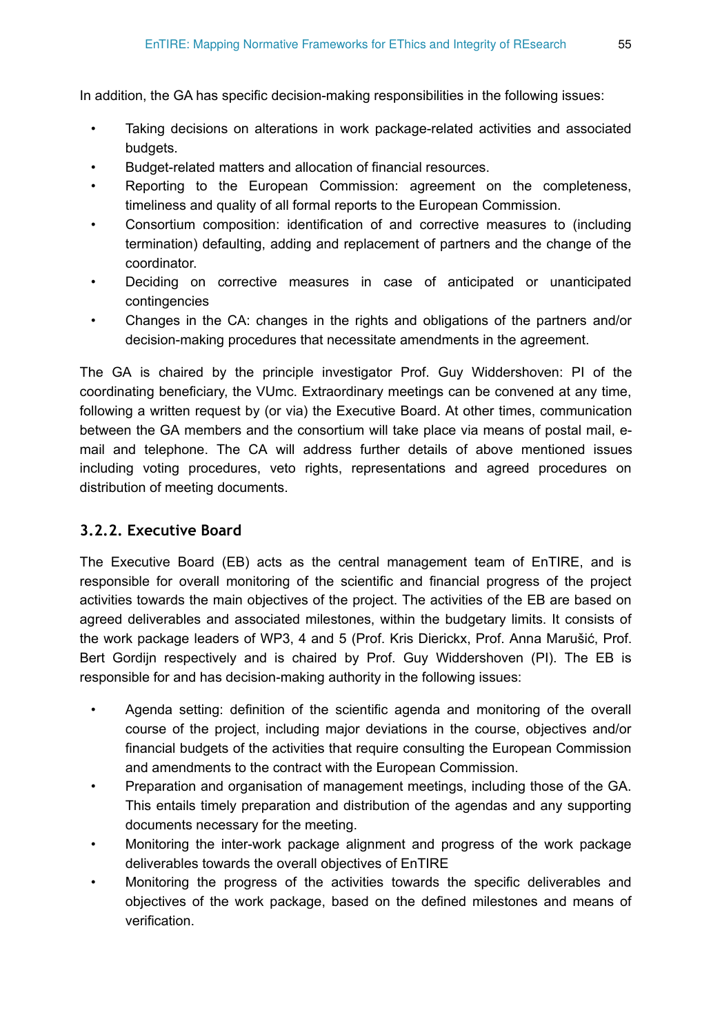In addition, the GA has specific decision-making responsibilities in the following issues:

- Taking decisions on alterations in work package-related activities and associated budgets.
- Budget-related matters and allocation of financial resources.
- Reporting to the European Commission: agreement on the completeness, timeliness and quality of all formal reports to the European Commission.
- Consortium composition: identification of and corrective measures to (including termination) defaulting, adding and replacement of partners and the change of the coordinator.
- Deciding on corrective measures in case of anticipated or unanticipated contingencies
- Changes in the CA: changes in the rights and obligations of the partners and/or decision-making procedures that necessitate amendments in the agreement.

The GA is chaired by the principle investigator Prof. Guy Widdershoven: PI of the coordinating beneficiary, the VUmc. Extraordinary meetings can be convened at any time, following a written request by (or via) the Executive Board. At other times, communication between the GA members and the consortium will take place via means of postal mail, e-mail and telephone. The CA will address further details of above mentioned issues including voting procedures, veto rights, representations and agreed procedures on distribution of meeting documents.

### 3.2.2. Executive Board

The Executive Board (EB) acts as the central management team of EnTIRE, and is responsible for overall monitoring of the scientific and financial progress of the project activities towards the main objectives of the project. The activities of the EB are based on agreed deliverables and associated milestones, within the budgetary limits. It consists of the work package leaders of WP3, 4 and 5 (Prof. Kris Dierickx, Prof. Anna Marušić, Prof. Bert Gordijn respectively and is chaired by Prof. Guy Widdershoven (PI). The EB is responsible for and has decision-making authority in the following issues:

- Agenda setting: definition of the scientific agenda and monitoring of the overall course of the project, including major deviations in the course, objectives and/or financial budgets of the activities that require consulting the European Commission and amendments to the contract with the European Commission.
- Preparation and organisation of management meetings, including those of the GA. This entails timely preparation and distribution of the agendas and any supporting documents necessary for the meeting.
- Monitoring the inter-work package alignment and progress of the work package deliverables towards the overall objectives of EnTIRE
- Monitoring the progress of the activities towards the specific deliverables and objectives of the work package, based on the defined milestones and means of verification.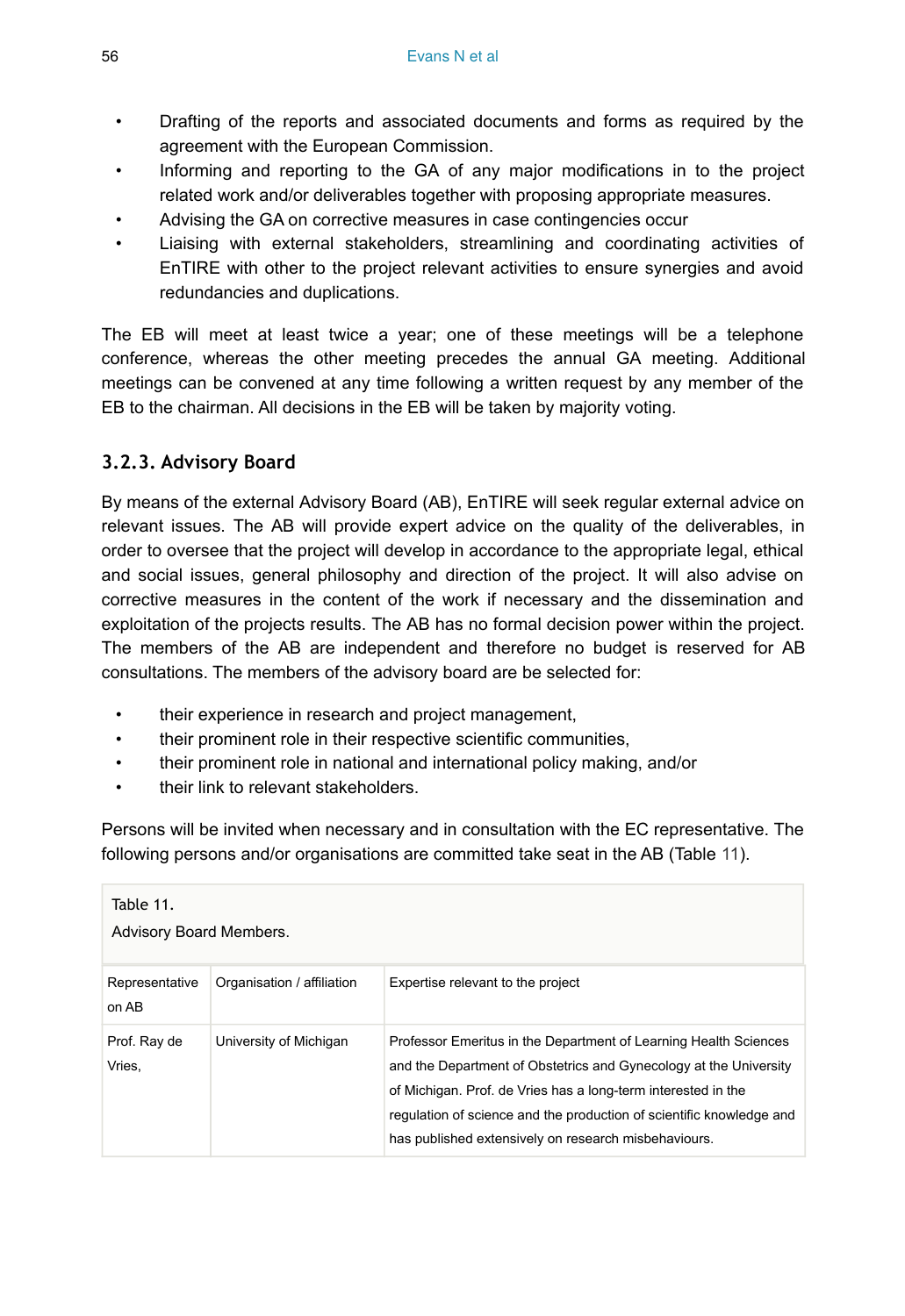- Drafting of the reports and associated documents and forms as required by the agreement with the European Commission.
- Informing and reporting to the GA of any major modifications in to the project related work and/or deliverables together with proposing appropriate measures.
- Advising the GA on corrective measures in case contingencies occur
- Liaising with external stakeholders, streamlining and coordinating activities of EnTIRE with other to the project relevant activities to ensure synergies and avoid redundancies and duplications.

The EB will meet at least twice a year; one of these meetings will be a telephone conference, whereas the other meeting precedes the annual GA meeting. Additional meetings can be convened at any time following a written request by any member of the EB to the chairman. All decisions in the EB will be taken by majority voting.

### 3.2.3. Advisory Board

By means of the external Advisory Board (AB), EnTIRE will seek regular external advice on relevant issues. The AB will provide expert advice on the quality of the deliverables, in order to oversee that the project will develop in accordance to the appropriate legal, ethical and social issues, general philosophy and direction of the project. It will also advise on corrective measures in the content of the work if necessary and the dissemination and exploitation of the projects results. The AB has no formal decision power within the project. The members of the AB are independent and therefore no budget is reserved for AB consultations. The members of the advisory board are be selected for:

- their experience in research and project management,
- their prominent role in their respective scientific communities,
- their prominent role in national and international policy making, and/or
- their link to relevant stakeholders.

Persons will be invited when necessary and in consultation with the EC representative. The following persons and/or organisations are committed take seat in the AB (Table 11).

Table 11.
Advisory Board Members.

| Representative on AB | Organisation / affiliation | Expertise relevant to the project |
|---|---|---|
| Prof. Ray de Vries, | University of Michigan | Professor Emeritus in the Department of Learning Health Sciences and the Department of Obstetrics and Gynecology at the University of Michigan. Prof. de Vries has a long-term interested in the regulation of science and the production of scientific knowledge and has published extensively on research misbehaviours. |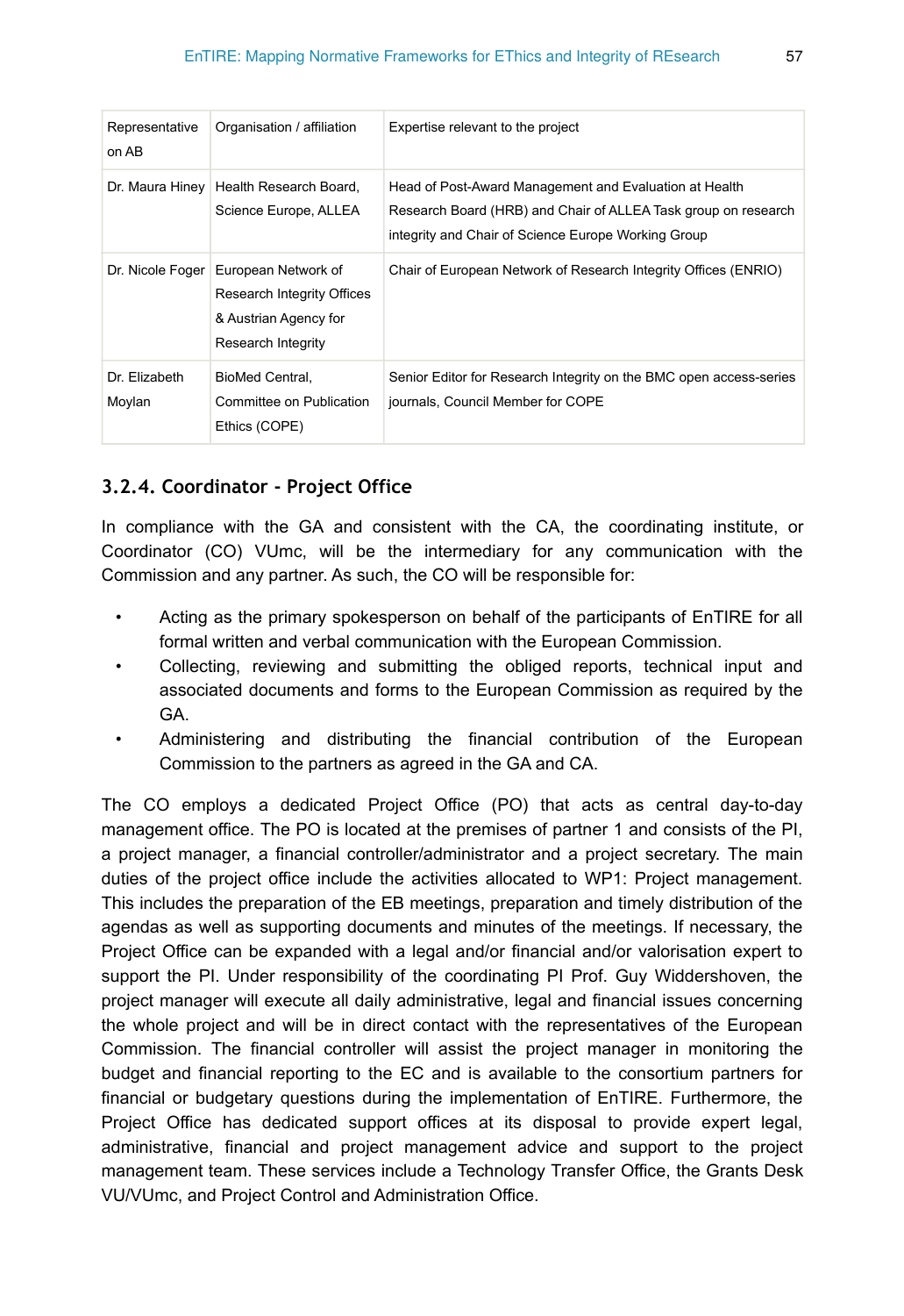| Representative on AB | Organisation / affiliation | Expertise relevant to the project |
|---|---|---|
| Dr. Maura Hiney | Health Research Board, Science Europe, ALLEA | Head of Post-Award Management and Evaluation at Health Research Board (HRB) and Chair of ALLEA Task group on research integrity and Chair of Science Europe Working Group |
| Dr. Nicole Foger | European Network of Research Integrity Offices & Austrian Agency for Research Integrity | Chair of European Network of Research Integrity Offices (ENRIO) |
| Dr. Elizabeth Moylan | BioMed Central, Committee on Publication Ethics (COPE) | Senior Editor for Research Integrity on the BMC open access-series journals, Council Member for COPE |

### 3.2.4. Coordinator - Project Office

In compliance with the GA and consistent with the CA, the coordinating institute, or Coordinator (CO) VUmc, will be the intermediary for any communication with the Commission and any partner. As such, the CO will be responsible for:

- Acting as the primary spokesperson on behalf of the participants of EnTIRE for all formal written and verbal communication with the European Commission.
- Collecting, reviewing and submitting the obliged reports, technical input and associated documents and forms to the European Commission as required by the GA.
- Administering and distributing the financial contribution of the European Commission to the partners as agreed in the GA and CA.

The CO employs a dedicated Project Office (PO) that acts as central day-to-day management office. The PO is located at the premises of partner 1 and consists of the PI, a project manager, a financial controller/administrator and a project secretary. The main duties of the project office include the activities allocated to WP1: Project management. This includes the preparation of the EB meetings, preparation and timely distribution of the agendas as well as supporting documents and minutes of the meetings. If necessary, the Project Office can be expanded with a legal and/or financial and/or valorisation expert to support the PI. Under responsibility of the coordinating PI Prof. Guy Widdershoven, the project manager will execute all daily administrative, legal and financial issues concerning the whole project and will be in direct contact with the representatives of the European Commission. The financial controller will assist the project manager in monitoring the budget and financial reporting to the EC and is available to the consortium partners for financial or budgetary questions during the implementation of EnTIRE. Furthermore, the Project Office has dedicated support offices at its disposal to provide expert legal, administrative, financial and project management advice and support to the project management team. These services include a Technology Transfer Office, the Grants Desk VU/VUmc, and Project Control and Administration Office.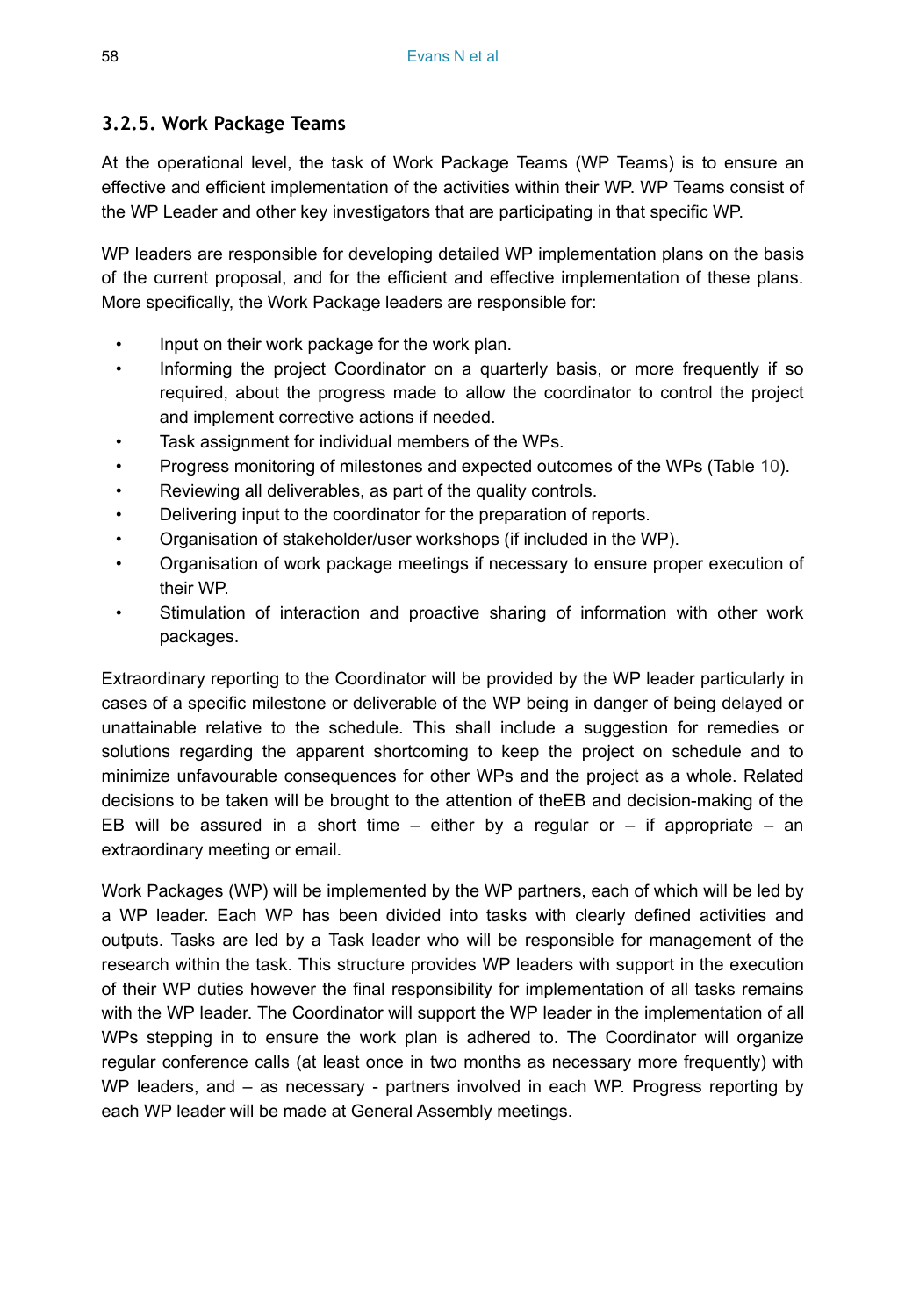### 3.2.5. Work Package Teams

At the operational level, the task of Work Package Teams (WP Teams) is to ensure an effective and efficient implementation of the activities within their WP. WP Teams consist of the WP Leader and other key investigators that are participating in that specific WP.

WP leaders are responsible for developing detailed WP implementation plans on the basis of the current proposal, and for the efficient and effective implementation of these plans. More specifically, the Work Package leaders are responsible for:

- Input on their work package for the work plan.
- Informing the project Coordinator on a quarterly basis, or more frequently if so required, about the progress made to allow the coordinator to control the project and implement corrective actions if needed.
- Task assignment for individual members of the WPs.
- Progress monitoring of milestones and expected outcomes of the WPs (Table 10).
- Reviewing all deliverables, as part of the quality controls.
- Delivering input to the coordinator for the preparation of reports.
- Organisation of stakeholder/user workshops (if included in the WP).
- Organisation of work package meetings if necessary to ensure proper execution of their WP.
- Stimulation of interaction and proactive sharing of information with other work packages.

Extraordinary reporting to the Coordinator will be provided by the WP leader particularly in cases of a specific milestone or deliverable of the WP being in danger of being delayed or unattainable relative to the schedule. This shall include a suggestion for remedies or solutions regarding the apparent shortcoming to keep the project on schedule and to minimize unfavourable consequences for other WPs and the project as a whole. Related decisions to be taken will be brought to the attention of theEB and decision-making of the EB will be assured in a short time – either by a regular or – if appropriate – an extraordinary meeting or email.

Work Packages (WP) will be implemented by the WP partners, each of which will be led by a WP leader. Each WP has been divided into tasks with clearly defined activities and outputs. Tasks are led by a Task leader who will be responsible for management of the research within the task. This structure provides WP leaders with support in the execution of their WP duties however the final responsibility for implementation of all tasks remains with the WP leader. The Coordinator will support the WP leader in the implementation of all WPs stepping in to ensure the work plan is adhered to. The Coordinator will organize regular conference calls (at least once in two months as necessary more frequently) with WP leaders, and – as necessary - partners involved in each WP. Progress reporting by each WP leader will be made at General Assembly meetings.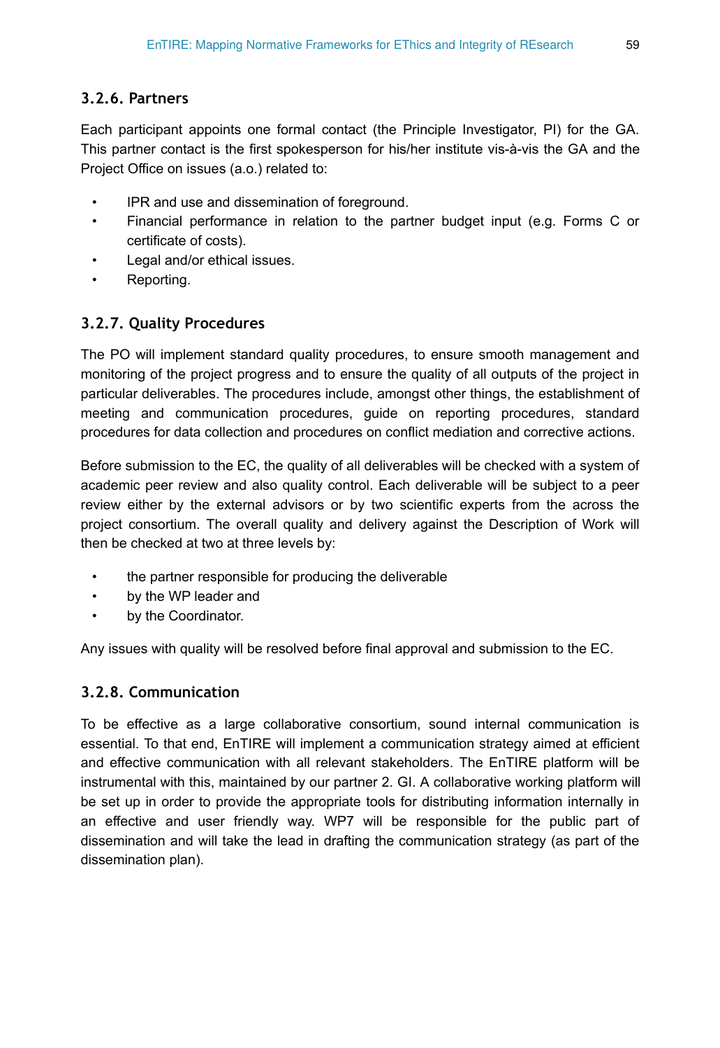### 3.2.6. Partners

Each participant appoints one formal contact (the Principle Investigator, PI) for the GA. This partner contact is the first spokesperson for his/her institute vis-à-vis the GA and the Project Office on issues (a.o.) related to:

- IPR and use and dissemination of foreground.
- Financial performance in relation to the partner budget input (e.g. Forms C or certificate of costs).
- Legal and/or ethical issues.
- Reporting.

### 3.2.7. Quality Procedures

The PO will implement standard quality procedures, to ensure smooth management and monitoring of the project progress and to ensure the quality of all outputs of the project in particular deliverables. The procedures include, amongst other things, the establishment of meeting and communication procedures, guide on reporting procedures, standard procedures for data collection and procedures on conflict mediation and corrective actions.

Before submission to the EC, the quality of all deliverables will be checked with a system of academic peer review and also quality control. Each deliverable will be subject to a peer review either by the external advisors or by two scientific experts from the across the project consortium. The overall quality and delivery against the Description of Work will then be checked at two at three levels by:

- the partner responsible for producing the deliverable
- by the WP leader and
- by the Coordinator.

Any issues with quality will be resolved before final approval and submission to the EC.

### 3.2.8. Communication

To be effective as a large collaborative consortium, sound internal communication is essential. To that end, EnTIRE will implement a communication strategy aimed at efficient and effective communication with all relevant stakeholders. The EnTIRE platform will be instrumental with this, maintained by our partner 2. GI. A collaborative working platform will be set up in order to provide the appropriate tools for distributing information internally in an effective and user friendly way. WP7 will be responsible for the public part of dissemination and will take the lead in drafting the communication strategy (as part of the dissemination plan).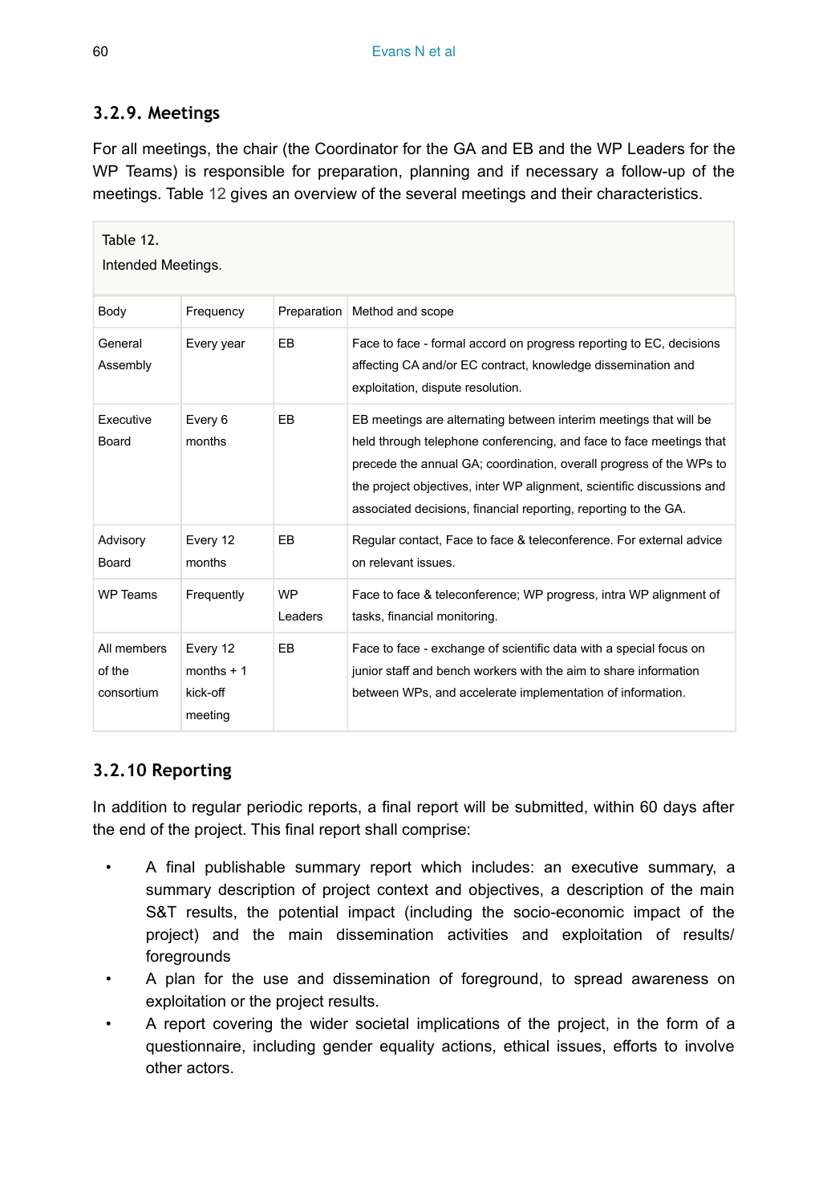### 3.2.9. Meetings

For all meetings, the chair (the Coordinator for the GA and EB and the WP Leaders for the WP Teams) is responsible for preparation, planning and if necessary a follow-up of the meetings. Table 12 gives an overview of the several meetings and their characteristics.

Table 12.
Intended Meetings.

| Body | Frequency | Preparation | Method and scope |
|---|---|---|---|
| General Assembly | Every year | EB | Face to face - formal accord on progress reporting to EC, decisions affecting CA and/or EC contract, knowledge dissemination and exploitation, dispute resolution. |
| Executive Board | Every 6 months | EB | EB meetings are alternating between interim meetings that will be held through telephone conferencing, and face to face meetings that precede the annual GA; coordination, overall progress of the WPs to the project objectives, inter WP alignment, scientific discussions and associated decisions, financial reporting, reporting to the GA. |
| Advisory Board | Every 12 months | EB | Regular contact, Face to face & teleconference. For external advice on relevant issues. |
| WP Teams | Frequently | WP Leaders | Face to face & teleconference; WP progress, intra WP alignment of tasks, financial monitoring. |
| All members of the consortium | Every 12 months + 1 kick-off meeting | EB | Face to face - exchange of scientific data with a special focus on junior staff and bench workers with the aim to share information between WPs, and accelerate implementation of information. |

### 3.2.10 Reporting

In addition to regular periodic reports, a final report will be submitted, within 60 days after the end of the project. This final report shall comprise:

- A final publishable summary report which includes: an executive summary, a summary description of project context and objectives, a description of the main S&T results, the potential impact (including the socio-economic impact of the project) and the main dissemination activities and exploitation of results/ foregrounds
- A plan for the use and dissemination of foreground, to spread awareness on exploitation or the project results.
- A report covering the wider societal implications of the project, in the form of a questionnaire, including gender equality actions, ethical issues, efforts to involve other actors.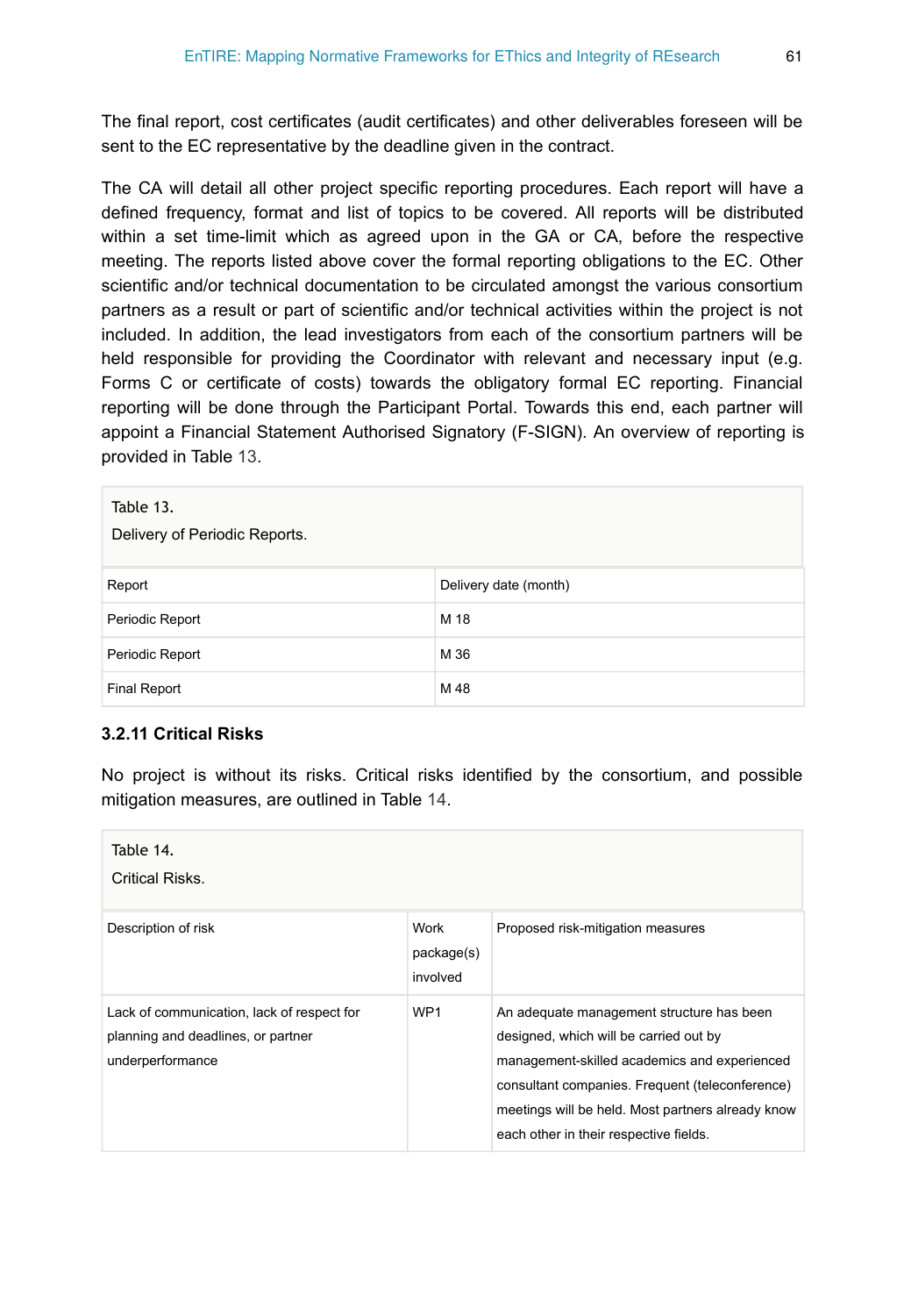The final report, cost certificates (audit certificates) and other deliverables foreseen will be sent to the EC representative by the deadline given in the contract.

The CA will detail all other project specific reporting procedures. Each report will have a defined frequency, format and list of topics to be covered. All reports will be distributed within a set time-limit which as agreed upon in the GA or CA, before the respective meeting. The reports listed above cover the formal reporting obligations to the EC. Other scientific and/or technical documentation to be circulated amongst the various consortium partners as a result or part of scientific and/or technical activities within the project is not included. In addition, the lead investigators from each of the consortium partners will be held responsible for providing the Coordinator with relevant and necessary input (e.g. Forms C or certificate of costs) towards the obligatory formal EC reporting. Financial reporting will be done through the Participant Portal. Towards this end, each partner will appoint a Financial Statement Authorised Signatory (F-SIGN). An overview of reporting is provided in Table 13.

Table 13.
Delivery of Periodic Reports.

| Report | Delivery date (month) |
|---|---|
| Periodic Report | M 18 |
| Periodic Report | M 36 |
| Final Report | M 48 |

### 3.2.11 Critical Risks

No project is without its risks. Critical risks identified by the consortium, and possible mitigation measures, are outlined in Table 14.

Table 14.
Critical Risks.

| Description of risk | Work package(s) involved | Proposed risk-mitigation measures |
|---|---|---|
| Lack of communication, lack of respect for planning and deadlines, or partner underperformance | WP1 | An adequate management structure has been designed, which will be carried out by management-skilled academics and experienced consultant companies. Frequent (teleconference) meetings will be held. Most partners already know each other in their respective fields. |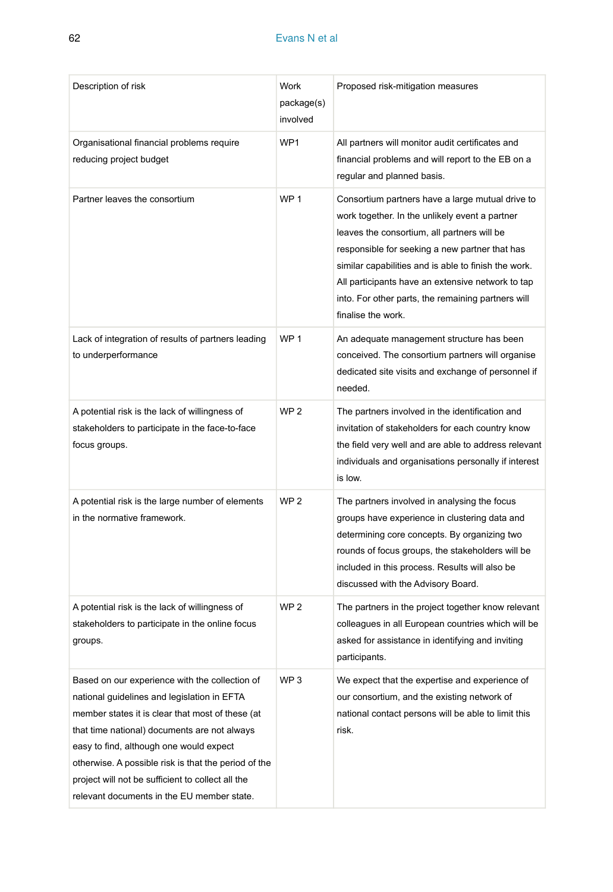| Description of risk | Work package(s) involved | Proposed risk-mitigation measures |
|---|---|---|
| Organisational financial problems require reducing project budget | WP1 | All partners will monitor audit certificates and financial problems and will report to the EB on a regular and planned basis. |
| Partner leaves the consortium | WP 1 | Consortium partners have a large mutual drive to work together. In the unlikely event a partner leaves the consortium, all partners will be responsible for seeking a new partner that has similar capabilities and is able to finish the work. All participants have an extensive network to tap into. For other parts, the remaining partners will finalise the work. |
| Lack of integration of results of partners leading to underperformance | WP 1 | An adequate management structure has been conceived. The consortium partners will organise dedicated site visits and exchange of personnel if needed. |
| A potential risk is the lack of willingness of stakeholders to participate in the face-to-face focus groups. | WP 2 | The partners involved in the identification and invitation of stakeholders for each country know the field very well and are able to address relevant individuals and organisations personally if interest is low. |
| A potential risk is the large number of elements in the normative framework. | WP 2 | The partners involved in analysing the focus groups have experience in clustering data and determining core concepts. By organizing two rounds of focus groups, the stakeholders will be included in this process. Results will also be discussed with the Advisory Board. |
| A potential risk is the lack of willingness of stakeholders to participate in the online focus groups. | WP 2 | The partners in the project together know relevant colleagues in all European countries which will be asked for assistance in identifying and inviting participants. |
| Based on our experience with the collection of national guidelines and legislation in EFTA member states it is clear that most of these (at that time national) documents are not always easy to find, although one would expect otherwise. A possible risk is that the period of the project will not be sufficient to collect all the relevant documents in the EU member state. | WP 3 | We expect that the expertise and experience of our consortium, and the existing network of national contact persons will be able to limit this risk. |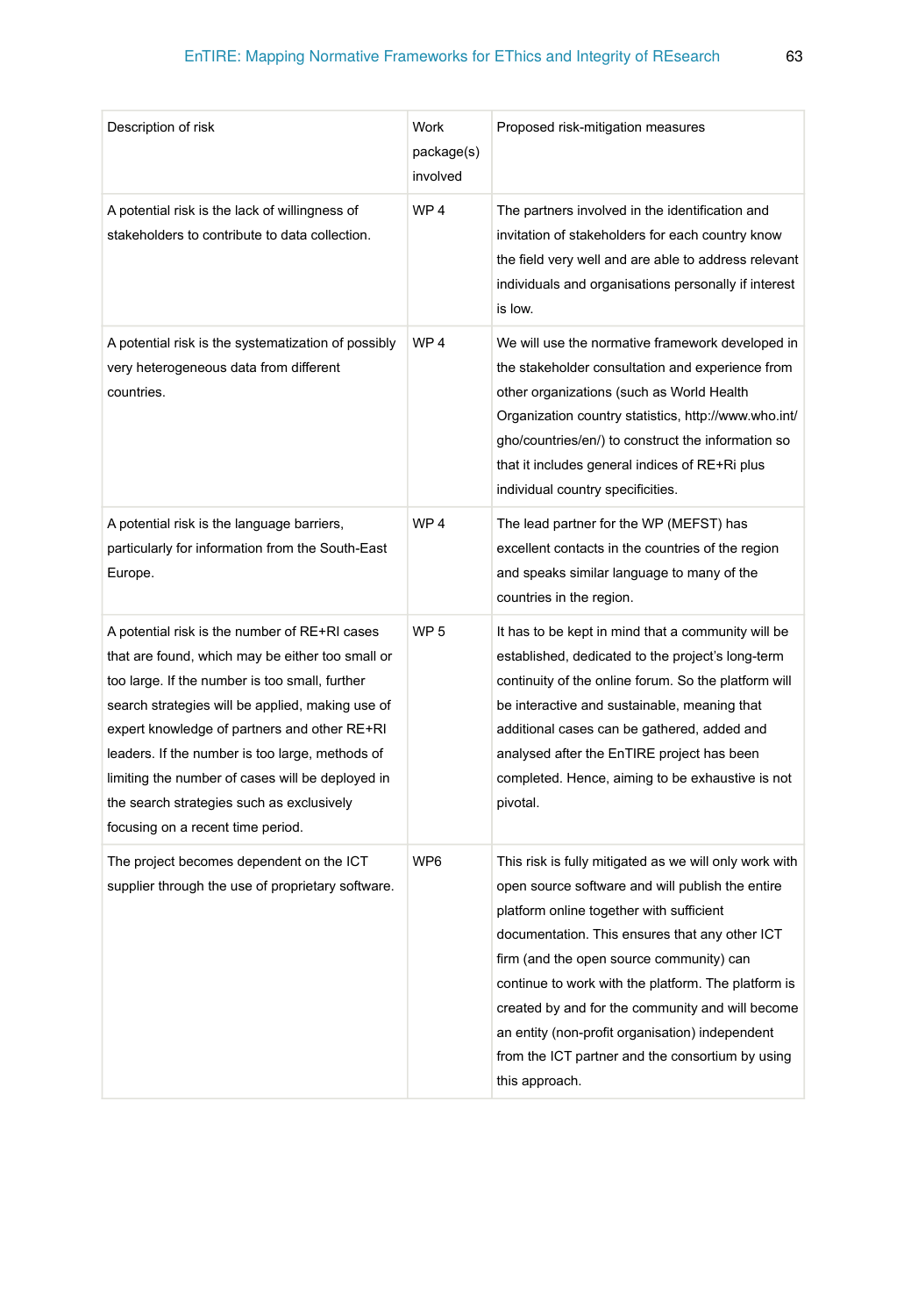| Description of risk | Work package(s) involved | Proposed risk-mitigation measures |
|---|---|---|
| A potential risk is the lack of willingness of stakeholders to contribute to data collection. | WP 4 | The partners involved in the identification and invitation of stakeholders for each country know the field very well and are able to address relevant individuals and organisations personally if interest is low. |
| A potential risk is the systematization of possibly very heterogeneous data from different countries. | WP 4 | We will use the normative framework developed in the stakeholder consultation and experience from other organizations (such as World Health Organization country statistics, http://www.who.int/gho/countries/en/) to construct the information so that it includes general indices of RE+Ri plus individual country specificities. |
| A potential risk is the language barriers, particularly for information from the South-East Europe. | WP 4 | The lead partner for the WP (MEFST) has excellent contacts in the countries of the region and speaks similar language to many of the countries in the region. |
| A potential risk is the number of RE+RI cases that are found, which may be either too small or too large. If the number is too small, further search strategies will be applied, making use of expert knowledge of partners and other RE+RI leaders. If the number is too large, methods of limiting the number of cases will be deployed in the search strategies such as exclusively focusing on a recent time period. | WP 5 | It has to be kept in mind that a community will be established, dedicated to the project's long-term continuity of the online forum. So the platform will be interactive and sustainable, meaning that additional cases can be gathered, added and analysed after the EnTIRE project has been completed. Hence, aiming to be exhaustive is not pivotal. |
| The project becomes dependent on the ICT supplier through the use of proprietary software. | WP6 | This risk is fully mitigated as we will only work with open source software and will publish the entire platform online together with sufficient documentation. This ensures that any other ICT firm (and the open source community) can continue to work with the platform. The platform is created by and for the community and will become an entity (non-profit organisation) independent from the ICT partner and the consortium by using this approach. |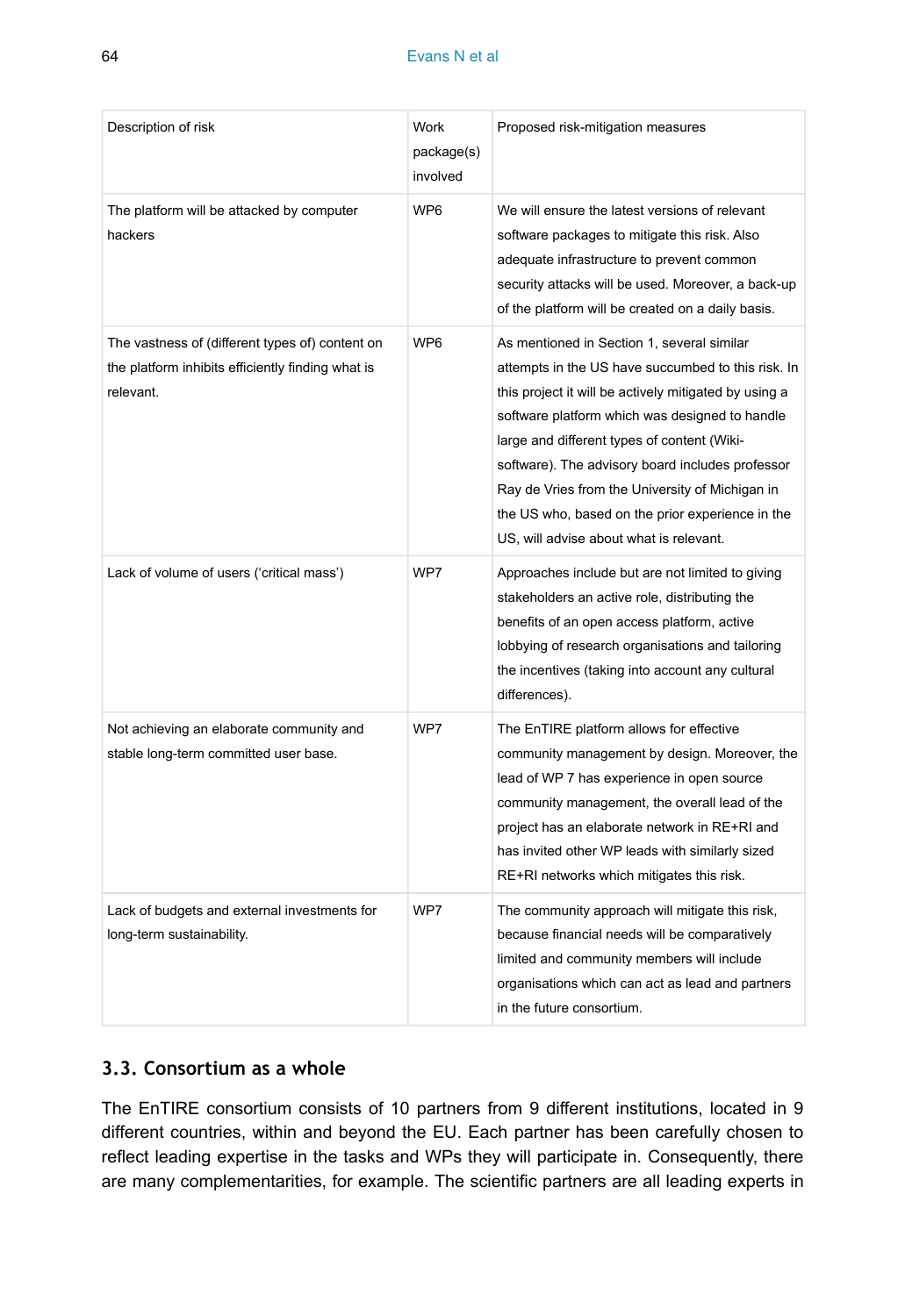| Description of risk | Work package(s) involved | Proposed risk-mitigation measures |
|---|---|---|
| The platform will be attacked by computer hackers | WP6 | We will ensure the latest versions of relevant software packages to mitigate this risk. Also adequate infrastructure to prevent common security attacks will be used. Moreover, a back-up of the platform will be created on a daily basis. |
| The vastness of (different types of) content on the platform inhibits efficiently finding what is relevant. | WP6 | As mentioned in Section 1, several similar attempts in the US have succumbed to this risk. In this project it will be actively mitigated by using a software platform which was designed to handle large and different types of content (Wiki-software). The advisory board includes professor Ray de Vries from the University of Michigan in the US who, based on the prior experience in the US, will advise about what is relevant. |
| Lack of volume of users ('critical mass') | WP7 | Approaches include but are not limited to giving stakeholders an active role, distributing the benefits of an open access platform, active lobbying of research organisations and tailoring the incentives (taking into account any cultural differences). |
| Not achieving an elaborate community and stable long-term committed user base. | WP7 | The EnTIRE platform allows for effective community management by design. Moreover, the lead of WP 7 has experience in open source community management, the overall lead of the project has an elaborate network in RE+RI and has invited other WP leads with similarly sized RE+RI networks which mitigates this risk. |
| Lack of budgets and external investments for long-term sustainability. | WP7 | The community approach will mitigate this risk, because financial needs will be comparatively limited and community members will include organisations which can act as lead and partners in the future consortium. |

### 3.3. Consortium as a whole

The EnTIRE consortium consists of 10 partners from 9 different institutions, located in 9 different countries, within and beyond the EU. Each partner has been carefully chosen to reflect leading expertise in the tasks and WPs they will participate in. Consequently, there are many complementarities, for example. The scientific partners are all leading experts in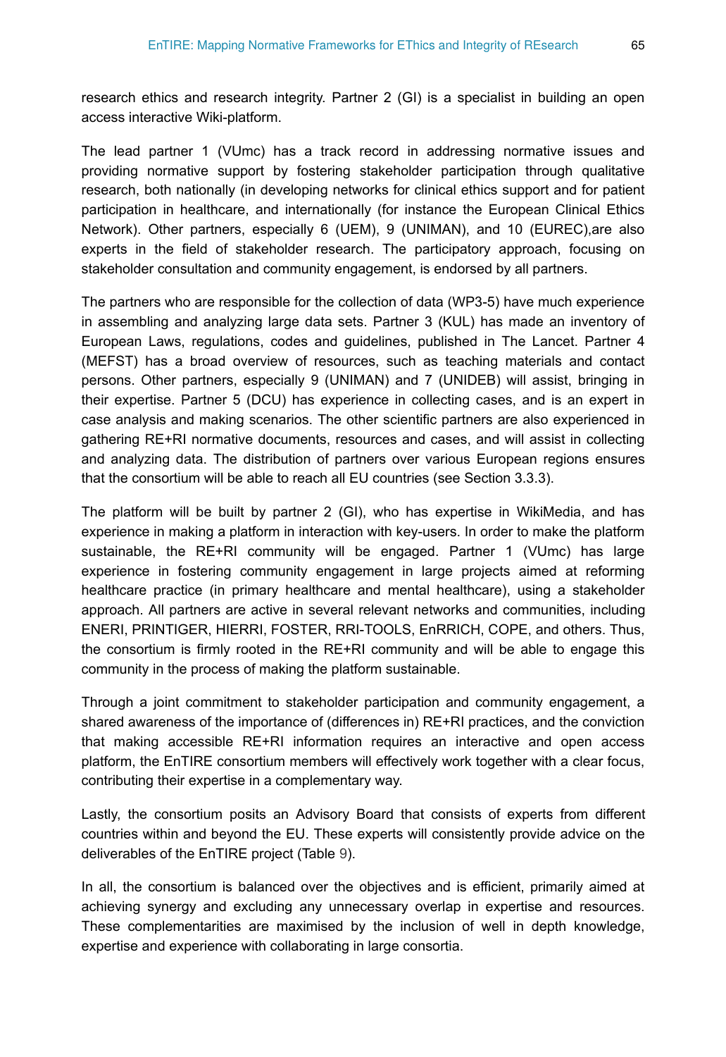research ethics and research integrity. Partner 2 (GI) is a specialist in building an open access interactive Wiki-platform.

The lead partner 1 (VUmc) has a track record in addressing normative issues and providing normative support by fostering stakeholder participation through qualitative research, both nationally (in developing networks for clinical ethics support and for patient participation in healthcare, and internationally (for instance the European Clinical Ethics Network). Other partners, especially 6 (UEM), 9 (UNIMAN), and 10 (EUREC),are also experts in the field of stakeholder research. The participatory approach, focusing on stakeholder consultation and community engagement, is endorsed by all partners.

The partners who are responsible for the collection of data (WP3-5) have much experience in assembling and analyzing large data sets. Partner 3 (KUL) has made an inventory of European Laws, regulations, codes and guidelines, published in The Lancet. Partner 4 (MEFST) has a broad overview of resources, such as teaching materials and contact persons. Other partners, especially 9 (UNIMAN) and 7 (UNIDEB) will assist, bringing in their expertise. Partner 5 (DCU) has experience in collecting cases, and is an expert in case analysis and making scenarios. The other scientific partners are also experienced in gathering RE+RI normative documents, resources and cases, and will assist in collecting and analyzing data. The distribution of partners over various European regions ensures that the consortium will be able to reach all EU countries (see Section 3.3.3).

The platform will be built by partner 2 (GI), who has expertise in WikiMedia, and has experience in making a platform in interaction with key-users. In order to make the platform sustainable, the RE+RI community will be engaged. Partner 1 (VUmc) has large experience in fostering community engagement in large projects aimed at reforming healthcare practice (in primary healthcare and mental healthcare), using a stakeholder approach. All partners are active in several relevant networks and communities, including ENERI, PRINTIGER, HIERRI, FOSTER, RRI-TOOLS, EnRRICH, COPE, and others. Thus, the consortium is firmly rooted in the RE+RI community and will be able to engage this community in the process of making the platform sustainable.

Through a joint commitment to stakeholder participation and community engagement, a shared awareness of the importance of (differences in) RE+RI practices, and the conviction that making accessible RE+RI information requires an interactive and open access platform, the EnTIRE consortium members will effectively work together with a clear focus, contributing their expertise in a complementary way.

Lastly, the consortium posits an Advisory Board that consists of experts from different countries within and beyond the EU. These experts will consistently provide advice on the deliverables of the EnTIRE project (Table 9).

In all, the consortium is balanced over the objectives and is efficient, primarily aimed at achieving synergy and excluding any unnecessary overlap in expertise and resources. These complementarities are maximised by the inclusion of well in depth knowledge, expertise and experience with collaborating in large consortia.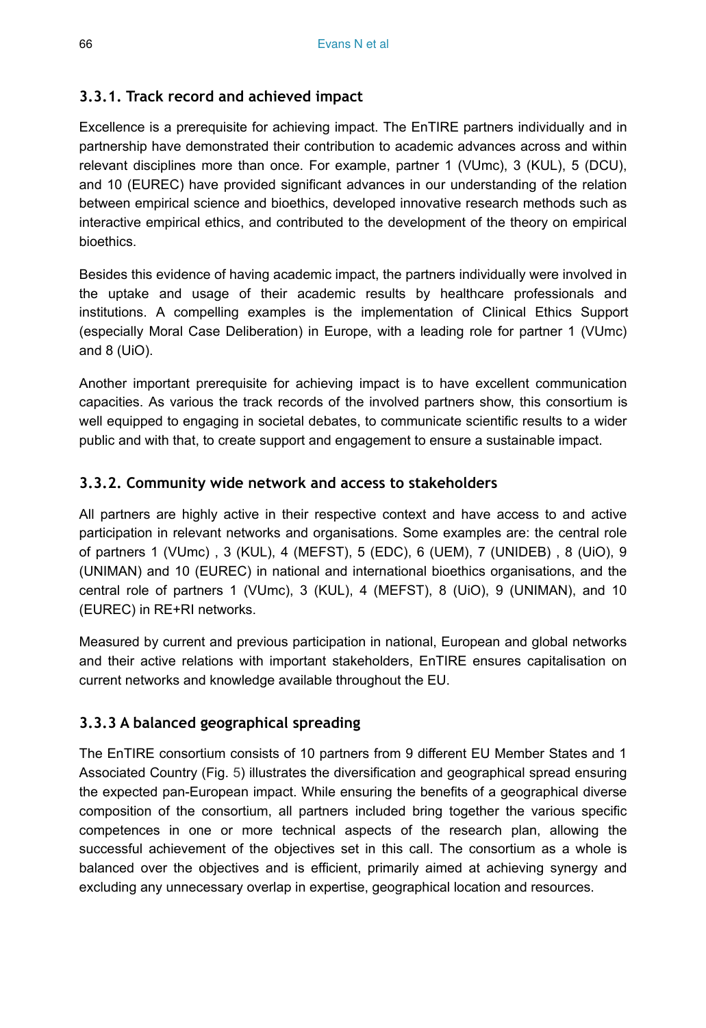### 3.3.1. Track record and achieved impact

Excellence is a prerequisite for achieving impact. The EnTIRE partners individually and in partnership have demonstrated their contribution to academic advances across and within relevant disciplines more than once. For example, partner 1 (VUmc), 3 (KUL), 5 (DCU), and 10 (EUREC) have provided significant advances in our understanding of the relation between empirical science and bioethics, developed innovative research methods such as interactive empirical ethics, and contributed to the development of the theory on empirical bioethics.

Besides this evidence of having academic impact, the partners individually were involved in the uptake and usage of their academic results by healthcare professionals and institutions. A compelling examples is the implementation of Clinical Ethics Support (especially Moral Case Deliberation) in Europe, with a leading role for partner 1 (VUmc) and 8 (UiO).

Another important prerequisite for achieving impact is to have excellent communication capacities. As various the track records of the involved partners show, this consortium is well equipped to engaging in societal debates, to communicate scientific results to a wider public and with that, to create support and engagement to ensure a sustainable impact.

### 3.3.2. Community wide network and access to stakeholders

All partners are highly active in their respective context and have access to and active participation in relevant networks and organisations. Some examples are: the central role of partners 1 (VUmc) , 3 (KUL), 4 (MEFST), 5 (EDC), 6 (UEM), 7 (UNIDEB) , 8 (UiO), 9 (UNIMAN) and 10 (EUREC) in national and international bioethics organisations, and the central role of partners 1 (VUmc), 3 (KUL), 4 (MEFST), 8 (UiO), 9 (UNIMAN), and 10 (EUREC) in RE+RI networks.

Measured by current and previous participation in national, European and global networks and their active relations with important stakeholders, EnTIRE ensures capitalisation on current networks and knowledge available throughout the EU.

### 3.3.3 A balanced geographical spreading

The EnTIRE consortium consists of 10 partners from 9 different EU Member States and 1 Associated Country (Fig. 5) illustrates the diversification and geographical spread ensuring the expected pan-European impact. While ensuring the benefits of a geographical diverse composition of the consortium, all partners included bring together the various specific competences in one or more technical aspects of the research plan, allowing the successful achievement of the objectives set in this call. The consortium as a whole is balanced over the objectives and is efficient, primarily aimed at achieving synergy and excluding any unnecessary overlap in expertise, geographical location and resources.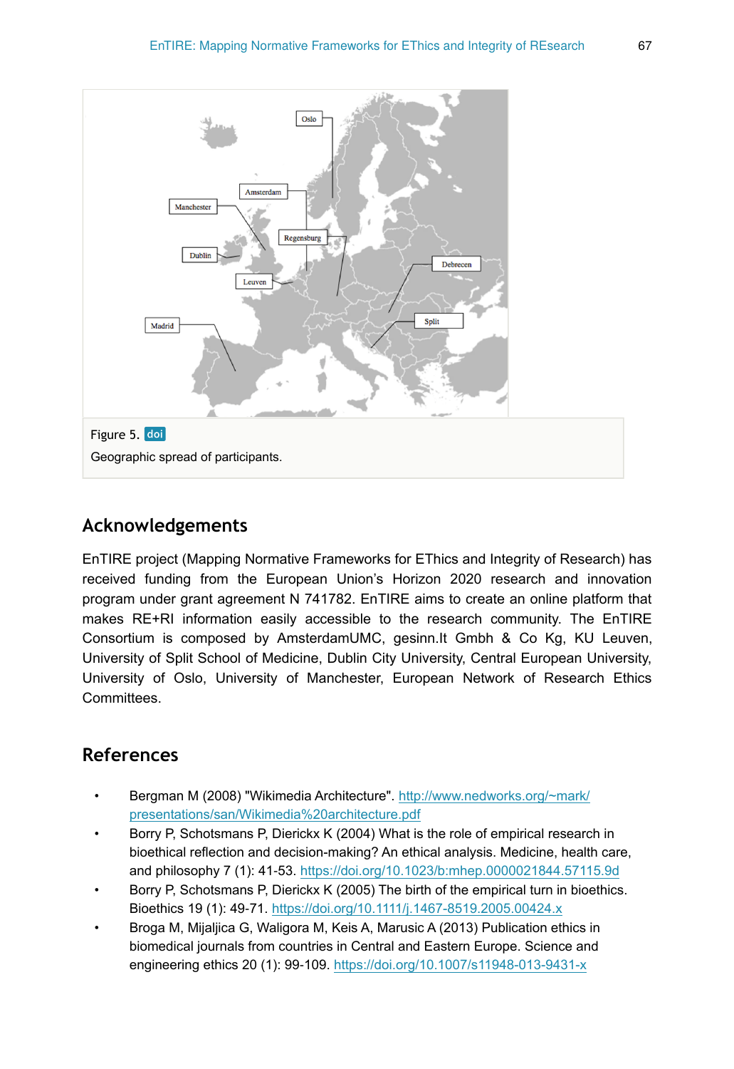Figure 5. doi

Geographic spread of participants.

## Acknowledgements

EnTIRE project (Mapping Normative Frameworks for EThics and Integrity of Research) has received funding from the European Union's Horizon 2020 research and innovation program under grant agreement N 741782. EnTIRE aims to create an online platform that makes RE+RI information easily accessible to the research community. The EnTIRE Consortium is composed by AmsterdamUMC, gesinn.It Gmbh & Co Kg, KU Leuven, University of Split School of Medicine, Dublin City University, Central European University, University of Oslo, University of Manchester, European Network of Research Ethics Committees.

## References

- Bergman M (2008) "Wikimedia Architecture". http://www.nedworks.org/~mark/presentations/san/Wikimedia%20architecture.pdf
- Borry P, Schotsmans P, Dierickx K (2004) What is the role of empirical research in bioethical reflection and decision-making? An ethical analysis. Medicine, health care, and philosophy 7 (1): 41-53. https://doi.org/10.1023/b:mhep.0000021844.57115.9d
- Borry P, Schotsmans P, Dierickx K (2005) The birth of the empirical turn in bioethics. Bioethics 19 (1): 49-71. https://doi.org/10.1111/j.1467-8519.2005.00424.x
- Broga M, Mijaljica G, Waligora M, Keis A, Marusic A (2013) Publication ethics in biomedical journals from countries in Central and Eastern Europe. Science and engineering ethics 20 (1): 99-109. https://doi.org/10.1007/s11948-013-9431-x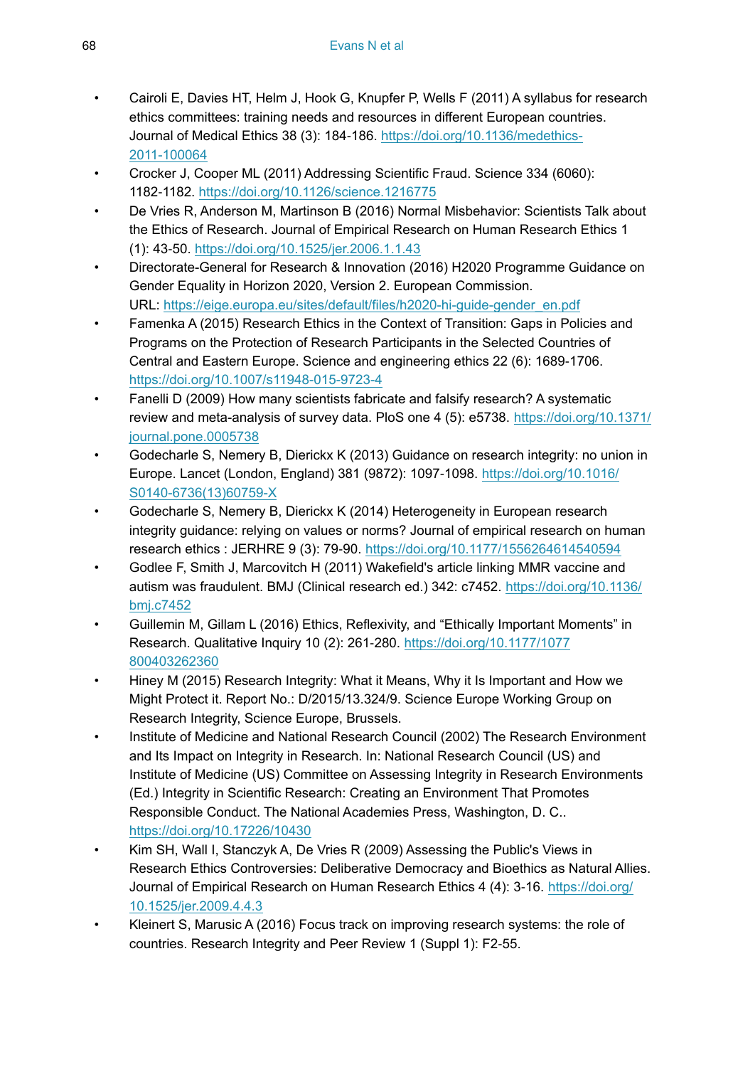- Cairoli E, Davies HT, Helm J, Hook G, Knupfer P, Wells F (2011) A syllabus for research ethics committees: training needs and resources in different European countries. Journal of Medical Ethics 38 (3): 184‑186. https://doi.org/10.1136/medethics-2011-100064
- Crocker J, Cooper ML (2011) Addressing Scientific Fraud. Science 334 (6060): 1182‑1182. https://doi.org/10.1126/science.1216775
- De Vries R, Anderson M, Martinson B (2016) Normal Misbehavior: Scientists Talk about the Ethics of Research. Journal of Empirical Research on Human Research Ethics 1 (1): 43‑50. https://doi.org/10.1525/jer.2006.1.1.43
- Directorate-General for Research & Innovation (2016) H2020 Programme Guidance on Gender Equality in Horizon 2020, Version 2. European Commission. URL: https://eige.europa.eu/sites/default/files/h2020-hi-guide-gender_en.pdf
- Famenka A (2015) Research Ethics in the Context of Transition: Gaps in Policies and Programs on the Protection of Research Participants in the Selected Countries of Central and Eastern Europe. Science and engineering ethics 22 (6): 1689‑1706. https://doi.org/10.1007/s11948-015-9723-4
- Fanelli D (2009) How many scientists fabricate and falsify research? A systematic review and meta-analysis of survey data. PloS one 4 (5): e5738. https://doi.org/10.1371/journal.pone.0005738
- Godecharle S, Nemery B, Dierickx K (2013) Guidance on research integrity: no union in Europe. Lancet (London, England) 381 (9872): 1097‑1098. https://doi.org/10.1016/S0140-6736(13)60759-X
- Godecharle S, Nemery B, Dierickx K (2014) Heterogeneity in European research integrity guidance: relying on values or norms? Journal of empirical research on human research ethics : JERHRE 9 (3): 79‑90. https://doi.org/10.1177/1556264614540594
- Godlee F, Smith J, Marcovitch H (2011) Wakefield's article linking MMR vaccine and autism was fraudulent. BMJ (Clinical research ed.) 342: c7452. https://doi.org/10.1136/bmj.c7452
- Guillemin M, Gillam L (2016) Ethics, Reflexivity, and "Ethically Important Moments" in Research. Qualitative Inquiry 10 (2): 261‑280. https://doi.org/10.1177/1077800403262360
- Hiney M (2015) Research Integrity: What it Means, Why it Is Important and How we Might Protect it. Report No.: D/2015/13.324/9. Science Europe Working Group on Research Integrity, Science Europe, Brussels.
- Institute of Medicine and National Research Council (2002) The Research Environment and Its Impact on Integrity in Research. In: National Research Council (US) and Institute of Medicine (US) Committee on Assessing Integrity in Research Environments (Ed.) Integrity in Scientific Research: Creating an Environment That Promotes Responsible Conduct. The National Academies Press, Washington, D. C.. https://doi.org/10.17226/10430
- Kim SH, Wall I, Stanczyk A, De Vries R (2009) Assessing the Public's Views in Research Ethics Controversies: Deliberative Democracy and Bioethics as Natural Allies. Journal of Empirical Research on Human Research Ethics 4 (4): 3‑16. https://doi.org/10.1525/jer.2009.4.4.3
- Kleinert S, Marusic A (2016) Focus track on improving research systems: the role of countries. Research Integrity and Peer Review 1 (Suppl 1): F2‑55.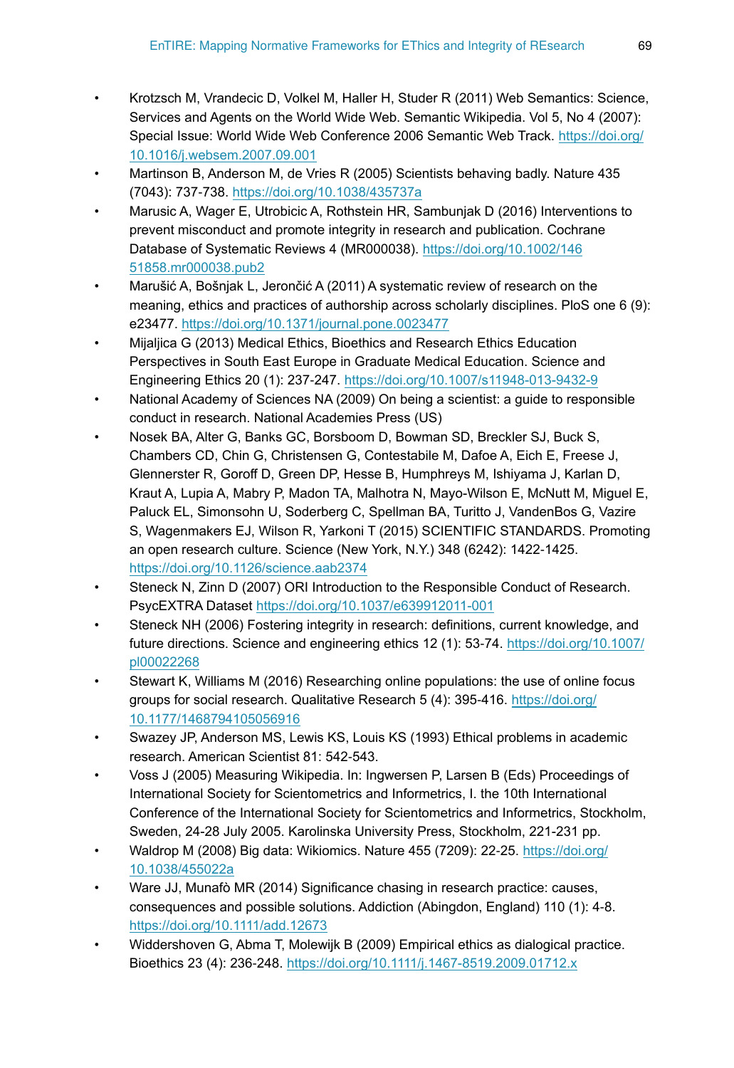- Krotzsch M, Vrandecic D, Volkel M, Haller H, Studer R (2011) Web Semantics: Science, Services and Agents on the World Wide Web. Semantic Wikipedia. Vol 5, No 4 (2007): Special Issue: World Wide Web Conference 2006 Semantic Web Track. https://doi.org/10.1016/j.websem.2007.09.001
- Martinson B, Anderson M, de Vries R (2005) Scientists behaving badly. Nature 435 (7043): 737-738. https://doi.org/10.1038/435737a
- Marusic A, Wager E, Utrobicic A, Rothstein HR, Sambunjak D (2016) Interventions to prevent misconduct and promote integrity in research and publication. Cochrane Database of Systematic Reviews 4 (MR000038). https://doi.org/10.1002/14651858.mr000038.pub2
- Marušić A, Bošnjak L, Jerončić A (2011) A systematic review of research on the meaning, ethics and practices of authorship across scholarly disciplines. PloS one 6 (9): e23477. https://doi.org/10.1371/journal.pone.0023477
- Mijaljica G (2013) Medical Ethics, Bioethics and Research Ethics Education Perspectives in South East Europe in Graduate Medical Education. Science and Engineering Ethics 20 (1): 237-247. https://doi.org/10.1007/s11948-013-9432-9
- National Academy of Sciences NA (2009) On being a scientist: a guide to responsible conduct in research. National Academies Press (US)
- Nosek BA, Alter G, Banks GC, Borsboom D, Bowman SD, Breckler SJ, Buck S, Chambers CD, Chin G, Christensen G, Contestabile M, Dafoe A, Eich E, Freese J, Glennerster R, Goroff D, Green DP, Hesse B, Humphreys M, Ishiyama J, Karlan D, Kraut A, Lupia A, Mabry P, Madon TA, Malhotra N, Mayo-Wilson E, McNutt M, Miguel E, Paluck EL, Simonsohn U, Soderberg C, Spellman BA, Turitto J, VandenBos G, Vazire S, Wagenmakers EJ, Wilson R, Yarkoni T (2015) SCIENTIFIC STANDARDS. Promoting an open research culture. Science (New York, N.Y.) 348 (6242): 1422-1425. https://doi.org/10.1126/science.aab2374
- Steneck N, Zinn D (2007) ORI Introduction to the Responsible Conduct of Research. PsycEXTRA Dataset https://doi.org/10.1037/e639912011-001
- Steneck NH (2006) Fostering integrity in research: definitions, current knowledge, and future directions. Science and engineering ethics 12 (1): 53-74. https://doi.org/10.1007/pl00022268
- Stewart K, Williams M (2016) Researching online populations: the use of online focus groups for social research. Qualitative Research 5 (4): 395-416. https://doi.org/10.1177/1468794105056916
- Swazey JP, Anderson MS, Lewis KS, Louis KS (1993) Ethical problems in academic research. American Scientist 81: 542-543.
- Voss J (2005) Measuring Wikipedia. In: Ingwersen P, Larsen B (Eds) Proceedings of International Society for Scientometrics and Informetrics, I. the 10th International Conference of the International Society for Scientometrics and Informetrics, Stockholm, Sweden, 24-28 July 2005. Karolinska University Press, Stockholm, 221-231 pp.
- Waldrop M (2008) Big data: Wikiomics. Nature 455 (7209): 22-25. https://doi.org/10.1038/455022a
- Ware JJ, Munafò MR (2014) Significance chasing in research practice: causes, consequences and possible solutions. Addiction (Abingdon, England) 110 (1): 4-8. https://doi.org/10.1111/add.12673
- Widdershoven G, Abma T, Molewijk B (2009) Empirical ethics as dialogical practice. Bioethics 23 (4): 236-248. https://doi.org/10.1111/j.1467-8519.2009.01712.x